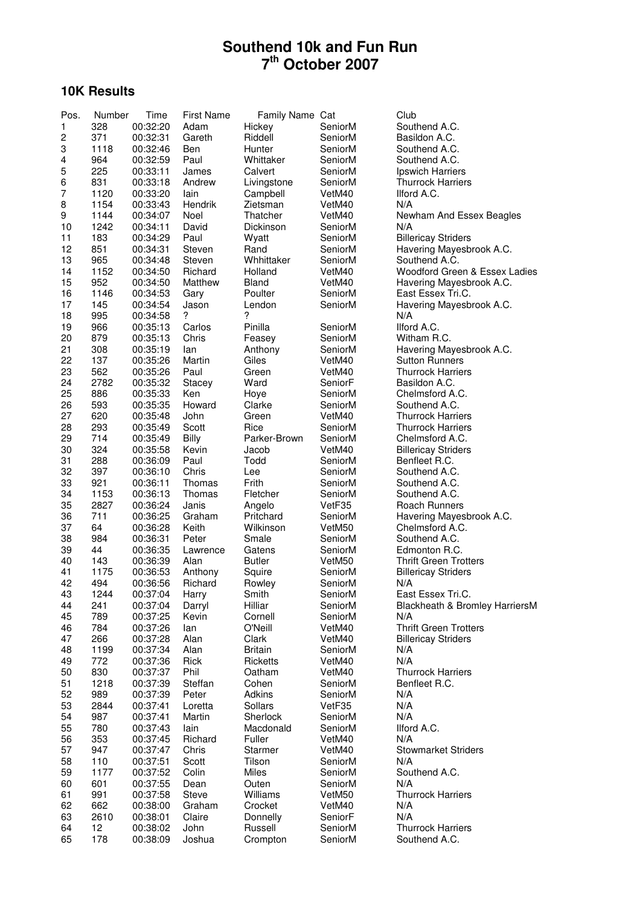# Southend 10k and Fun Run
# 7th October 2007

## 10K Results

| Pos. | Number | Time | First Name | Family Name | Cat | Club |
|---|---|---|---|---|---|---|
| 1 | 328 | 00:32:20 | Adam | Hickey | SeniorM | Southend A.C. |
| 2 | 371 | 00:32:31 | Gareth | Riddell | SeniorM | Basildon A.C. |
| 3 | 1118 | 00:32:46 | Ben | Hunter | SeniorM | Southend A.C. |
| 4 | 964 | 00:32:59 | Paul | Whittaker | SeniorM | Southend A.C. |
| 5 | 225 | 00:33:11 | James | Calvert | SeniorM | Ipswich Harriers |
| 6 | 831 | 00:33:18 | Andrew | Livingstone | SeniorM | Thurrock Harriers |
| 7 | 1120 | 00:33:20 | Iain | Campbell | VetM40 | Ilford A.C. |
| 8 | 1154 | 00:33:43 | Hendrik | Zietsman | VetM40 | N/A |
| 9 | 1144 | 00:34:07 | Noel | Thatcher | VetM40 | Newham And Essex Beagles |
| 10 | 1242 | 00:34:11 | David | Dickinson | SeniorM | N/A |
| 11 | 183 | 00:34:29 | Paul | Wyatt | SeniorM | Billericay Striders |
| 12 | 851 | 00:34:31 | Steven | Rand | SeniorM | Havering Mayesbrook A.C. |
| 13 | 965 | 00:34:48 | Steven | Whhittaker | SeniorM | Southend A.C. |
| 14 | 1152 | 00:34:50 | Richard | Holland | VetM40 | Woodford Green & Essex Ladies |
| 15 | 952 | 00:34:50 | Matthew | Bland | VetM40 | Havering Mayesbrook A.C. |
| 16 | 1146 | 00:34:53 | Gary | Poulter | SeniorM | East Essex Tri.C. |
| 17 | 145 | 00:34:54 | Jason | Lendon | SeniorM | Havering Mayesbrook A.C. |
| 18 | 995 | 00:34:58 | ? | ? | | N/A |
| 19 | 966 | 00:35:13 | Carlos | Pinilla | SeniorM | Ilford A.C. |
| 20 | 879 | 00:35:13 | Chris | Feasey | SeniorM | Witham R.C. |
| 21 | 308 | 00:35:19 | Ian | Anthony | SeniorM | Havering Mayesbrook A.C. |
| 22 | 137 | 00:35:26 | Martin | Giles | VetM40 | Sutton Runners |
| 23 | 562 | 00:35:26 | Paul | Green | VetM40 | Thurrock Harriers |
| 24 | 2782 | 00:35:32 | Stacey | Ward | SeniorF | Basildon A.C. |
| 25 | 886 | 00:35:33 | Ken | Hoye | SeniorM | Chelmsford A.C. |
| 26 | 593 | 00:35:35 | Howard | Clarke | SeniorM | Southend A.C. |
| 27 | 620 | 00:35:48 | John | Green | VetM40 | Thurrock Harriers |
| 28 | 293 | 00:35:49 | Scott | Rice | SeniorM | Thurrock Harriers |
| 29 | 714 | 00:35:49 | Billy | Parker-Brown | SeniorM | Chelmsford A.C. |
| 30 | 324 | 00:35:58 | Kevin | Jacob | VetM40 | Billericay Striders |
| 31 | 288 | 00:36:09 | Paul | Todd | SeniorM | Benfleet R.C. |
| 32 | 397 | 00:36:10 | Chris | Lee | SeniorM | Southend A.C. |
| 33 | 921 | 00:36:11 | Thomas | Frith | SeniorM | Southend A.C. |
| 34 | 1153 | 00:36:13 | Thomas | Fletcher | SeniorM | Southend A.C. |
| 35 | 2827 | 00:36:24 | Janis | Angelo | VetF35 | Roach Runners |
| 36 | 711 | 00:36:25 | Graham | Pritchard | SeniorM | Havering Mayesbrook A.C. |
| 37 | 64 | 00:36:28 | Keith | Wilkinson | VetM50 | Chelmsford A.C. |
| 38 | 984 | 00:36:31 | Peter | Smale | SeniorM | Southend A.C. |
| 39 | 44 | 00:36:35 | Lawrence | Gatens | SeniorM | Edmonton R.C. |
| 40 | 143 | 00:36:39 | Alan | Butler | VetM50 | Thrift Green Trotters |
| 41 | 1175 | 00:36:53 | Anthony | Squire | SeniorM | Billericay Striders |
| 42 | 494 | 00:36:56 | Richard | Rowley | SeniorM | N/A |
| 43 | 1244 | 00:37:04 | Harry | Smith | SeniorM | East Essex Tri.C. |
| 44 | 241 | 00:37:04 | Darryl | Hilliar | SeniorM | Blackheath & Bromley HarriersM |
| 45 | 789 | 00:37:25 | Kevin | Cornell | SeniorM | N/A |
| 46 | 784 | 00:37:26 | Ian | O'Neill | VetM40 | Thrift Green Trotters |
| 47 | 266 | 00:37:28 | Alan | Clark | VetM40 | Billericay Striders |
| 48 | 1199 | 00:37:34 | Alan | Britain | SeniorM | N/A |
| 49 | 772 | 00:37:36 | Rick | Ricketts | VetM40 | N/A |
| 50 | 830 | 00:37:37 | Phil | Oatham | VetM40 | Thurrock Harriers |
| 51 | 1218 | 00:37:39 | Steffan | Cohen | SeniorM | Benfleet R.C. |
| 52 | 989 | 00:37:39 | Peter | Adkins | SeniorM | N/A |
| 53 | 2844 | 00:37:41 | Loretta | Sollars | VetF35 | N/A |
| 54 | 987 | 00:37:41 | Martin | Sherlock | SeniorM | N/A |
| 55 | 780 | 00:37:43 | Iain | Macdonald | SeniorM | Ilford A.C. |
| 56 | 353 | 00:37:45 | Richard | Fuller | VetM40 | N/A |
| 57 | 947 | 00:37:47 | Chris | Starmer | VetM40 | Stowmarket Striders |
| 58 | 110 | 00:37:51 | Scott | Tilson | SeniorM | N/A |
| 59 | 1177 | 00:37:52 | Colin | Miles | SeniorM | Southend A.C. |
| 60 | 601 | 00:37:55 | Dean | Outen | SeniorM | N/A |
| 61 | 991 | 00:37:58 | Steve | Williams | VetM50 | Thurrock Harriers |
| 62 | 662 | 00:38:00 | Graham | Crocket | VetM40 | N/A |
| 63 | 2610 | 00:38:01 | Claire | Donnelly | SeniorF | N/A |
| 64 | 12 | 00:38:02 | John | Russell | SeniorM | Thurrock Harriers |
| 65 | 178 | 00:38:09 | Joshua | Crompton | SeniorM | Southend A.C. |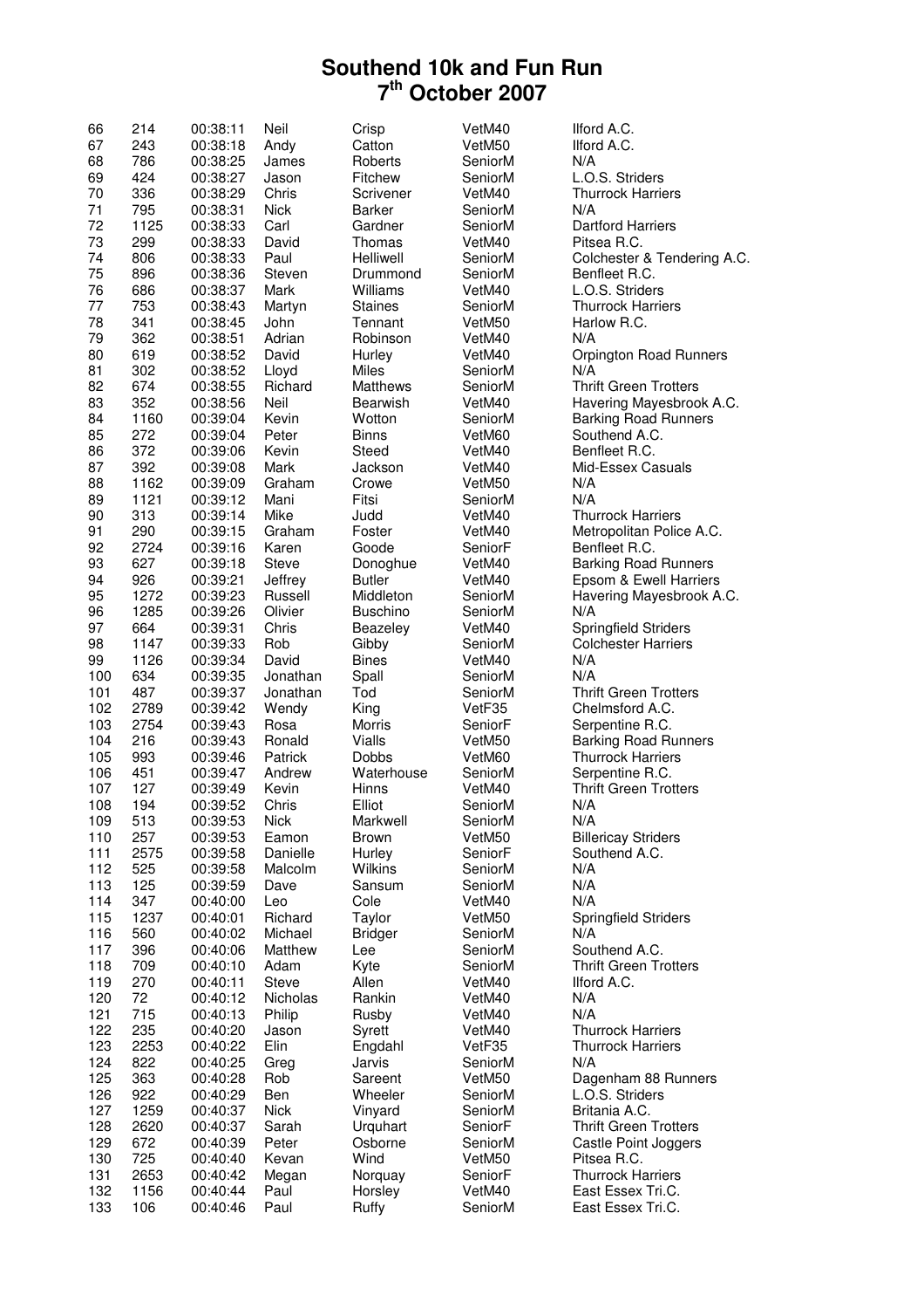# Southend 10k and Fun Run
## 7th October 2007

| | | | | | | |
|---|---|---|---|---|---|---|
| 66 | 214 | 00:38:11 | Neil | Crisp | VetM40 | Ilford A.C. |
| 67 | 243 | 00:38:18 | Andy | Catton | VetM50 | Ilford A.C. |
| 68 | 786 | 00:38:25 | James | Roberts | SeniorM | N/A |
| 69 | 424 | 00:38:27 | Jason | Fitchew | SeniorM | L.O.S. Striders |
| 70 | 336 | 00:38:29 | Chris | Scrivener | VetM40 | Thurrock Harriers |
| 71 | 795 | 00:38:31 | Nick | Barker | SeniorM | N/A |
| 72 | 1125 | 00:38:33 | Carl | Gardner | SeniorM | Dartford Harriers |
| 73 | 299 | 00:38:33 | David | Thomas | VetM40 | Pitsea R.C. |
| 74 | 806 | 00:38:33 | Paul | Helliwell | SeniorM | Colchester & Tendering A.C. |
| 75 | 896 | 00:38:36 | Steven | Drummond | SeniorM | Benfleet R.C. |
| 76 | 686 | 00:38:37 | Mark | Williams | VetM40 | L.O.S. Striders |
| 77 | 753 | 00:38:43 | Martyn | Staines | SeniorM | Thurrock Harriers |
| 78 | 341 | 00:38:45 | John | Tennant | VetM50 | Harlow R.C. |
| 79 | 362 | 00:38:51 | Adrian | Robinson | VetM40 | N/A |
| 80 | 619 | 00:38:52 | David | Hurley | VetM40 | Orpington Road Runners |
| 81 | 302 | 00:38:52 | Lloyd | Miles | SeniorM | N/A |
| 82 | 674 | 00:38:55 | Richard | Matthews | SeniorM | Thrift Green Trotters |
| 83 | 352 | 00:38:56 | Neil | Bearwish | VetM40 | Havering Mayesbrook A.C. |
| 84 | 1160 | 00:39:04 | Kevin | Wotton | SeniorM | Barking Road Runners |
| 85 | 272 | 00:39:04 | Peter | Binns | VetM60 | Southend A.C. |
| 86 | 372 | 00:39:06 | Kevin | Steed | VetM40 | Benfleet R.C. |
| 87 | 392 | 00:39:08 | Mark | Jackson | VetM40 | Mid-Essex Casuals |
| 88 | 1162 | 00:39:09 | Graham | Crowe | VetM50 | N/A |
| 89 | 1121 | 00:39:12 | Mani | Fitsi | SeniorM | N/A |
| 90 | 313 | 00:39:14 | Mike | Judd | VetM40 | Thurrock Harriers |
| 91 | 290 | 00:39:15 | Graham | Foster | VetM40 | Metropolitan Police A.C. |
| 92 | 2724 | 00:39:16 | Karen | Goode | SeniorF | Benfleet R.C. |
| 93 | 627 | 00:39:18 | Steve | Donoghue | VetM40 | Barking Road Runners |
| 94 | 926 | 00:39:21 | Jeffrey | Butler | VetM40 | Epsom & Ewell Harriers |
| 95 | 1272 | 00:39:23 | Russell | Middleton | SeniorM | Havering Mayesbrook A.C. |
| 96 | 1285 | 00:39:26 | Olivier | Buschino | SeniorM | N/A |
| 97 | 664 | 00:39:31 | Chris | Beazeley | VetM40 | Springfield Striders |
| 98 | 1147 | 00:39:33 | Rob | Gibby | SeniorM | Colchester Harriers |
| 99 | 1126 | 00:39:34 | David | Bines | VetM40 | N/A |
| 100 | 634 | 00:39:35 | Jonathan | Spall | SeniorM | N/A |
| 101 | 487 | 00:39:37 | Jonathan | Tod | SeniorM | Thrift Green Trotters |
| 102 | 2789 | 00:39:42 | Wendy | King | VetF35 | Chelmsford A.C. |
| 103 | 2754 | 00:39:43 | Rosa | Morris | SeniorF | Serpentine R.C. |
| 104 | 216 | 00:39:43 | Ronald | Vialls | VetM50 | Barking Road Runners |
| 105 | 993 | 00:39:46 | Patrick | Dobbs | VetM60 | Thurrock Harriers |
| 106 | 451 | 00:39:47 | Andrew | Waterhouse | SeniorM | Serpentine R.C. |
| 107 | 127 | 00:39:49 | Kevin | Hinns | VetM40 | Thrift Green Trotters |
| 108 | 194 | 00:39:52 | Chris | Elliot | SeniorM | N/A |
| 109 | 513 | 00:39:53 | Nick | Markwell | SeniorM | N/A |
| 110 | 257 | 00:39:53 | Eamon | Brown | VetM50 | Billericay Striders |
| 111 | 2575 | 00:39:58 | Danielle | Hurley | SeniorF | Southend A.C. |
| 112 | 525 | 00:39:58 | Malcolm | Wilkins | SeniorM | N/A |
| 113 | 125 | 00:39:59 | Dave | Sansum | SeniorM | N/A |
| 114 | 347 | 00:40:00 | Leo | Cole | VetM40 | N/A |
| 115 | 1237 | 00:40:01 | Richard | Taylor | VetM50 | Springfield Striders |
| 116 | 560 | 00:40:02 | Michael | Bridger | SeniorM | N/A |
| 117 | 396 | 00:40:06 | Matthew | Lee | SeniorM | Southend A.C. |
| 118 | 709 | 00:40:10 | Adam | Kyte | SeniorM | Thrift Green Trotters |
| 119 | 270 | 00:40:11 | Steve | Allen | VetM40 | Ilford A.C. |
| 120 | 72 | 00:40:12 | Nicholas | Rankin | VetM40 | N/A |
| 121 | 715 | 00:40:13 | Philip | Rusby | VetM40 | N/A |
| 122 | 235 | 00:40:20 | Jason | Syrett | VetM40 | Thurrock Harriers |
| 123 | 2253 | 00:40:22 | Elin | Engdahl | VetF35 | Thurrock Harriers |
| 124 | 822 | 00:40:25 | Greg | Jarvis | SeniorM | N/A |
| 125 | 363 | 00:40:28 | Rob | Sareent | VetM50 | Dagenham 88 Runners |
| 126 | 922 | 00:40:29 | Ben | Wheeler | SeniorM | L.O.S. Striders |
| 127 | 1259 | 00:40:37 | Nick | Vinyard | SeniorM | Britania A.C. |
| 128 | 2620 | 00:40:37 | Sarah | Urquhart | SeniorF | Thrift Green Trotters |
| 129 | 672 | 00:40:39 | Peter | Osborne | SeniorM | Castle Point Joggers |
| 130 | 725 | 00:40:40 | Kevan | Wind | VetM50 | Pitsea R.C. |
| 131 | 2653 | 00:40:42 | Megan | Norquay | SeniorF | Thurrock Harriers |
| 132 | 1156 | 00:40:44 | Paul | Horsley | VetM40 | East Essex Tri.C. |
| 133 | 106 | 00:40:46 | Paul | Ruffy | SeniorM | East Essex Tri.C. |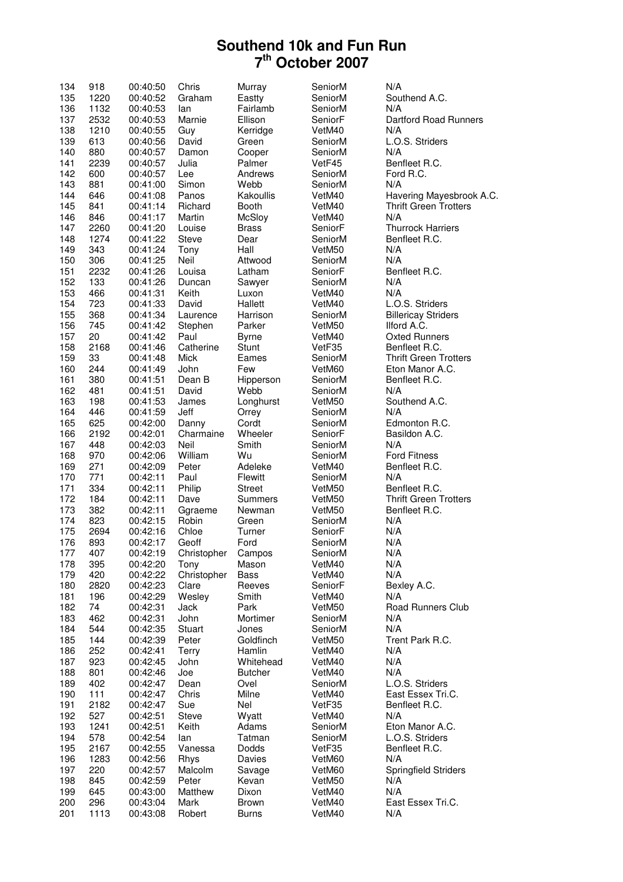# Southend 10k and Fun Run
# 7th October 2007

| | | | | | | |
|---|---|---|---|---|---|---|
| 134 | 918 | 00:40:50 | Chris | Murray | SeniorM | N/A |
| 135 | 1220 | 00:40:52 | Graham | Eastty | SeniorM | Southend A.C. |
| 136 | 1132 | 00:40:53 | Ian | Fairlamb | SeniorM | N/A |
| 137 | 2532 | 00:40:53 | Marnie | Ellison | SeniorF | Dartford Road Runners |
| 138 | 1210 | 00:40:55 | Guy | Kerridge | VetM40 | N/A |
| 139 | 613 | 00:40:56 | David | Green | SeniorM | L.O.S. Striders |
| 140 | 880 | 00:40:57 | Damon | Cooper | SeniorM | N/A |
| 141 | 2239 | 00:40:57 | Julia | Palmer | VetF45 | Benfleet R.C. |
| 142 | 600 | 00:40:57 | Lee | Andrews | SeniorM | Ford R.C. |
| 143 | 881 | 00:41:00 | Simon | Webb | SeniorM | N/A |
| 144 | 646 | 00:41:08 | Panos | Kakoullis | VetM40 | Havering Mayesbrook A.C. |
| 145 | 841 | 00:41:14 | Richard | Booth | VetM40 | Thrift Green Trotters |
| 146 | 846 | 00:41:17 | Martin | McSloy | VetM40 | N/A |
| 147 | 2260 | 00:41:20 | Louise | Brass | SeniorF | Thurrock Harriers |
| 148 | 1274 | 00:41:22 | Steve | Dear | SeniorM | Benfleet R.C. |
| 149 | 343 | 00:41:24 | Tony | Hall | VetM50 | N/A |
| 150 | 306 | 00:41:25 | Neil | Attwood | SeniorM | N/A |
| 151 | 2232 | 00:41:26 | Louisa | Latham | SeniorF | Benfleet R.C. |
| 152 | 133 | 00:41:26 | Duncan | Sawyer | SeniorM | N/A |
| 153 | 466 | 00:41:31 | Keith | Luxon | VetM40 | N/A |
| 154 | 723 | 00:41:33 | David | Hallett | VetM40 | L.O.S. Striders |
| 155 | 368 | 00:41:34 | Laurence | Harrison | SeniorM | Billericay Striders |
| 156 | 745 | 00:41:42 | Stephen | Parker | VetM50 | Ilford A.C. |
| 157 | 20 | 00:41:42 | Paul | Byrne | VetM40 | Oxted Runners |
| 158 | 2168 | 00:41:46 | Catherine | Stunt | VetF35 | Benfleet R.C. |
| 159 | 33 | 00:41:48 | Mick | Eames | SeniorM | Thrift Green Trotters |
| 160 | 244 | 00:41:49 | John | Few | VetM60 | Eton Manor A.C. |
| 161 | 380 | 00:41:51 | Dean B | Hipperson | SeniorM | Benfleet R.C. |
| 162 | 481 | 00:41:51 | David | Webb | SeniorM | N/A |
| 163 | 198 | 00:41:53 | James | Longhurst | VetM50 | Southend A.C. |
| 164 | 446 | 00:41:59 | Jeff | Orrey | SeniorM | N/A |
| 165 | 625 | 00:42:00 | Danny | Cordt | SeniorM | Edmonton R.C. |
| 166 | 2192 | 00:42:01 | Charmaine | Wheeler | SeniorF | Basildon A.C. |
| 167 | 448 | 00:42:03 | Neil | Smith | SeniorM | N/A |
| 168 | 970 | 00:42:06 | William | Wu | SeniorM | Ford Fitness |
| 169 | 271 | 00:42:09 | Peter | Adeleke | VetM40 | Benfleet R.C. |
| 170 | 771 | 00:42:11 | Paul | Flewitt | SeniorM | N/A |
| 171 | 334 | 00:42:11 | Philip | Street | VetM50 | Benfleet R.C. |
| 172 | 184 | 00:42:11 | Dave | Summers | VetM50 | Thrift Green Trotters |
| 173 | 382 | 00:42:11 | Ggraeme | Newman | VetM50 | Benfleet R.C. |
| 174 | 823 | 00:42:15 | Robin | Green | SeniorM | N/A |
| 175 | 2694 | 00:42:16 | Chloe | Turner | SeniorF | N/A |
| 176 | 893 | 00:42:17 | Geoff | Ford | SeniorM | N/A |
| 177 | 407 | 00:42:19 | Christopher | Campos | SeniorM | N/A |
| 178 | 395 | 00:42:20 | Tony | Mason | VetM40 | N/A |
| 179 | 420 | 00:42:22 | Christopher | Bass | VetM40 | N/A |
| 180 | 2820 | 00:42:23 | Clare | Reeves | SeniorF | Bexley A.C. |
| 181 | 196 | 00:42:29 | Wesley | Smith | VetM40 | N/A |
| 182 | 74 | 00:42:31 | Jack | Park | VetM50 | Road Runners Club |
| 183 | 462 | 00:42:31 | John | Mortimer | SeniorM | N/A |
| 184 | 544 | 00:42:35 | Stuart | Jones | SeniorM | N/A |
| 185 | 144 | 00:42:39 | Peter | Goldfinch | VetM50 | Trent Park R.C. |
| 186 | 252 | 00:42:41 | Terry | Hamlin | VetM40 | N/A |
| 187 | 923 | 00:42:45 | John | Whitehead | VetM40 | N/A |
| 188 | 801 | 00:42:46 | Joe | Butcher | VetM40 | N/A |
| 189 | 402 | 00:42:47 | Dean | Ovel | SeniorM | L.O.S. Striders |
| 190 | 111 | 00:42:47 | Chris | Milne | VetM40 | East Essex Tri.C. |
| 191 | 2182 | 00:42:47 | Sue | Nel | VetF35 | Benfleet R.C. |
| 192 | 527 | 00:42:51 | Steve | Wyatt | VetM40 | N/A |
| 193 | 1241 | 00:42:51 | Keith | Adams | SeniorM | Eton Manor A.C. |
| 194 | 578 | 00:42:54 | Ian | Tatman | SeniorM | L.O.S. Striders |
| 195 | 2167 | 00:42:55 | Vanessa | Dodds | VetF35 | Benfleet R.C. |
| 196 | 1283 | 00:42:56 | Rhys | Davies | VetM60 | N/A |
| 197 | 220 | 00:42:57 | Malcolm | Savage | VetM60 | Springfield Striders |
| 198 | 845 | 00:42:59 | Peter | Kevan | VetM50 | N/A |
| 199 | 645 | 00:43:00 | Matthew | Dixon | VetM40 | N/A |
| 200 | 296 | 00:43:04 | Mark | Brown | VetM40 | East Essex Tri.C. |
| 201 | 1113 | 00:43:08 | Robert | Burns | VetM40 | N/A |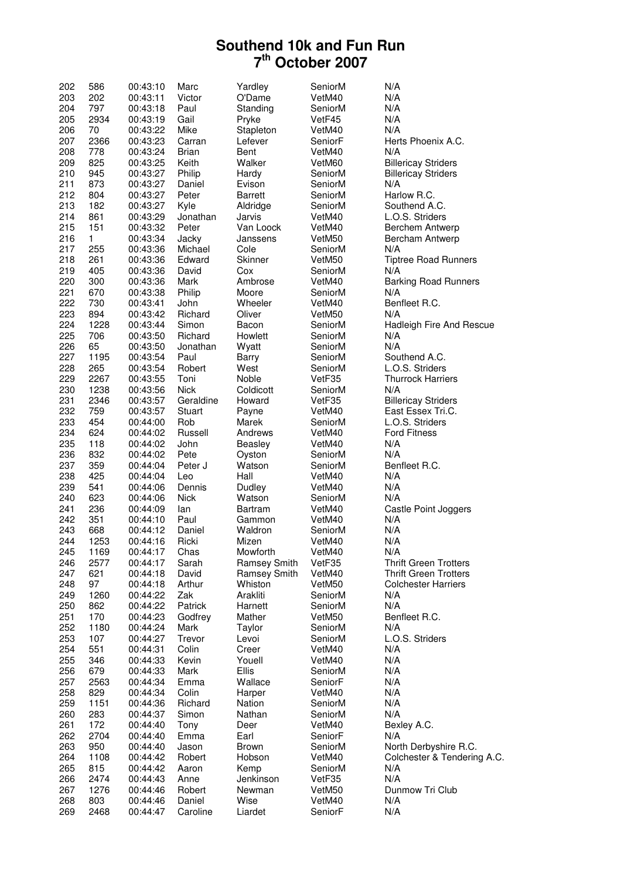# Southend 10k and Fun Run
# 7th October 2007

| | | | | | | |
|---|---|---|---|---|---|---|
| 202 | 586 | 00:43:10 | Marc | Yardley | SeniorM | N/A |
| 203 | 202 | 00:43:11 | Victor | O'Dame | VetM40 | N/A |
| 204 | 797 | 00:43:18 | Paul | Standing | SeniorM | N/A |
| 205 | 2934 | 00:43:19 | Gail | Pryke | VetF45 | N/A |
| 206 | 70 | 00:43:22 | Mike | Stapleton | VetM40 | N/A |
| 207 | 2366 | 00:43:23 | Carran | Lefever | SeniorF | Herts Phoenix A.C. |
| 208 | 778 | 00:43:24 | Brian | Bent | VetM40 | N/A |
| 209 | 825 | 00:43:25 | Keith | Walker | VetM60 | Billericay Striders |
| 210 | 945 | 00:43:27 | Philip | Hardy | SeniorM | Billericay Striders |
| 211 | 873 | 00:43:27 | Daniel | Evison | SeniorM | N/A |
| 212 | 804 | 00:43:27 | Peter | Barrett | SeniorM | Harlow R.C. |
| 213 | 182 | 00:43:27 | Kyle | Aldridge | SeniorM | Southend A.C. |
| 214 | 861 | 00:43:29 | Jonathan | Jarvis | VetM40 | L.O.S. Striders |
| 215 | 151 | 00:43:32 | Peter | Van Loock | VetM40 | Berchem Antwerp |
| 216 | 1 | 00:43:34 | Jacky | Janssens | VetM50 | Bercham Antwerp |
| 217 | 255 | 00:43:36 | Michael | Cole | SeniorM | N/A |
| 218 | 261 | 00:43:36 | Edward | Skinner | VetM50 | Tiptree Road Runners |
| 219 | 405 | 00:43:36 | David | Cox | SeniorM | N/A |
| 220 | 300 | 00:43:36 | Mark | Ambrose | VetM40 | Barking Road Runners |
| 221 | 670 | 00:43:38 | Philip | Moore | SeniorM | N/A |
| 222 | 730 | 00:43:41 | John | Wheeler | VetM40 | Benfleet R.C. |
| 223 | 894 | 00:43:42 | Richard | Oliver | VetM50 | N/A |
| 224 | 1228 | 00:43:44 | Simon | Bacon | SeniorM | Hadleigh Fire And Rescue |
| 225 | 706 | 00:43:50 | Richard | Howlett | SeniorM | N/A |
| 226 | 65 | 00:43:50 | Jonathan | Wyatt | SeniorM | N/A |
| 227 | 1195 | 00:43:54 | Paul | Barry | SeniorM | Southend A.C. |
| 228 | 265 | 00:43:54 | Robert | West | SeniorM | L.O.S. Striders |
| 229 | 2267 | 00:43:55 | Toni | Noble | VetF35 | Thurrock Harriers |
| 230 | 1238 | 00:43:56 | Nick | Coldicott | SeniorM | N/A |
| 231 | 2346 | 00:43:57 | Geraldine | Howard | VetF35 | Billericay Striders |
| 232 | 759 | 00:43:57 | Stuart | Payne | VetM40 | East Essex Tri.C. |
| 233 | 454 | 00:44:00 | Rob | Marek | SeniorM | L.O.S. Striders |
| 234 | 624 | 00:44:02 | Russell | Andrews | VetM40 | Ford Fitness |
| 235 | 118 | 00:44:02 | John | Beasley | VetM40 | N/A |
| 236 | 832 | 00:44:02 | Pete | Oyston | SeniorM | N/A |
| 237 | 359 | 00:44:04 | Peter J | Watson | SeniorM | Benfleet R.C. |
| 238 | 425 | 00:44:04 | Leo | Hall | VetM40 | N/A |
| 239 | 541 | 00:44:06 | Dennis | Dudley | VetM40 | N/A |
| 240 | 623 | 00:44:06 | Nick | Watson | SeniorM | N/A |
| 241 | 236 | 00:44:09 | Ian | Bartram | VetM40 | Castle Point Joggers |
| 242 | 351 | 00:44:10 | Paul | Gammon | VetM40 | N/A |
| 243 | 668 | 00:44:12 | Daniel | Waldron | SeniorM | N/A |
| 244 | 1253 | 00:44:16 | Ricki | Mizen | VetM40 | N/A |
| 245 | 1169 | 00:44:17 | Chas | Mowforth | VetM40 | N/A |
| 246 | 2577 | 00:44:17 | Sarah | Ramsey Smith | VetF35 | Thrift Green Trotters |
| 247 | 621 | 00:44:18 | David | Ramsey Smith | VetM40 | Thrift Green Trotters |
| 248 | 97 | 00:44:18 | Arthur | Whiston | VetM50 | Colchester Harriers |
| 249 | 1260 | 00:44:22 | Zak | Arakliti | SeniorM | N/A |
| 250 | 862 | 00:44:22 | Patrick | Harnett | SeniorM | N/A |
| 251 | 170 | 00:44:23 | Godfrey | Mather | VetM50 | Benfleet R.C. |
| 252 | 1180 | 00:44:24 | Mark | Taylor | SeniorM | N/A |
| 253 | 107 | 00:44:27 | Trevor | Levoi | SeniorM | L.O.S. Striders |
| 254 | 551 | 00:44:31 | Colin | Creer | VetM40 | N/A |
| 255 | 346 | 00:44:33 | Kevin | Youell | VetM40 | N/A |
| 256 | 679 | 00:44:33 | Mark | Ellis | SeniorM | N/A |
| 257 | 2563 | 00:44:34 | Emma | Wallace | SeniorF | N/A |
| 258 | 829 | 00:44:34 | Colin | Harper | VetM40 | N/A |
| 259 | 1151 | 00:44:36 | Richard | Nation | SeniorM | N/A |
| 260 | 283 | 00:44:37 | Simon | Nathan | SeniorM | N/A |
| 261 | 172 | 00:44:40 | Tony | Deer | VetM40 | Bexley A.C. |
| 262 | 2704 | 00:44:40 | Emma | Earl | SeniorF | N/A |
| 263 | 950 | 00:44:40 | Jason | Brown | SeniorM | North Derbyshire R.C. |
| 264 | 1108 | 00:44:42 | Robert | Hobson | VetM40 | Colchester & Tendering A.C. |
| 265 | 815 | 00:44:42 | Aaron | Kemp | SeniorM | N/A |
| 266 | 2474 | 00:44:43 | Anne | Jenkinson | VetF35 | N/A |
| 267 | 1276 | 00:44:46 | Robert | Newman | VetM50 | Dunmow Tri Club |
| 268 | 803 | 00:44:46 | Daniel | Wise | VetM40 | N/A |
| 269 | 2468 | 00:44:47 | Caroline | Liardet | SeniorF | N/A |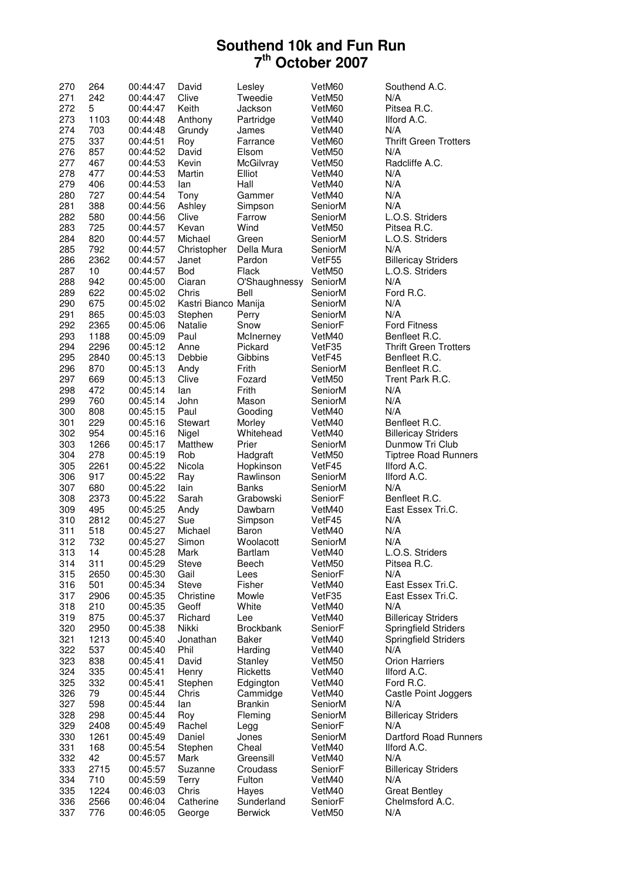# Southend 10k and Fun Run
# 7th October 2007

| | | | | | | |
|---|---|---|---|---|---|---|
| 270 | 264 | 00:44:47 | David | Lesley | VetM60 | Southend A.C. |
| 271 | 242 | 00:44:47 | Clive | Tweedie | VetM50 | N/A |
| 272 | 5 | 00:44:47 | Keith | Jackson | VetM60 | Pitsea R.C. |
| 273 | 1103 | 00:44:48 | Anthony | Partridge | VetM40 | Ilford A.C. |
| 274 | 703 | 00:44:48 | Grundy | James | VetM40 | N/A |
| 275 | 337 | 00:44:51 | Roy | Farrance | VetM60 | Thrift Green Trotters |
| 276 | 857 | 00:44:52 | David | Elsom | VetM50 | N/A |
| 277 | 467 | 00:44:53 | Kevin | McGilvray | VetM50 | Radcliffe A.C. |
| 278 | 477 | 00:44:53 | Martin | Elliot | VetM40 | N/A |
| 279 | 406 | 00:44:53 | Ian | Hall | VetM40 | N/A |
| 280 | 727 | 00:44:54 | Tony | Gammer | VetM40 | N/A |
| 281 | 388 | 00:44:56 | Ashley | Simpson | SeniorM | N/A |
| 282 | 580 | 00:44:56 | Clive | Farrow | SeniorM | L.O.S. Striders |
| 283 | 725 | 00:44:57 | Kevan | Wind | VetM50 | Pitsea R.C. |
| 284 | 820 | 00:44:57 | Michael | Green | SeniorM | L.O.S. Striders |
| 285 | 792 | 00:44:57 | Christopher | Della Mura | SeniorM | N/A |
| 286 | 2362 | 00:44:57 | Janet | Pardon | VetF55 | Billericay Striders |
| 287 | 10 | 00:44:57 | Bod | Flack | VetM50 | L.O.S. Striders |
| 288 | 942 | 00:45:00 | Ciaran | O'Shaughnessy | SeniorM | N/A |
| 289 | 622 | 00:45:02 | Chris | Bell | SeniorM | Ford R.C. |
| 290 | 675 | 00:45:02 | Kastri Bianco | Manija | SeniorM | N/A |
| 291 | 865 | 00:45:03 | Stephen | Perry | SeniorM | N/A |
| 292 | 2365 | 00:45:06 | Natalie | Snow | SeniorF | Ford Fitness |
| 293 | 1188 | 00:45:09 | Paul | McInerney | VetM40 | Benfleet R.C. |
| 294 | 2296 | 00:45:12 | Anne | Pickard | VetF35 | Thrift Green Trotters |
| 295 | 2840 | 00:45:13 | Debbie | Gibbins | VetF45 | Benfleet R.C. |
| 296 | 870 | 00:45:13 | Andy | Frith | SeniorM | Benfleet R.C. |
| 297 | 669 | 00:45:13 | Clive | Fozard | VetM50 | Trent Park R.C. |
| 298 | 472 | 00:45:14 | Ian | Frith | SeniorM | N/A |
| 299 | 760 | 00:45:14 | John | Mason | SeniorM | N/A |
| 300 | 808 | 00:45:15 | Paul | Gooding | VetM40 | N/A |
| 301 | 229 | 00:45:16 | Stewart | Morley | VetM40 | Benfleet R.C. |
| 302 | 954 | 00:45:16 | Nigel | Whitehead | VetM40 | Billericay Striders |
| 303 | 1266 | 00:45:17 | Matthew | Prier | SeniorM | Dunmow Tri Club |
| 304 | 278 | 00:45:19 | Rob | Hadgraft | VetM50 | Tiptree Road Runners |
| 305 | 2261 | 00:45:22 | Nicola | Hopkinson | VetF45 | Ilford A.C. |
| 306 | 917 | 00:45:22 | Ray | Rawlinson | SeniorM | Ilford A.C. |
| 307 | 680 | 00:45:22 | Iain | Banks | SeniorM | N/A |
| 308 | 2373 | 00:45:22 | Sarah | Grabowski | SeniorF | Benfleet R.C. |
| 309 | 495 | 00:45:25 | Andy | Dawbarn | VetM40 | East Essex Tri.C. |
| 310 | 2812 | 00:45:27 | Sue | Simpson | VetF45 | N/A |
| 311 | 518 | 00:45:27 | Michael | Baron | VetM40 | N/A |
| 312 | 732 | 00:45:27 | Simon | Woolacott | SeniorM | N/A |
| 313 | 14 | 00:45:28 | Mark | Bartlam | VetM40 | L.O.S. Striders |
| 314 | 311 | 00:45:29 | Steve | Beech | VetM50 | Pitsea R.C. |
| 315 | 2650 | 00:45:30 | Gail | Lees | SeniorF | N/A |
| 316 | 501 | 00:45:34 | Steve | Fisher | VetM40 | East Essex Tri.C. |
| 317 | 2906 | 00:45:35 | Christine | Mowle | VetF35 | East Essex Tri.C. |
| 318 | 210 | 00:45:35 | Geoff | White | VetM40 | N/A |
| 319 | 875 | 00:45:37 | Richard | Lee | VetM40 | Billericay Striders |
| 320 | 2950 | 00:45:38 | Nikki | Brockbank | SeniorF | Springfield Striders |
| 321 | 1213 | 00:45:40 | Jonathan | Baker | VetM40 | Springfield Striders |
| 322 | 537 | 00:45:40 | Phil | Harding | VetM40 | N/A |
| 323 | 838 | 00:45:41 | David | Stanley | VetM50 | Orion Harriers |
| 324 | 335 | 00:45:41 | Henry | Ricketts | VetM40 | Ilford A.C. |
| 325 | 332 | 00:45:41 | Stephen | Edgington | VetM40 | Ford R.C. |
| 326 | 79 | 00:45:44 | Chris | Cammidge | VetM40 | Castle Point Joggers |
| 327 | 598 | 00:45:44 | Ian | Brankin | SeniorM | N/A |
| 328 | 298 | 00:45:44 | Roy | Fleming | SeniorM | Billericay Striders |
| 329 | 2408 | 00:45:49 | Rachel | Legg | SeniorF | N/A |
| 330 | 1261 | 00:45:49 | Daniel | Jones | SeniorM | Dartford Road Runners |
| 331 | 168 | 00:45:54 | Stephen | Cheal | VetM40 | Ilford A.C. |
| 332 | 42 | 00:45:57 | Mark | Greensill | VetM40 | N/A |
| 333 | 2715 | 00:45:57 | Suzanne | Croudass | SeniorF | Billericay Striders |
| 334 | 710 | 00:45:59 | Terry | Fulton | VetM40 | N/A |
| 335 | 1224 | 00:46:03 | Chris | Hayes | VetM40 | Great Bentley |
| 336 | 2566 | 00:46:04 | Catherine | Sunderland | SeniorF | Chelmsford A.C. |
| 337 | 776 | 00:46:05 | George | Berwick | VetM50 | N/A |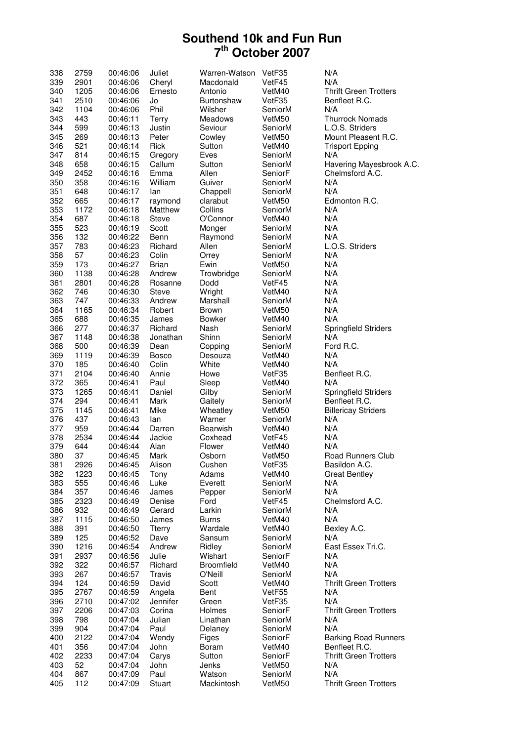# Southend 10k and Fun Run
# 7th October 2007

| | | | | | | |
|---|---|---|---|---|---|---|
| 338 | 2759 | 00:46:06 | Juliet | Warren-Watson | VetF35 | N/A |
| 339 | 2901 | 00:46:06 | Cheryl | Macdonald | VetF45 | N/A |
| 340 | 1205 | 00:46:06 | Ernesto | Antonio | VetM40 | Thrift Green Trotters |
| 341 | 2510 | 00:46:06 | Jo | Burtonshaw | VetF35 | Benfleet R.C. |
| 342 | 1104 | 00:46:06 | Phil | Wilsher | SeniorM | N/A |
| 343 | 443 | 00:46:11 | Terry | Meadows | VetM50 | Thurrock Nomads |
| 344 | 599 | 00:46:13 | Justin | Seviour | SeniorM | L.O.S. Striders |
| 345 | 269 | 00:46:13 | Peter | Cowley | VetM50 | Mount Pleasent R.C. |
| 346 | 521 | 00:46:14 | Rick | Sutton | VetM40 | Trisport Epping |
| 347 | 814 | 00:46:15 | Gregory | Eves | SeniorM | N/A |
| 348 | 658 | 00:46:15 | Callum | Sutton | SeniorM | Havering Mayesbrook A.C. |
| 349 | 2452 | 00:46:16 | Emma | Allen | SeniorF | Chelmsford A.C. |
| 350 | 358 | 00:46:16 | William | Guiver | SeniorM | N/A |
| 351 | 648 | 00:46:17 | Ian | Chappell | SeniorM | N/A |
| 352 | 665 | 00:46:17 | raymond | clarabut | VetM50 | Edmonton R.C. |
| 353 | 1172 | 00:46:18 | Matthew | Collins | SeniorM | N/A |
| 354 | 687 | 00:46:18 | Steve | O'Connor | VetM40 | N/A |
| 355 | 523 | 00:46:19 | Scott | Monger | SeniorM | N/A |
| 356 | 132 | 00:46:22 | Benn | Raymond | SeniorM | N/A |
| 357 | 783 | 00:46:23 | Richard | Allen | SeniorM | L.O.S. Striders |
| 358 | 57 | 00:46:23 | Colin | Orrey | SeniorM | N/A |
| 359 | 173 | 00:46:27 | Brian | Ewin | VetM50 | N/A |
| 360 | 1138 | 00:46:28 | Andrew | Trowbridge | SeniorM | N/A |
| 361 | 2801 | 00:46:28 | Rosanne | Dodd | VetF45 | N/A |
| 362 | 746 | 00:46:30 | Steve | Wright | VetM40 | N/A |
| 363 | 747 | 00:46:33 | Andrew | Marshall | SeniorM | N/A |
| 364 | 1165 | 00:46:34 | Robert | Brown | VetM50 | N/A |
| 365 | 688 | 00:46:35 | James | Bowker | VetM40 | N/A |
| 366 | 277 | 00:46:37 | Richard | Nash | SeniorM | Springfield Striders |
| 367 | 1148 | 00:46:38 | Jonathan | Shinn | SeniorM | N/A |
| 368 | 500 | 00:46:39 | Dean | Copping | SeniorM | Ford R.C. |
| 369 | 1119 | 00:46:39 | Bosco | Desouza | VetM40 | N/A |
| 370 | 185 | 00:46:40 | Colin | White | VetM40 | N/A |
| 371 | 2104 | 00:46:40 | Annie | Howe | VetF35 | Benfleet R.C. |
| 372 | 365 | 00:46:41 | Paul | Sleep | VetM40 | N/A |
| 373 | 1265 | 00:46:41 | Daniel | Gilby | SeniorM | Springfield Striders |
| 374 | 294 | 00:46:41 | Mark | Gaitely | SeniorM | Benfleet R.C. |
| 375 | 1145 | 00:46:41 | Mike | Wheatley | VetM50 | Billericay Striders |
| 376 | 437 | 00:46:43 | Ian | Warner | SeniorM | N/A |
| 377 | 959 | 00:46:44 | Darren | Bearwish | VetM40 | N/A |
| 378 | 2534 | 00:46:44 | Jackie | Coxhead | VetF45 | N/A |
| 379 | 644 | 00:46:44 | Alan | Flower | VetM40 | N/A |
| 380 | 37 | 00:46:45 | Mark | Osborn | VetM50 | Road Runners Club |
| 381 | 2926 | 00:46:45 | Alison | Cushen | VetF35 | Basildon A.C. |
| 382 | 1223 | 00:46:45 | Tony | Adams | VetM40 | Great Bentley |
| 383 | 555 | 00:46:46 | Luke | Everett | SeniorM | N/A |
| 384 | 357 | 00:46:46 | James | Pepper | SeniorM | N/A |
| 385 | 2323 | 00:46:49 | Denise | Ford | VetF45 | Chelmsford A.C. |
| 386 | 932 | 00:46:49 | Gerard | Larkin | SeniorM | N/A |
| 387 | 1115 | 00:46:50 | James | Burns | VetM40 | N/A |
| 388 | 391 | 00:46:50 | Tterry | Wardale | VetM40 | Bexley A.C. |
| 389 | 125 | 00:46:52 | Dave | Sansum | SeniorM | N/A |
| 390 | 1216 | 00:46:54 | Andrew | Ridley | SeniorM | East Essex Tri.C. |
| 391 | 2937 | 00:46:56 | Julie | Wishart | SeniorF | N/A |
| 392 | 322 | 00:46:57 | Richard | Broomfield | VetM40 | N/A |
| 393 | 267 | 00:46:57 | Travis | O'Neill | SeniorM | N/A |
| 394 | 124 | 00:46:59 | David | Scott | VetM40 | Thrift Green Trotters |
| 395 | 2767 | 00:46:59 | Angela | Bent | VetF55 | N/A |
| 396 | 2710 | 00:47:02 | Jennifer | Green | VetF35 | N/A |
| 397 | 2206 | 00:47:03 | Corina | Holmes | SeniorF | Thrift Green Trotters |
| 398 | 798 | 00:47:04 | Julian | Linathan | SeniorM | N/A |
| 399 | 904 | 00:47:04 | Paul | Delaney | SeniorM | N/A |
| 400 | 2122 | 00:47:04 | Wendy | Figes | SeniorF | Barking Road Runners |
| 401 | 356 | 00:47:04 | John | Boram | VetM40 | Benfleet R.C. |
| 402 | 2233 | 00:47:04 | Carys | Sutton | SeniorF | Thrift Green Trotters |
| 403 | 52 | 00:47:04 | John | Jenks | VetM50 | N/A |
| 404 | 867 | 00:47:09 | Paul | Watson | SeniorM | N/A |
| 405 | 112 | 00:47:09 | Stuart | Mackintosh | VetM50 | Thrift Green Trotters |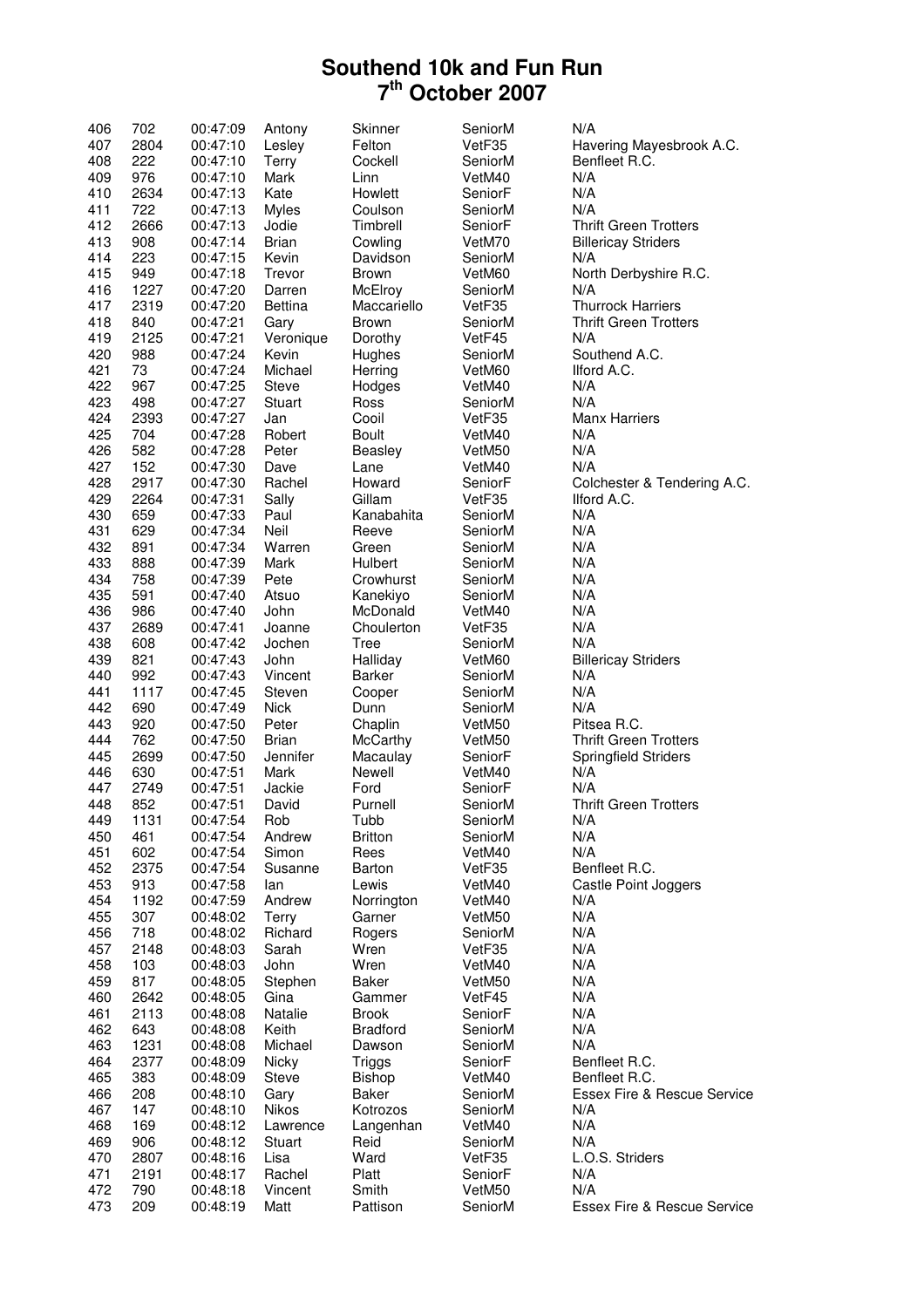# Southend 10k and Fun Run
# 7th October 2007

| | | | | | | |
|---|---|---|---|---|---|---|
| 406 | 702 | 00:47:09 | Antony | Skinner | SeniorM | N/A |
| 407 | 2804 | 00:47:10 | Lesley | Felton | VetF35 | Havering Mayesbrook A.C. |
| 408 | 222 | 00:47:10 | Terry | Cockell | SeniorM | Benfleet R.C. |
| 409 | 976 | 00:47:10 | Mark | Linn | VetM40 | N/A |
| 410 | 2634 | 00:47:13 | Kate | Howlett | SeniorF | N/A |
| 411 | 722 | 00:47:13 | Myles | Coulson | SeniorM | N/A |
| 412 | 2666 | 00:47:13 | Jodie | Timbrell | SeniorF | Thrift Green Trotters |
| 413 | 908 | 00:47:14 | Brian | Cowling | VetM70 | Billericay Striders |
| 414 | 223 | 00:47:15 | Kevin | Davidson | SeniorM | N/A |
| 415 | 949 | 00:47:18 | Trevor | Brown | VetM60 | North Derbyshire R.C. |
| 416 | 1227 | 00:47:20 | Darren | McElroy | SeniorM | N/A |
| 417 | 2319 | 00:47:20 | Bettina | Maccariello | VetF35 | Thurrock Harriers |
| 418 | 840 | 00:47:21 | Gary | Brown | SeniorM | Thrift Green Trotters |
| 419 | 2125 | 00:47:21 | Veronique | Dorothy | VetF45 | N/A |
| 420 | 988 | 00:47:24 | Kevin | Hughes | SeniorM | Southend A.C. |
| 421 | 73 | 00:47:24 | Michael | Herring | VetM60 | Ilford A.C. |
| 422 | 967 | 00:47:25 | Steve | Hodges | VetM40 | N/A |
| 423 | 498 | 00:47:27 | Stuart | Ross | SeniorM | N/A |
| 424 | 2393 | 00:47:27 | Jan | Cooil | VetF35 | Manx Harriers |
| 425 | 704 | 00:47:28 | Robert | Boult | VetM40 | N/A |
| 426 | 582 | 00:47:28 | Peter | Beasley | VetM50 | N/A |
| 427 | 152 | 00:47:30 | Dave | Lane | VetM40 | N/A |
| 428 | 2917 | 00:47:30 | Rachel | Howard | SeniorF | Colchester & Tendering A.C. |
| 429 | 2264 | 00:47:31 | Sally | Gillam | VetF35 | Ilford A.C. |
| 430 | 659 | 00:47:33 | Paul | Kanabahita | SeniorM | N/A |
| 431 | 629 | 00:47:34 | Neil | Reeve | SeniorM | N/A |
| 432 | 891 | 00:47:34 | Warren | Green | SeniorM | N/A |
| 433 | 888 | 00:47:39 | Mark | Hulbert | SeniorM | N/A |
| 434 | 758 | 00:47:39 | Pete | Crowhurst | SeniorM | N/A |
| 435 | 591 | 00:47:40 | Atsuo | Kanekiyo | SeniorM | N/A |
| 436 | 986 | 00:47:40 | John | McDonald | VetM40 | N/A |
| 437 | 2689 | 00:47:41 | Joanne | Choulerton | VetF35 | N/A |
| 438 | 608 | 00:47:42 | Jochen | Tree | SeniorM | N/A |
| 439 | 821 | 00:47:43 | John | Halliday | VetM60 | Billericay Striders |
| 440 | 992 | 00:47:43 | Vincent | Barker | SeniorM | N/A |
| 441 | 1117 | 00:47:45 | Steven | Cooper | SeniorM | N/A |
| 442 | 690 | 00:47:49 | Nick | Dunn | SeniorM | N/A |
| 443 | 920 | 00:47:50 | Peter | Chaplin | VetM50 | Pitsea R.C. |
| 444 | 762 | 00:47:50 | Brian | McCarthy | VetM50 | Thrift Green Trotters |
| 445 | 2699 | 00:47:50 | Jennifer | Macaulay | SeniorF | Springfield Striders |
| 446 | 630 | 00:47:51 | Mark | Newell | VetM40 | N/A |
| 447 | 2749 | 00:47:51 | Jackie | Ford | SeniorF | N/A |
| 448 | 852 | 00:47:51 | David | Purnell | SeniorM | Thrift Green Trotters |
| 449 | 1131 | 00:47:54 | Rob | Tubb | SeniorM | N/A |
| 450 | 461 | 00:47:54 | Andrew | Britton | SeniorM | N/A |
| 451 | 602 | 00:47:54 | Simon | Rees | VetM40 | N/A |
| 452 | 2375 | 00:47:54 | Susanne | Barton | VetF35 | Benfleet R.C. |
| 453 | 913 | 00:47:58 | Ian | Lewis | VetM40 | Castle Point Joggers |
| 454 | 1192 | 00:47:59 | Andrew | Norrington | VetM40 | N/A |
| 455 | 307 | 00:48:02 | Terry | Garner | VetM50 | N/A |
| 456 | 718 | 00:48:02 | Richard | Rogers | SeniorM | N/A |
| 457 | 2148 | 00:48:03 | Sarah | Wren | VetF35 | N/A |
| 458 | 103 | 00:48:03 | John | Wren | VetM40 | N/A |
| 459 | 817 | 00:48:05 | Stephen | Baker | VetM50 | N/A |
| 460 | 2642 | 00:48:05 | Gina | Gammer | VetF45 | N/A |
| 461 | 2113 | 00:48:08 | Natalie | Brook | SeniorF | N/A |
| 462 | 643 | 00:48:08 | Keith | Bradford | SeniorM | N/A |
| 463 | 1231 | 00:48:08 | Michael | Dawson | SeniorM | N/A |
| 464 | 2377 | 00:48:09 | Nicky | Triggs | SeniorF | Benfleet R.C. |
| 465 | 383 | 00:48:09 | Steve | Bishop | VetM40 | Benfleet R.C. |
| 466 | 208 | 00:48:10 | Gary | Baker | SeniorM | Essex Fire & Rescue Service |
| 467 | 147 | 00:48:10 | Nikos | Kotrozos | SeniorM | N/A |
| 468 | 169 | 00:48:12 | Lawrence | Langenhan | VetM40 | N/A |
| 469 | 906 | 00:48:12 | Stuart | Reid | SeniorM | N/A |
| 470 | 2807 | 00:48:16 | Lisa | Ward | VetF35 | L.O.S. Striders |
| 471 | 2191 | 00:48:17 | Rachel | Platt | SeniorF | N/A |
| 472 | 790 | 00:48:18 | Vincent | Smith | VetM50 | N/A |
| 473 | 209 | 00:48:19 | Matt | Pattison | SeniorM | Essex Fire & Rescue Service |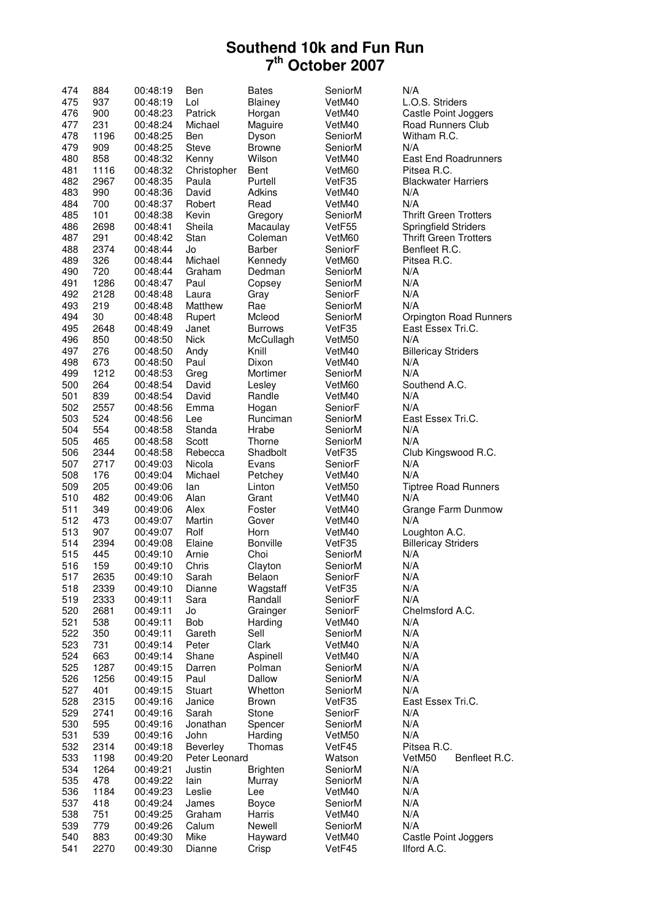# Southend 10k and Fun Run
## 7th October 2007

| | | | | | | |
|---|---|---|---|---|---|---|
| 474 | 884 | 00:48:19 | Ben | Bates | SeniorM | N/A |
| 475 | 937 | 00:48:19 | Lol | Blainey | VetM40 | L.O.S. Striders |
| 476 | 900 | 00:48:23 | Patrick | Horgan | VetM40 | Castle Point Joggers |
| 477 | 231 | 00:48:24 | Michael | Maguire | VetM40 | Road Runners Club |
| 478 | 1196 | 00:48:25 | Ben | Dyson | SeniorM | Witham R.C. |
| 479 | 909 | 00:48:25 | Steve | Browne | SeniorM | N/A |
| 480 | 858 | 00:48:32 | Kenny | Wilson | VetM40 | East End Roadrunners |
| 481 | 1116 | 00:48:32 | Christopher | Bent | VetM60 | Pitsea R.C. |
| 482 | 2967 | 00:48:35 | Paula | Purtell | VetF35 | Blackwater Harriers |
| 483 | 990 | 00:48:36 | David | Adkins | VetM40 | N/A |
| 484 | 700 | 00:48:37 | Robert | Read | VetM40 | N/A |
| 485 | 101 | 00:48:38 | Kevin | Gregory | SeniorM | Thrift Green Trotters |
| 486 | 2698 | 00:48:41 | Sheila | Macaulay | VetF55 | Springfield Striders |
| 487 | 291 | 00:48:42 | Stan | Coleman | VetM60 | Thrift Green Trotters |
| 488 | 2374 | 00:48:44 | Jo | Barber | SeniorF | Benfleet R.C. |
| 489 | 326 | 00:48:44 | Michael | Kennedy | VetM60 | Pitsea R.C. |
| 490 | 720 | 00:48:44 | Graham | Dedman | SeniorM | N/A |
| 491 | 1286 | 00:48:47 | Paul | Copsey | SeniorM | N/A |
| 492 | 2128 | 00:48:48 | Laura | Gray | SeniorF | N/A |
| 493 | 219 | 00:48:48 | Matthew | Rae | SeniorM | N/A |
| 494 | 30 | 00:48:48 | Rupert | Mcleod | SeniorM | Orpington Road Runners |
| 495 | 2648 | 00:48:49 | Janet | Burrows | VetF35 | East Essex Tri.C. |
| 496 | 850 | 00:48:50 | Nick | McCullagh | VetM50 | N/A |
| 497 | 276 | 00:48:50 | Andy | Knill | VetM40 | Billericay Striders |
| 498 | 673 | 00:48:50 | Paul | Dixon | VetM40 | N/A |
| 499 | 1212 | 00:48:53 | Greg | Mortimer | SeniorM | N/A |
| 500 | 264 | 00:48:54 | David | Lesley | VetM60 | Southend A.C. |
| 501 | 839 | 00:48:54 | David | Randle | VetM40 | N/A |
| 502 | 2557 | 00:48:56 | Emma | Hogan | SeniorF | N/A |
| 503 | 524 | 00:48:56 | Lee | Runciman | SeniorM | East Essex Tri.C. |
| 504 | 554 | 00:48:58 | Standa | Hrabe | SeniorM | N/A |
| 505 | 465 | 00:48:58 | Scott | Thorne | SeniorM | N/A |
| 506 | 2344 | 00:48:58 | Rebecca | Shadbolt | VetF35 | Club Kingswood R.C. |
| 507 | 2717 | 00:49:03 | Nicola | Evans | SeniorF | N/A |
| 508 | 176 | 00:49:04 | Michael | Petchey | VetM40 | N/A |
| 509 | 205 | 00:49:06 | Ian | Linton | VetM50 | Tiptree Road Runners |
| 510 | 482 | 00:49:06 | Alan | Grant | VetM40 | N/A |
| 511 | 349 | 00:49:06 | Alex | Foster | VetM40 | Grange Farm Dunmow |
| 512 | 473 | 00:49:07 | Martin | Gover | VetM40 | N/A |
| 513 | 907 | 00:49:07 | Rolf | Horn | VetM40 | Loughton A.C. |
| 514 | 2394 | 00:49:08 | Elaine | Bonville | VetF35 | Billericay Striders |
| 515 | 445 | 00:49:10 | Arnie | Choi | SeniorM | N/A |
| 516 | 159 | 00:49:10 | Chris | Clayton | SeniorM | N/A |
| 517 | 2635 | 00:49:10 | Sarah | Belaon | SeniorF | N/A |
| 518 | 2339 | 00:49:10 | Dianne | Wagstaff | VetF35 | N/A |
| 519 | 2333 | 00:49:11 | Sara | Randall | SeniorF | N/A |
| 520 | 2681 | 00:49:11 | Jo | Grainger | SeniorF | Chelmsford A.C. |
| 521 | 538 | 00:49:11 | Bob | Harding | VetM40 | N/A |
| 522 | 350 | 00:49:11 | Gareth | Sell | SeniorM | N/A |
| 523 | 731 | 00:49:14 | Peter | Clark | VetM40 | N/A |
| 524 | 663 | 00:49:14 | Shane | Aspinell | VetM40 | N/A |
| 525 | 1287 | 00:49:15 | Darren | Polman | SeniorM | N/A |
| 526 | 1256 | 00:49:15 | Paul | Dallow | SeniorM | N/A |
| 527 | 401 | 00:49:15 | Stuart | Whetton | SeniorM | N/A |
| 528 | 2315 | 00:49:16 | Janice | Brown | VetF35 | East Essex Tri.C. |
| 529 | 2741 | 00:49:16 | Sarah | Stone | SeniorF | N/A |
| 530 | 595 | 00:49:16 | Jonathan | Spencer | SeniorM | N/A |
| 531 | 539 | 00:49:16 | John | Harding | VetM50 | N/A |
| 532 | 2314 | 00:49:18 | Beverley | Thomas | VetF45 | Pitsea R.C. |
| 533 | 1198 | 00:49:20 | Peter Leonard | Watson | VetM50 | Benfleet R.C. |
| 534 | 1264 | 00:49:21 | Justin | Brighten | SeniorM | N/A |
| 535 | 478 | 00:49:22 | Iain | Murray | SeniorM | N/A |
| 536 | 1184 | 00:49:23 | Leslie | Lee | VetM40 | N/A |
| 537 | 418 | 00:49:24 | James | Boyce | SeniorM | N/A |
| 538 | 751 | 00:49:25 | Graham | Harris | VetM40 | N/A |
| 539 | 779 | 00:49:26 | Calum | Newell | SeniorM | N/A |
| 540 | 883 | 00:49:30 | Mike | Hayward | VetM40 | Castle Point Joggers |
| 541 | 2270 | 00:49:30 | Dianne | Crisp | VetF45 | Ilford A.C. |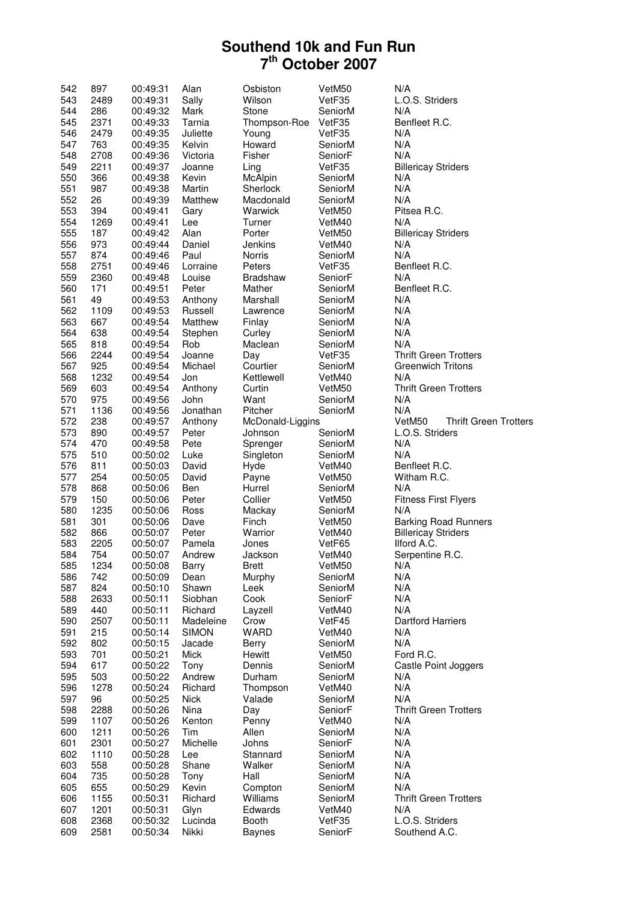# Southend 10k and Fun Run
# 7th October 2007

| | | | | | | |
|---|---|---|---|---|---|---|
| 542 | 897 | 00:49:31 | Alan | Osbiston | VetM50 | N/A |
| 543 | 2489 | 00:49:31 | Sally | Wilson | VetF35 | L.O.S. Striders |
| 544 | 286 | 00:49:32 | Mark | Stone | SeniorM | N/A |
| 545 | 2371 | 00:49:33 | Tarnia | Thompson-Roe | VetF35 | Benfleet R.C. |
| 546 | 2479 | 00:49:35 | Juliette | Young | VetF35 | N/A |
| 547 | 763 | 00:49:35 | Kelvin | Howard | SeniorM | N/A |
| 548 | 2708 | 00:49:36 | Victoria | Fisher | SeniorF | N/A |
| 549 | 2211 | 00:49:37 | Joanne | Ling | VetF35 | Billericay Striders |
| 550 | 366 | 00:49:38 | Kevin | McAlpin | SeniorM | N/A |
| 551 | 987 | 00:49:38 | Martin | Sherlock | SeniorM | N/A |
| 552 | 26 | 00:49:39 | Matthew | Macdonald | SeniorM | N/A |
| 553 | 394 | 00:49:41 | Gary | Warwick | VetM50 | Pitsea R.C. |
| 554 | 1269 | 00:49:41 | Lee | Turner | VetM40 | N/A |
| 555 | 187 | 00:49:42 | Alan | Porter | VetM50 | Billericay Striders |
| 556 | 973 | 00:49:44 | Daniel | Jenkins | VetM40 | N/A |
| 557 | 874 | 00:49:46 | Paul | Norris | SeniorM | N/A |
| 558 | 2751 | 00:49:46 | Lorraine | Peters | VetF35 | Benfleet R.C. |
| 559 | 2360 | 00:49:48 | Louise | Bradshaw | SeniorF | N/A |
| 560 | 171 | 00:49:51 | Peter | Mather | SeniorM | Benfleet R.C. |
| 561 | 49 | 00:49:53 | Anthony | Marshall | SeniorM | N/A |
| 562 | 1109 | 00:49:53 | Russell | Lawrence | SeniorM | N/A |
| 563 | 667 | 00:49:54 | Matthew | Finlay | SeniorM | N/A |
| 564 | 638 | 00:49:54 | Stephen | Curley | SeniorM | N/A |
| 565 | 818 | 00:49:54 | Rob | Maclean | SeniorM | N/A |
| 566 | 2244 | 00:49:54 | Joanne | Day | VetF35 | Thrift Green Trotters |
| 567 | 925 | 00:49:54 | Michael | Courtier | SeniorM | Greenwich Tritons |
| 568 | 1232 | 00:49:54 | Jon | Kettlewell | VetM40 | N/A |
| 569 | 603 | 00:49:54 | Anthony | Curtin | VetM50 | Thrift Green Trotters |
| 570 | 975 | 00:49:56 | John | Want | SeniorM | N/A |
| 571 | 1136 | 00:49:56 | Jonathan | Pitcher | SeniorM | N/A |
| 572 | 238 | 00:49:57 | Anthony | McDonald-Liggins | VetM50 | Thrift Green Trotters |
| 573 | 890 | 00:49:57 | Peter | Johnson | SeniorM | L.O.S. Striders |
| 574 | 470 | 00:49:58 | Pete | Sprenger | SeniorM | N/A |
| 575 | 510 | 00:50:02 | Luke | Singleton | SeniorM | N/A |
| 576 | 811 | 00:50:03 | David | Hyde | VetM40 | Benfleet R.C. |
| 577 | 254 | 00:50:05 | David | Payne | VetM50 | Witham R.C. |
| 578 | 868 | 00:50:06 | Ben | Hurrel | SeniorM | N/A |
| 579 | 150 | 00:50:06 | Peter | Collier | VetM50 | Fitness First Flyers |
| 580 | 1235 | 00:50:06 | Ross | Mackay | SeniorM | N/A |
| 581 | 301 | 00:50:06 | Dave | Finch | VetM50 | Barking Road Runners |
| 582 | 866 | 00:50:07 | Peter | Warrior | VetM40 | Billericay Striders |
| 583 | 2205 | 00:50:07 | Pamela | Jones | VetF65 | Ilford A.C. |
| 584 | 754 | 00:50:07 | Andrew | Jackson | VetM40 | Serpentine R.C. |
| 585 | 1234 | 00:50:08 | Barry | Brett | VetM50 | N/A |
| 586 | 742 | 00:50:09 | Dean | Murphy | SeniorM | N/A |
| 587 | 824 | 00:50:10 | Shawn | Leek | SeniorM | N/A |
| 588 | 2633 | 00:50:11 | Siobhan | Cook | SeniorF | N/A |
| 589 | 440 | 00:50:11 | Richard | Layzell | VetM40 | N/A |
| 590 | 2507 | 00:50:11 | Madeleine | Crow | VetF45 | Dartford Harriers |
| 591 | 215 | 00:50:14 | SIMON | WARD | VetM40 | N/A |
| 592 | 802 | 00:50:15 | Jacade | Berry | SeniorM | N/A |
| 593 | 701 | 00:50:21 | Mick | Hewitt | VetM50 | Ford R.C. |
| 594 | 617 | 00:50:22 | Tony | Dennis | SeniorM | Castle Point Joggers |
| 595 | 503 | 00:50:22 | Andrew | Durham | SeniorM | N/A |
| 596 | 1278 | 00:50:24 | Richard | Thompson | VetM40 | N/A |
| 597 | 96 | 00:50:25 | Nick | Valade | SeniorM | N/A |
| 598 | 2288 | 00:50:26 | Nina | Day | SeniorF | Thrift Green Trotters |
| 599 | 1107 | 00:50:26 | Kenton | Penny | VetM40 | N/A |
| 600 | 1211 | 00:50:26 | Tim | Allen | SeniorM | N/A |
| 601 | 2301 | 00:50:27 | Michelle | Johns | SeniorF | N/A |
| 602 | 1110 | 00:50:28 | Lee | Stannard | SeniorM | N/A |
| 603 | 558 | 00:50:28 | Shane | Walker | SeniorM | N/A |
| 604 | 735 | 00:50:28 | Tony | Hall | SeniorM | N/A |
| 605 | 655 | 00:50:29 | Kevin | Compton | SeniorM | N/A |
| 606 | 1155 | 00:50:31 | Richard | Williams | SeniorM | Thrift Green Trotters |
| 607 | 1201 | 00:50:31 | Glyn | Edwards | VetM40 | N/A |
| 608 | 2368 | 00:50:32 | Lucinda | Booth | VetF35 | L.O.S. Striders |
| 609 | 2581 | 00:50:34 | Nikki | Baynes | SeniorF | Southend A.C. |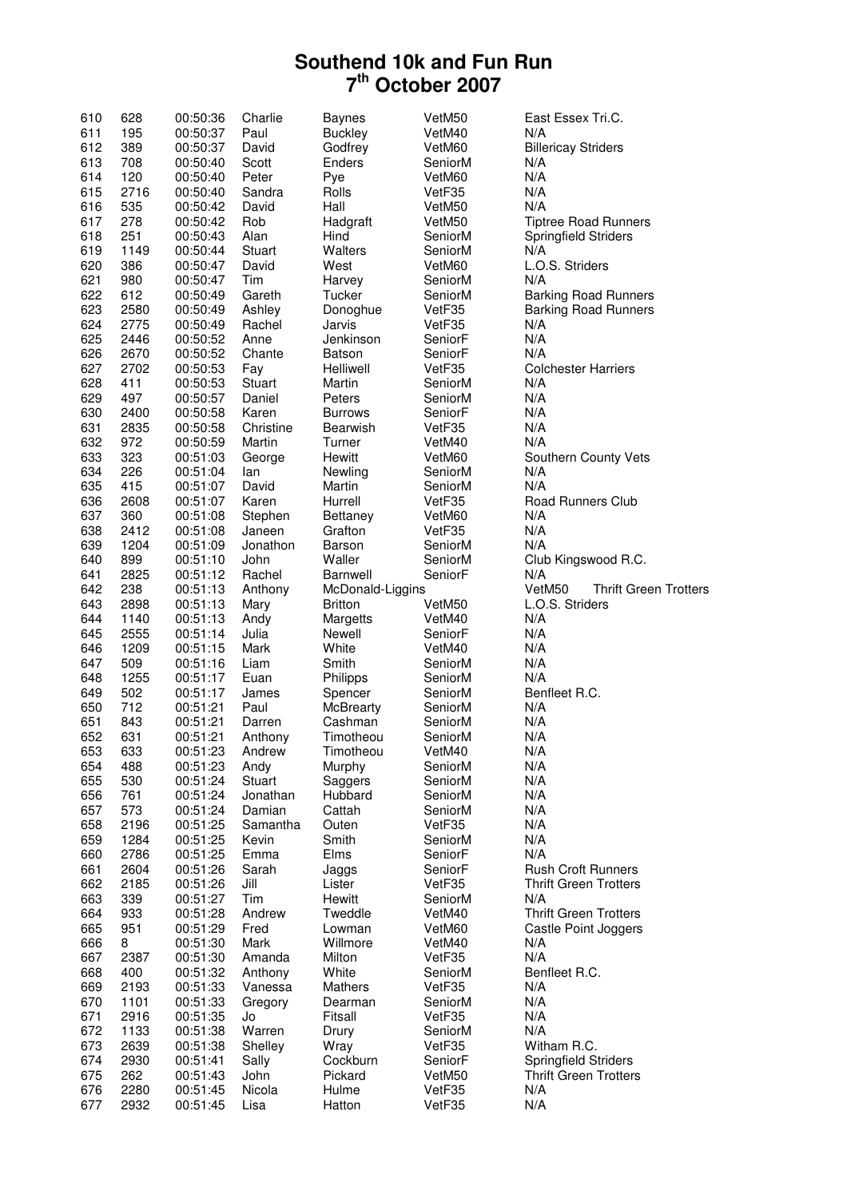# Southend 10k and Fun Run
## 7th October 2007

| | | | | | | |
|---|---|---|---|---|---|---|
| 610 | 628 | 00:50:36 | Charlie | Baynes | VetM50 | East Essex Tri.C. |
| 611 | 195 | 00:50:37 | Paul | Buckley | VetM40 | N/A |
| 612 | 389 | 00:50:37 | David | Godfrey | VetM60 | Billericay Striders |
| 613 | 708 | 00:50:40 | Scott | Enders | SeniorM | N/A |
| 614 | 120 | 00:50:40 | Peter | Pye | VetM60 | N/A |
| 615 | 2716 | 00:50:40 | Sandra | Rolls | VetF35 | N/A |
| 616 | 535 | 00:50:42 | David | Hall | VetM50 | N/A |
| 617 | 278 | 00:50:42 | Rob | Hadgraft | VetM50 | Tiptree Road Runners |
| 618 | 251 | 00:50:43 | Alan | Hind | SeniorM | Springfield Striders |
| 619 | 1149 | 00:50:44 | Stuart | Walters | SeniorM | N/A |
| 620 | 386 | 00:50:47 | David | West | VetM60 | L.O.S. Striders |
| 621 | 980 | 00:50:47 | Tim | Harvey | SeniorM | N/A |
| 622 | 612 | 00:50:49 | Gareth | Tucker | SeniorM | Barking Road Runners |
| 623 | 2580 | 00:50:49 | Ashley | Donoghue | VetF35 | Barking Road Runners |
| 624 | 2775 | 00:50:49 | Rachel | Jarvis | VetF35 | N/A |
| 625 | 2446 | 00:50:52 | Anne | Jenkinson | SeniorF | N/A |
| 626 | 2670 | 00:50:52 | Chante | Batson | SeniorF | N/A |
| 627 | 2702 | 00:50:53 | Fay | Helliwell | VetF35 | Colchester Harriers |
| 628 | 411 | 00:50:53 | Stuart | Martin | SeniorM | N/A |
| 629 | 497 | 00:50:57 | Daniel | Peters | SeniorM | N/A |
| 630 | 2400 | 00:50:58 | Karen | Burrows | SeniorF | N/A |
| 631 | 2835 | 00:50:58 | Christine | Bearwish | VetF35 | N/A |
| 632 | 972 | 00:50:59 | Martin | Turner | VetM40 | N/A |
| 633 | 323 | 00:51:03 | George | Hewitt | VetM60 | Southern County Vets |
| 634 | 226 | 00:51:04 | Ian | Newling | SeniorM | N/A |
| 635 | 415 | 00:51:07 | David | Martin | SeniorM | N/A |
| 636 | 2608 | 00:51:07 | Karen | Hurrell | VetF35 | Road Runners Club |
| 637 | 360 | 00:51:08 | Stephen | Bettaney | VetM60 | N/A |
| 638 | 2412 | 00:51:08 | Janeen | Grafton | VetF35 | N/A |
| 639 | 1204 | 00:51:09 | Jonathon | Barson | SeniorM | N/A |
| 640 | 899 | 00:51:10 | John | Waller | SeniorM | Club Kingswood R.C. |
| 641 | 2825 | 00:51:12 | Rachel | Barnwell | SeniorF | N/A |
| 642 | 238 | 00:51:13 | Anthony | McDonald-Liggins | VetM50 | Thrift Green Trotters |
| 643 | 2898 | 00:51:13 | Mary | Britton | VetM50 | L.O.S. Striders |
| 644 | 1140 | 00:51:13 | Andy | Margetts | VetM40 | N/A |
| 645 | 2555 | 00:51:14 | Julia | Newell | SeniorF | N/A |
| 646 | 1209 | 00:51:15 | Mark | White | VetM40 | N/A |
| 647 | 509 | 00:51:16 | Liam | Smith | SeniorM | N/A |
| 648 | 1255 | 00:51:17 | Euan | Philipps | SeniorM | N/A |
| 649 | 502 | 00:51:17 | James | Spencer | SeniorM | Benfleet R.C. |
| 650 | 712 | 00:51:21 | Paul | McBrearty | SeniorM | N/A |
| 651 | 843 | 00:51:21 | Darren | Cashman | SeniorM | N/A |
| 652 | 631 | 00:51:21 | Anthony | Timotheou | SeniorM | N/A |
| 653 | 633 | 00:51:23 | Andrew | Timotheou | VetM40 | N/A |
| 654 | 488 | 00:51:23 | Andy | Murphy | SeniorM | N/A |
| 655 | 530 | 00:51:24 | Stuart | Saggers | SeniorM | N/A |
| 656 | 761 | 00:51:24 | Jonathan | Hubbard | SeniorM | N/A |
| 657 | 573 | 00:51:24 | Damian | Cattah | SeniorM | N/A |
| 658 | 2196 | 00:51:25 | Samantha | Outen | VetF35 | N/A |
| 659 | 1284 | 00:51:25 | Kevin | Smith | SeniorM | N/A |
| 660 | 2786 | 00:51:25 | Emma | Elms | SeniorF | N/A |
| 661 | 2604 | 00:51:26 | Sarah | Jaggs | SeniorF | Rush Croft Runners |
| 662 | 2185 | 00:51:26 | Jill | Lister | VetF35 | Thrift Green Trotters |
| 663 | 339 | 00:51:27 | Tim | Hewitt | SeniorM | N/A |
| 664 | 933 | 00:51:28 | Andrew | Tweddle | VetM40 | Thrift Green Trotters |
| 665 | 951 | 00:51:29 | Fred | Lowman | VetM60 | Castle Point Joggers |
| 666 | 8 | 00:51:30 | Mark | Willmore | VetM40 | N/A |
| 667 | 2387 | 00:51:30 | Amanda | Milton | VetF35 | N/A |
| 668 | 400 | 00:51:32 | Anthony | White | SeniorM | Benfleet R.C. |
| 669 | 2193 | 00:51:33 | Vanessa | Mathers | VetF35 | N/A |
| 670 | 1101 | 00:51:33 | Gregory | Dearman | SeniorM | N/A |
| 671 | 2916 | 00:51:35 | Jo | Fitsall | VetF35 | N/A |
| 672 | 1133 | 00:51:38 | Warren | Drury | SeniorM | N/A |
| 673 | 2639 | 00:51:38 | Shelley | Wray | VetF35 | Witham R.C. |
| 674 | 2930 | 00:51:41 | Sally | Cockburn | SeniorF | Springfield Striders |
| 675 | 262 | 00:51:43 | John | Pickard | VetM50 | Thrift Green Trotters |
| 676 | 2280 | 00:51:45 | Nicola | Hulme | VetF35 | N/A |
| 677 | 2932 | 00:51:45 | Lisa | Hatton | VetF35 | N/A |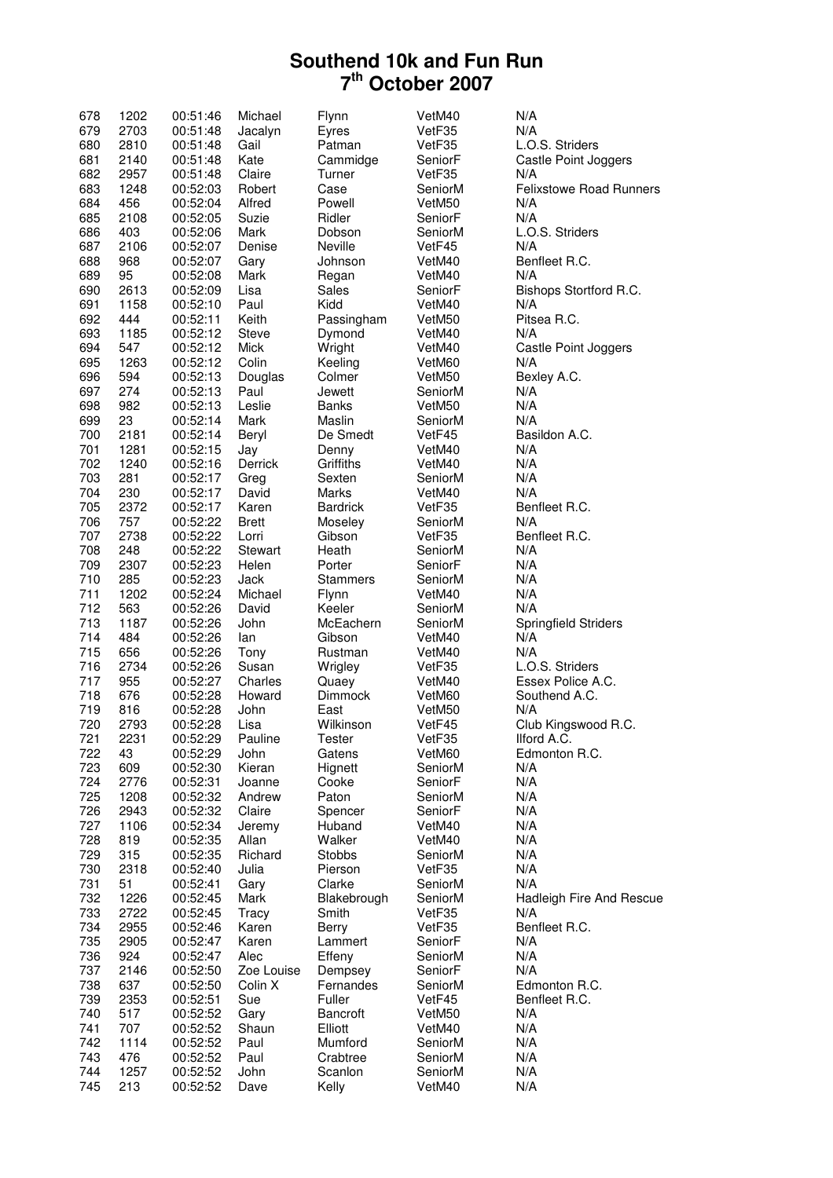# Southend 10k and Fun Run
## 7th October 2007

| | | | | | | |
|---|---|---|---|---|---|---|
| 678 | 1202 | 00:51:46 | Michael | Flynn | VetM40 | N/A |
| 679 | 2703 | 00:51:48 | Jacalyn | Eyres | VetF35 | N/A |
| 680 | 2810 | 00:51:48 | Gail | Patman | VetF35 | L.O.S. Striders |
| 681 | 2140 | 00:51:48 | Kate | Cammidge | SeniorF | Castle Point Joggers |
| 682 | 2957 | 00:51:48 | Claire | Turner | VetF35 | N/A |
| 683 | 1248 | 00:52:03 | Robert | Case | SeniorM | Felixstowe Road Runners |
| 684 | 456 | 00:52:04 | Alfred | Powell | VetM50 | N/A |
| 685 | 2108 | 00:52:05 | Suzie | Ridler | SeniorF | N/A |
| 686 | 403 | 00:52:06 | Mark | Dobson | SeniorM | L.O.S. Striders |
| 687 | 2106 | 00:52:07 | Denise | Neville | VetF45 | N/A |
| 688 | 968 | 00:52:07 | Gary | Johnson | VetM40 | Benfleet R.C. |
| 689 | 95 | 00:52:08 | Mark | Regan | VetM40 | N/A |
| 690 | 2613 | 00:52:09 | Lisa | Sales | SeniorF | Bishops Stortford R.C. |
| 691 | 1158 | 00:52:10 | Paul | Kidd | VetM40 | N/A |
| 692 | 444 | 00:52:11 | Keith | Passingham | VetM50 | Pitsea R.C. |
| 693 | 1185 | 00:52:12 | Steve | Dymond | VetM40 | N/A |
| 694 | 547 | 00:52:12 | Mick | Wright | VetM40 | Castle Point Joggers |
| 695 | 1263 | 00:52:12 | Colin | Keeling | VetM60 | N/A |
| 696 | 594 | 00:52:13 | Douglas | Colmer | VetM50 | Bexley A.C. |
| 697 | 274 | 00:52:13 | Paul | Jewett | SeniorM | N/A |
| 698 | 982 | 00:52:13 | Leslie | Banks | VetM50 | N/A |
| 699 | 23 | 00:52:14 | Mark | Maslin | SeniorM | N/A |
| 700 | 2181 | 00:52:14 | Beryl | De Smedt | VetF45 | Basildon A.C. |
| 701 | 1281 | 00:52:15 | Jay | Denny | VetM40 | N/A |
| 702 | 1240 | 00:52:16 | Derrick | Griffiths | VetM40 | N/A |
| 703 | 281 | 00:52:17 | Greg | Sexten | SeniorM | N/A |
| 704 | 230 | 00:52:17 | David | Marks | VetM40 | N/A |
| 705 | 2372 | 00:52:17 | Karen | Bardrick | VetF35 | Benfleet R.C. |
| 706 | 757 | 00:52:22 | Brett | Moseley | SeniorM | N/A |
| 707 | 2738 | 00:52:22 | Lorri | Gibson | VetF35 | Benfleet R.C. |
| 708 | 248 | 00:52:22 | Stewart | Heath | SeniorM | N/A |
| 709 | 2307 | 00:52:23 | Helen | Porter | SeniorF | N/A |
| 710 | 285 | 00:52:23 | Jack | Stammers | SeniorM | N/A |
| 711 | 1202 | 00:52:24 | Michael | Flynn | VetM40 | N/A |
| 712 | 563 | 00:52:26 | David | Keeler | SeniorM | N/A |
| 713 | 1187 | 00:52:26 | John | McEachern | SeniorM | Springfield Striders |
| 714 | 484 | 00:52:26 | Ian | Gibson | VetM40 | N/A |
| 715 | 656 | 00:52:26 | Tony | Rustman | VetM40 | N/A |
| 716 | 2734 | 00:52:26 | Susan | Wrigley | VetF35 | L.O.S. Striders |
| 717 | 955 | 00:52:27 | Charles | Quaey | VetM40 | Essex Police A.C. |
| 718 | 676 | 00:52:28 | Howard | Dimmock | VetM60 | Southend A.C. |
| 719 | 816 | 00:52:28 | John | East | VetM50 | N/A |
| 720 | 2793 | 00:52:28 | Lisa | Wilkinson | VetF45 | Club Kingswood R.C. |
| 721 | 2231 | 00:52:29 | Pauline | Tester | VetF35 | Ilford A.C. |
| 722 | 43 | 00:52:29 | John | Gatens | VetM60 | Edmonton R.C. |
| 723 | 609 | 00:52:30 | Kieran | Hignett | SeniorM | N/A |
| 724 | 2776 | 00:52:31 | Joanne | Cooke | SeniorF | N/A |
| 725 | 1208 | 00:52:32 | Andrew | Paton | SeniorM | N/A |
| 726 | 2943 | 00:52:32 | Claire | Spencer | SeniorF | N/A |
| 727 | 1106 | 00:52:34 | Jeremy | Huband | VetM40 | N/A |
| 728 | 819 | 00:52:35 | Allan | Walker | VetM40 | N/A |
| 729 | 315 | 00:52:35 | Richard | Stobbs | SeniorM | N/A |
| 730 | 2318 | 00:52:40 | Julia | Pierson | VetF35 | N/A |
| 731 | 51 | 00:52:41 | Gary | Clarke | SeniorM | N/A |
| 732 | 1226 | 00:52:45 | Mark | Blakebrough | SeniorM | Hadleigh Fire And Rescue |
| 733 | 2722 | 00:52:45 | Tracy | Smith | VetF35 | N/A |
| 734 | 2955 | 00:52:46 | Karen | Berry | VetF35 | Benfleet R.C. |
| 735 | 2905 | 00:52:47 | Karen | Lammert | SeniorF | N/A |
| 736 | 924 | 00:52:47 | Alec | Effeny | SeniorM | N/A |
| 737 | 2146 | 00:52:50 | Zoe Louise | Dempsey | SeniorF | N/A |
| 738 | 637 | 00:52:50 | Colin X | Fernandes | SeniorM | Edmonton R.C. |
| 739 | 2353 | 00:52:51 | Sue | Fuller | VetF45 | Benfleet R.C. |
| 740 | 517 | 00:52:52 | Gary | Bancroft | VetM50 | N/A |
| 741 | 707 | 00:52:52 | Shaun | Elliott | VetM40 | N/A |
| 742 | 1114 | 00:52:52 | Paul | Mumford | SeniorM | N/A |
| 743 | 476 | 00:52:52 | Paul | Crabtree | SeniorM | N/A |
| 744 | 1257 | 00:52:52 | John | Scanlon | SeniorM | N/A |
| 745 | 213 | 00:52:52 | Dave | Kelly | VetM40 | N/A |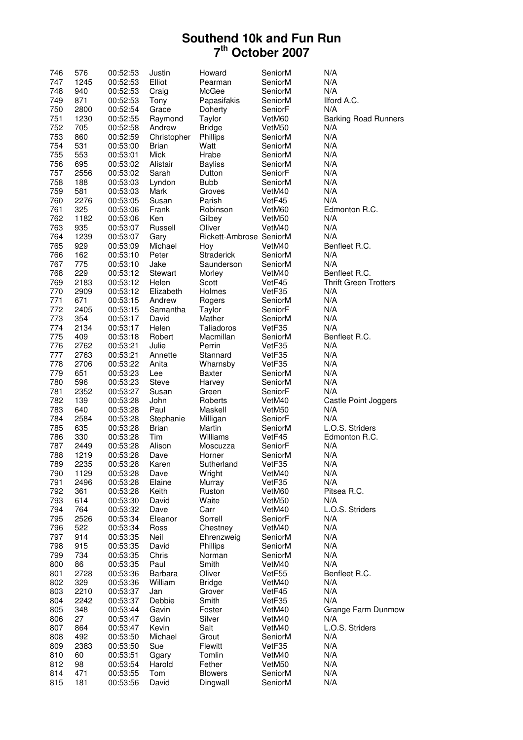# Southend 10k and Fun Run
## 7th October 2007

| | | | | | | |
|---|---|---|---|---|---|---|
| 746 | 576 | 00:52:53 | Justin | Howard | SeniorM | N/A |
| 747 | 1245 | 00:52:53 | Elliot | Pearman | SeniorM | N/A |
| 748 | 940 | 00:52:53 | Craig | McGee | SeniorM | N/A |
| 749 | 871 | 00:52:53 | Tony | Papasifakis | SeniorM | Ilford A.C. |
| 750 | 2800 | 00:52:54 | Grace | Doherty | SeniorF | N/A |
| 751 | 1230 | 00:52:55 | Raymond | Taylor | VetM60 | Barking Road Runners |
| 752 | 705 | 00:52:58 | Andrew | Bridge | VetM50 | N/A |
| 753 | 860 | 00:52:59 | Christopher | Phillips | SeniorM | N/A |
| 754 | 531 | 00:53:00 | Brian | Watt | SeniorM | N/A |
| 755 | 553 | 00:53:01 | Mick | Hrabe | SeniorM | N/A |
| 756 | 695 | 00:53:02 | Alistair | Bayliss | SeniorM | N/A |
| 757 | 2556 | 00:53:02 | Sarah | Dutton | SeniorF | N/A |
| 758 | 188 | 00:53:03 | Lyndon | Bubb | SeniorM | N/A |
| 759 | 581 | 00:53:03 | Mark | Groves | VetM40 | N/A |
| 760 | 2276 | 00:53:05 | Susan | Parish | VetF45 | N/A |
| 761 | 325 | 00:53:06 | Frank | Robinson | VetM60 | Edmonton R.C. |
| 762 | 1182 | 00:53:06 | Ken | Gilbey | VetM50 | N/A |
| 763 | 935 | 00:53:07 | Russell | Oliver | VetM40 | N/A |
| 764 | 1239 | 00:53:07 | Gary | Rickett-Ambrose | SeniorM | N/A |
| 765 | 929 | 00:53:09 | Michael | Hoy | VetM40 | Benfleet R.C. |
| 766 | 162 | 00:53:10 | Peter | Straderick | SeniorM | N/A |
| 767 | 775 | 00:53:10 | Jake | Saunderson | SeniorM | N/A |
| 768 | 229 | 00:53:12 | Stewart | Morley | VetM40 | Benfleet R.C. |
| 769 | 2183 | 00:53:12 | Helen | Scott | VetF45 | Thrift Green Trotters |
| 770 | 2909 | 00:53:12 | Elizabeth | Holmes | VetF35 | N/A |
| 771 | 671 | 00:53:15 | Andrew | Rogers | SeniorM | N/A |
| 772 | 2405 | 00:53:15 | Samantha | Taylor | SeniorF | N/A |
| 773 | 354 | 00:53:17 | David | Mather | SeniorM | N/A |
| 774 | 2134 | 00:53:17 | Helen | Taliadoros | VetF35 | N/A |
| 775 | 409 | 00:53:18 | Robert | Macmillan | SeniorM | Benfleet R.C. |
| 776 | 2762 | 00:53:21 | Julie | Perrin | VetF35 | N/A |
| 777 | 2763 | 00:53:21 | Annette | Stannard | VetF35 | N/A |
| 778 | 2706 | 00:53:22 | Anita | Wharnsby | VetF35 | N/A |
| 779 | 651 | 00:53:23 | Lee | Baxter | SeniorM | N/A |
| 780 | 596 | 00:53:23 | Steve | Harvey | SeniorM | N/A |
| 781 | 2352 | 00:53:27 | Susan | Green | SeniorF | N/A |
| 782 | 139 | 00:53:28 | John | Roberts | VetM40 | Castle Point Joggers |
| 783 | 640 | 00:53:28 | Paul | Maskell | VetM50 | N/A |
| 784 | 2584 | 00:53:28 | Stephanie | Milligan | SeniorF | N/A |
| 785 | 635 | 00:53:28 | Brian | Martin | SeniorM | L.O.S. Striders |
| 786 | 330 | 00:53:28 | Tim | Williams | VetF45 | Edmonton R.C. |
| 787 | 2449 | 00:53:28 | Alison | Moscuzza | SeniorF | N/A |
| 788 | 1219 | 00:53:28 | Dave | Horner | SeniorM | N/A |
| 789 | 2235 | 00:53:28 | Karen | Sutherland | VetF35 | N/A |
| 790 | 1129 | 00:53:28 | Dave | Wright | VetM40 | N/A |
| 791 | 2496 | 00:53:28 | Elaine | Murray | VetF35 | N/A |
| 792 | 361 | 00:53:28 | Keith | Ruston | VetM60 | Pitsea R.C. |
| 793 | 614 | 00:53:30 | David | Waite | VetM50 | N/A |
| 794 | 764 | 00:53:32 | Dave | Carr | VetM40 | L.O.S. Striders |
| 795 | 2526 | 00:53:34 | Eleanor | Sorrell | SeniorF | N/A |
| 796 | 522 | 00:53:34 | Ross | Chestney | VetM40 | N/A |
| 797 | 914 | 00:53:35 | Neil | Ehrenzweig | SeniorM | N/A |
| 798 | 915 | 00:53:35 | David | Phillips | SeniorM | N/A |
| 799 | 734 | 00:53:35 | Chris | Norman | SeniorM | N/A |
| 800 | 86 | 00:53:35 | Paul | Smith | VetM40 | N/A |
| 801 | 2728 | 00:53:36 | Barbara | Oliver | VetF55 | Benfleet R.C. |
| 802 | 329 | 00:53:36 | William | Bridge | VetM40 | N/A |
| 803 | 2210 | 00:53:37 | Jan | Grover | VetF45 | N/A |
| 804 | 2242 | 00:53:37 | Debbie | Smith | VetF35 | N/A |
| 805 | 348 | 00:53:44 | Gavin | Foster | VetM40 | Grange Farm Dunmow |
| 806 | 27 | 00:53:47 | Gavin | Silver | VetM40 | N/A |
| 807 | 864 | 00:53:47 | Kevin | Salt | VetM40 | L.O.S. Striders |
| 808 | 492 | 00:53:50 | Michael | Grout | SeniorM | N/A |
| 809 | 2383 | 00:53:50 | Sue | Flewitt | VetF35 | N/A |
| 810 | 60 | 00:53:51 | Ggary | Tomlin | VetM40 | N/A |
| 812 | 98 | 00:53:54 | Harold | Fether | VetM50 | N/A |
| 814 | 471 | 00:53:55 | Tom | Blowers | SeniorM | N/A |
| 815 | 181 | 00:53:56 | David | Dingwall | SeniorM | N/A |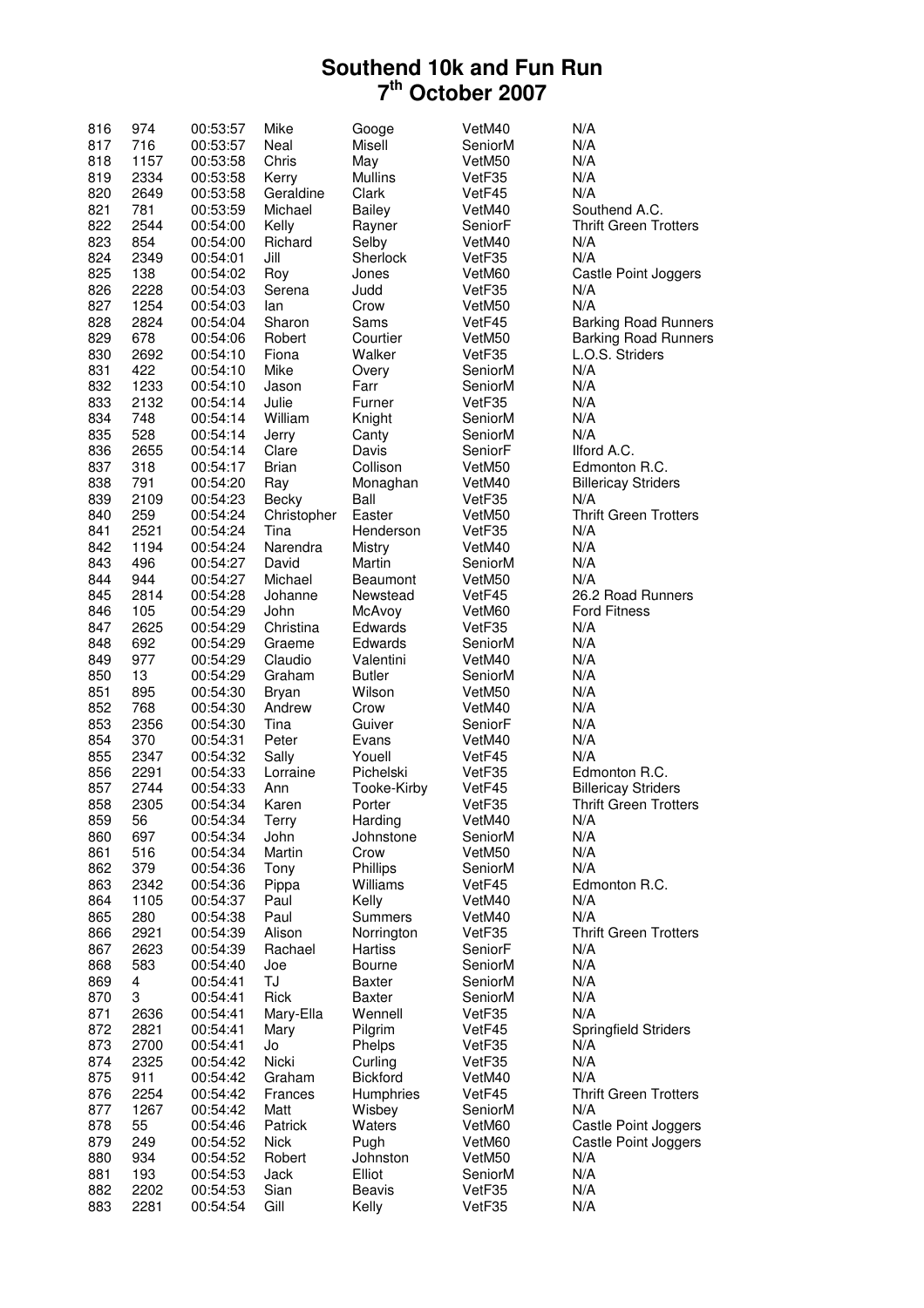# Southend 10k and Fun Run
## 7th October 2007

| | | | | | | |
|---|---|---|---|---|---|---|
| 816 | 974 | 00:53:57 | Mike | Googe | VetM40 | N/A |
| 817 | 716 | 00:53:57 | Neal | Misell | SeniorM | N/A |
| 818 | 1157 | 00:53:58 | Chris | May | VetM50 | N/A |
| 819 | 2334 | 00:53:58 | Kerry | Mullins | VetF35 | N/A |
| 820 | 2649 | 00:53:58 | Geraldine | Clark | VetF45 | N/A |
| 821 | 781 | 00:53:59 | Michael | Bailey | VetM40 | Southend A.C. |
| 822 | 2544 | 00:54:00 | Kelly | Rayner | SeniorF | Thrift Green Trotters |
| 823 | 854 | 00:54:00 | Richard | Selby | VetM40 | N/A |
| 824 | 2349 | 00:54:01 | Jill | Sherlock | VetF35 | N/A |
| 825 | 138 | 00:54:02 | Roy | Jones | VetM60 | Castle Point Joggers |
| 826 | 2228 | 00:54:03 | Serena | Judd | VetF35 | N/A |
| 827 | 1254 | 00:54:03 | Ian | Crow | VetM50 | N/A |
| 828 | 2824 | 00:54:04 | Sharon | Sams | VetF45 | Barking Road Runners |
| 829 | 678 | 00:54:06 | Robert | Courtier | VetM50 | Barking Road Runners |
| 830 | 2692 | 00:54:10 | Fiona | Walker | VetF35 | L.O.S. Striders |
| 831 | 422 | 00:54:10 | Mike | Overy | SeniorM | N/A |
| 832 | 1233 | 00:54:10 | Jason | Farr | SeniorM | N/A |
| 833 | 2132 | 00:54:14 | Julie | Furner | VetF35 | N/A |
| 834 | 748 | 00:54:14 | William | Knight | SeniorM | N/A |
| 835 | 528 | 00:54:14 | Jerry | Canty | SeniorM | N/A |
| 836 | 2655 | 00:54:14 | Clare | Davis | SeniorF | Ilford A.C. |
| 837 | 318 | 00:54:17 | Brian | Collison | VetM50 | Edmonton R.C. |
| 838 | 791 | 00:54:20 | Ray | Monaghan | VetM40 | Billericay Striders |
| 839 | 2109 | 00:54:23 | Becky | Ball | VetF35 | N/A |
| 840 | 259 | 00:54:24 | Christopher | Easter | VetM50 | Thrift Green Trotters |
| 841 | 2521 | 00:54:24 | Tina | Henderson | VetF35 | N/A |
| 842 | 1194 | 00:54:24 | Narendra | Mistry | VetM40 | N/A |
| 843 | 496 | 00:54:27 | David | Martin | SeniorM | N/A |
| 844 | 944 | 00:54:27 | Michael | Beaumont | VetM50 | N/A |
| 845 | 2814 | 00:54:28 | Johanne | Newstead | VetF45 | 26.2 Road Runners |
| 846 | 105 | 00:54:29 | John | McAvoy | VetM60 | Ford Fitness |
| 847 | 2625 | 00:54:29 | Christina | Edwards | VetF35 | N/A |
| 848 | 692 | 00:54:29 | Graeme | Edwards | SeniorM | N/A |
| 849 | 977 | 00:54:29 | Claudio | Valentini | VetM40 | N/A |
| 850 | 13 | 00:54:29 | Graham | Butler | SeniorM | N/A |
| 851 | 895 | 00:54:30 | Bryan | Wilson | VetM50 | N/A |
| 852 | 768 | 00:54:30 | Andrew | Crow | VetM40 | N/A |
| 853 | 2356 | 00:54:30 | Tina | Guiver | SeniorF | N/A |
| 854 | 370 | 00:54:31 | Peter | Evans | VetM40 | N/A |
| 855 | 2347 | 00:54:32 | Sally | Youell | VetF45 | N/A |
| 856 | 2291 | 00:54:33 | Lorraine | Pichelski | VetF35 | Edmonton R.C. |
| 857 | 2744 | 00:54:33 | Ann | Tooke-Kirby | VetF45 | Billericay Striders |
| 858 | 2305 | 00:54:34 | Karen | Porter | VetF35 | Thrift Green Trotters |
| 859 | 56 | 00:54:34 | Terry | Harding | VetM40 | N/A |
| 860 | 697 | 00:54:34 | John | Johnstone | SeniorM | N/A |
| 861 | 516 | 00:54:34 | Martin | Crow | VetM50 | N/A |
| 862 | 379 | 00:54:36 | Tony | Phillips | SeniorM | N/A |
| 863 | 2342 | 00:54:36 | Pippa | Williams | VetF45 | Edmonton R.C. |
| 864 | 1105 | 00:54:37 | Paul | Kelly | VetM40 | N/A |
| 865 | 280 | 00:54:38 | Paul | Summers | VetM40 | N/A |
| 866 | 2921 | 00:54:39 | Alison | Norrington | VetF35 | Thrift Green Trotters |
| 867 | 2623 | 00:54:39 | Rachael | Hartiss | SeniorF | N/A |
| 868 | 583 | 00:54:40 | Joe | Bourne | SeniorM | N/A |
| 869 | 4 | 00:54:41 | TJ | Baxter | SeniorM | N/A |
| 870 | 3 | 00:54:41 | Rick | Baxter | SeniorM | N/A |
| 871 | 2636 | 00:54:41 | Mary-Ella | Wennell | VetF35 | N/A |
| 872 | 2821 | 00:54:41 | Mary | Pilgrim | VetF45 | Springfield Striders |
| 873 | 2700 | 00:54:41 | Jo | Phelps | VetF35 | N/A |
| 874 | 2325 | 00:54:42 | Nicki | Curling | VetF35 | N/A |
| 875 | 911 | 00:54:42 | Graham | Bickford | VetM40 | N/A |
| 876 | 2254 | 00:54:42 | Frances | Humphries | VetF45 | Thrift Green Trotters |
| 877 | 1267 | 00:54:42 | Matt | Wisbey | SeniorM | N/A |
| 878 | 55 | 00:54:46 | Patrick | Waters | VetM60 | Castle Point Joggers |
| 879 | 249 | 00:54:52 | Nick | Pugh | VetM60 | Castle Point Joggers |
| 880 | 934 | 00:54:52 | Robert | Johnston | VetM50 | N/A |
| 881 | 193 | 00:54:53 | Jack | Elliot | SeniorM | N/A |
| 882 | 2202 | 00:54:53 | Sian | Beavis | VetF35 | N/A |
| 883 | 2281 | 00:54:54 | Gill | Kelly | VetF35 | N/A |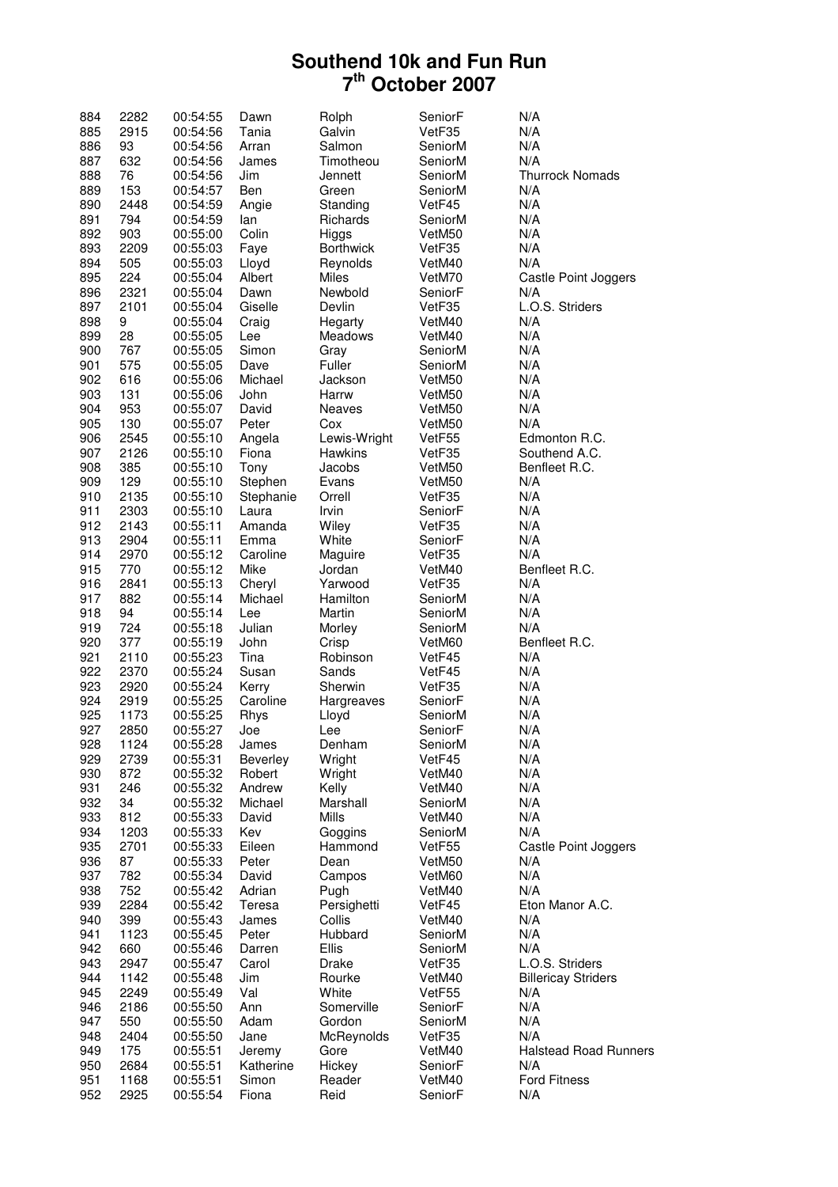# Southend 10k and Fun Run
## 7th October 2007

| | | | | | | |
|---|---|---|---|---|---|---|
| 884 | 2282 | 00:54:55 | Dawn | Rolph | SeniorF | N/A |
| 885 | 2915 | 00:54:56 | Tania | Galvin | VetF35 | N/A |
| 886 | 93 | 00:54:56 | Arran | Salmon | SeniorM | N/A |
| 887 | 632 | 00:54:56 | James | Timotheou | SeniorM | N/A |
| 888 | 76 | 00:54:56 | Jim | Jennett | SeniorM | Thurrock Nomads |
| 889 | 153 | 00:54:57 | Ben | Green | SeniorM | N/A |
| 890 | 2448 | 00:54:59 | Angie | Standing | VetF45 | N/A |
| 891 | 794 | 00:54:59 | Ian | Richards | SeniorM | N/A |
| 892 | 903 | 00:55:00 | Colin | Higgs | VetM50 | N/A |
| 893 | 2209 | 00:55:03 | Faye | Borthwick | VetF35 | N/A |
| 894 | 505 | 00:55:03 | Lloyd | Reynolds | VetM40 | N/A |
| 895 | 224 | 00:55:04 | Albert | Miles | VetM70 | Castle Point Joggers |
| 896 | 2321 | 00:55:04 | Dawn | Newbold | SeniorF | N/A |
| 897 | 2101 | 00:55:04 | Giselle | Devlin | VetF35 | L.O.S. Striders |
| 898 | 9 | 00:55:04 | Craig | Hegarty | VetM40 | N/A |
| 899 | 28 | 00:55:05 | Lee | Meadows | VetM40 | N/A |
| 900 | 767 | 00:55:05 | Simon | Gray | SeniorM | N/A |
| 901 | 575 | 00:55:05 | Dave | Fuller | SeniorM | N/A |
| 902 | 616 | 00:55:06 | Michael | Jackson | VetM50 | N/A |
| 903 | 131 | 00:55:06 | John | Harrw | VetM50 | N/A |
| 904 | 953 | 00:55:07 | David | Neaves | VetM50 | N/A |
| 905 | 130 | 00:55:07 | Peter | Cox | VetM50 | N/A |
| 906 | 2545 | 00:55:10 | Angela | Lewis-Wright | VetF55 | Edmonton R.C. |
| 907 | 2126 | 00:55:10 | Fiona | Hawkins | VetF35 | Southend A.C. |
| 908 | 385 | 00:55:10 | Tony | Jacobs | VetM50 | Benfleet R.C. |
| 909 | 129 | 00:55:10 | Stephen | Evans | VetM50 | N/A |
| 910 | 2135 | 00:55:10 | Stephanie | Orrell | VetF35 | N/A |
| 911 | 2303 | 00:55:10 | Laura | Irvin | SeniorF | N/A |
| 912 | 2143 | 00:55:11 | Amanda | Wiley | VetF35 | N/A |
| 913 | 2904 | 00:55:11 | Emma | White | SeniorF | N/A |
| 914 | 2970 | 00:55:12 | Caroline | Maguire | VetF35 | N/A |
| 915 | 770 | 00:55:12 | Mike | Jordan | VetM40 | Benfleet R.C. |
| 916 | 2841 | 00:55:13 | Cheryl | Yarwood | VetF35 | N/A |
| 917 | 882 | 00:55:14 | Michael | Hamilton | SeniorM | N/A |
| 918 | 94 | 00:55:14 | Lee | Martin | SeniorM | N/A |
| 919 | 724 | 00:55:18 | Julian | Morley | SeniorM | N/A |
| 920 | 377 | 00:55:19 | John | Crisp | VetM60 | Benfleet R.C. |
| 921 | 2110 | 00:55:23 | Tina | Robinson | VetF45 | N/A |
| 922 | 2370 | 00:55:24 | Susan | Sands | VetF45 | N/A |
| 923 | 2920 | 00:55:24 | Kerry | Sherwin | VetF35 | N/A |
| 924 | 2919 | 00:55:25 | Caroline | Hargreaves | SeniorF | N/A |
| 925 | 1173 | 00:55:25 | Rhys | Lloyd | SeniorM | N/A |
| 927 | 2850 | 00:55:27 | Joe | Lee | SeniorF | N/A |
| 928 | 1124 | 00:55:28 | James | Denham | SeniorM | N/A |
| 929 | 2739 | 00:55:31 | Beverley | Wright | VetF45 | N/A |
| 930 | 872 | 00:55:32 | Robert | Wright | VetM40 | N/A |
| 931 | 246 | 00:55:32 | Andrew | Kelly | VetM40 | N/A |
| 932 | 34 | 00:55:32 | Michael | Marshall | SeniorM | N/A |
| 933 | 812 | 00:55:33 | David | Mills | VetM40 | N/A |
| 934 | 1203 | 00:55:33 | Kev | Goggins | SeniorM | N/A |
| 935 | 2701 | 00:55:33 | Eileen | Hammond | VetF55 | Castle Point Joggers |
| 936 | 87 | 00:55:33 | Peter | Dean | VetM50 | N/A |
| 937 | 782 | 00:55:34 | David | Campos | VetM60 | N/A |
| 938 | 752 | 00:55:42 | Adrian | Pugh | VetM40 | N/A |
| 939 | 2284 | 00:55:42 | Teresa | Persighetti | VetF45 | Eton Manor A.C. |
| 940 | 399 | 00:55:43 | James | Collis | VetM40 | N/A |
| 941 | 1123 | 00:55:45 | Peter | Hubbard | SeniorM | N/A |
| 942 | 660 | 00:55:46 | Darren | Ellis | SeniorM | N/A |
| 943 | 2947 | 00:55:47 | Carol | Drake | VetF35 | L.O.S. Striders |
| 944 | 1142 | 00:55:48 | Jim | Rourke | VetM40 | Billericay Striders |
| 945 | 2249 | 00:55:49 | Val | White | VetF55 | N/A |
| 946 | 2186 | 00:55:50 | Ann | Somerville | SeniorF | N/A |
| 947 | 550 | 00:55:50 | Adam | Gordon | SeniorM | N/A |
| 948 | 2404 | 00:55:50 | Jane | McReynolds | VetF35 | N/A |
| 949 | 175 | 00:55:51 | Jeremy | Gore | VetM40 | Halstead Road Runners |
| 950 | 2684 | 00:55:51 | Katherine | Hickey | SeniorF | N/A |
| 951 | 1168 | 00:55:51 | Simon | Reader | VetM40 | Ford Fitness |
| 952 | 2925 | 00:55:54 | Fiona | Reid | SeniorF | N/A |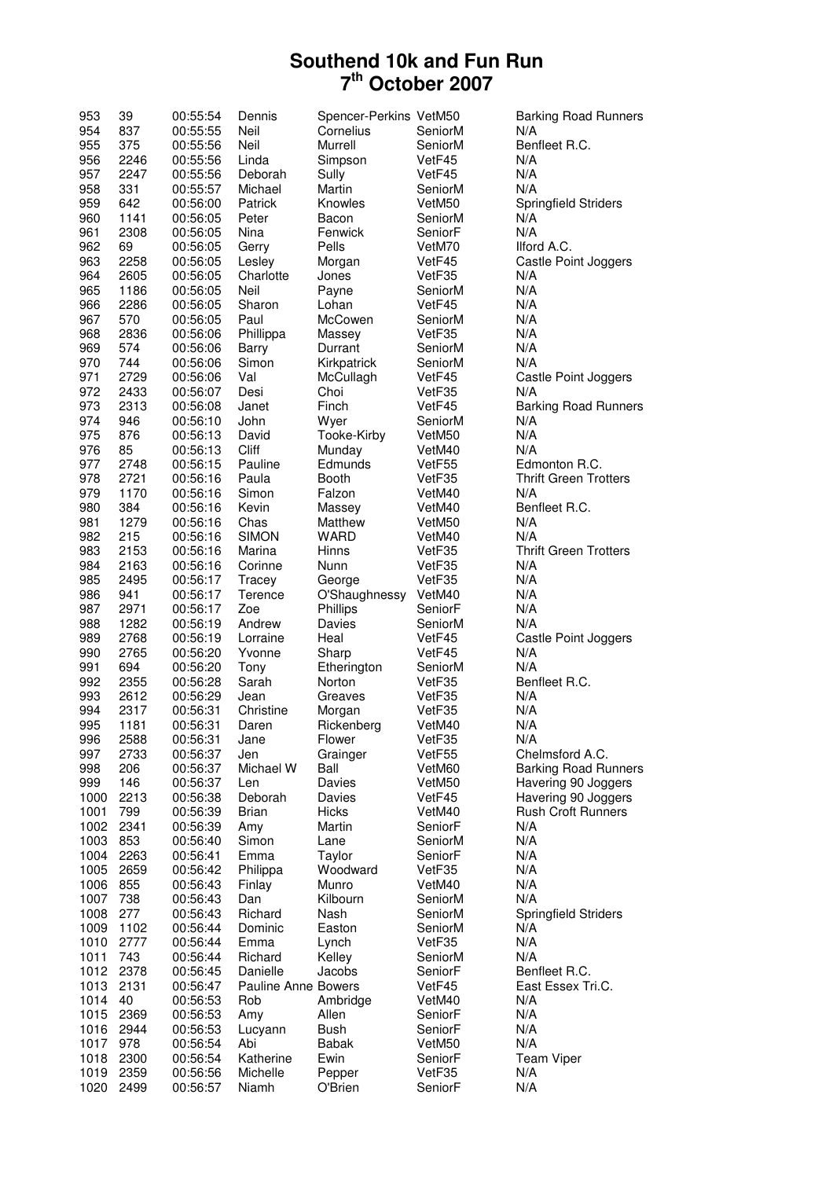# Southend 10k and Fun Run
## 7th October 2007

| | | | | | | |
|---|---|---|---|---|---|---|
| 953 | 39 | 00:55:54 | Dennis | Spencer-Perkins | VetM50 | Barking Road Runners |
| 954 | 837 | 00:55:55 | Neil | Cornelius | SeniorM | N/A |
| 955 | 375 | 00:55:56 | Neil | Murrell | SeniorM | Benfleet R.C. |
| 956 | 2246 | 00:55:56 | Linda | Simpson | VetF45 | N/A |
| 957 | 2247 | 00:55:56 | Deborah | Sully | VetF45 | N/A |
| 958 | 331 | 00:55:57 | Michael | Martin | SeniorM | N/A |
| 959 | 642 | 00:56:00 | Patrick | Knowles | VetM50 | Springfield Striders |
| 960 | 1141 | 00:56:05 | Peter | Bacon | SeniorM | N/A |
| 961 | 2308 | 00:56:05 | Nina | Fenwick | SeniorF | N/A |
| 962 | 69 | 00:56:05 | Gerry | Pells | VetM70 | Ilford A.C. |
| 963 | 2258 | 00:56:05 | Lesley | Morgan | VetF45 | Castle Point Joggers |
| 964 | 2605 | 00:56:05 | Charlotte | Jones | VetF35 | N/A |
| 965 | 1186 | 00:56:05 | Neil | Payne | SeniorM | N/A |
| 966 | 2286 | 00:56:05 | Sharon | Lohan | VetF45 | N/A |
| 967 | 570 | 00:56:05 | Paul | McCowen | SeniorM | N/A |
| 968 | 2836 | 00:56:06 | Phillippa | Massey | VetF35 | N/A |
| 969 | 574 | 00:56:06 | Barry | Durrant | SeniorM | N/A |
| 970 | 744 | 00:56:06 | Simon | Kirkpatrick | SeniorM | N/A |
| 971 | 2729 | 00:56:06 | Val | McCullagh | VetF45 | Castle Point Joggers |
| 972 | 2433 | 00:56:07 | Desi | Choi | VetF35 | N/A |
| 973 | 2313 | 00:56:08 | Janet | Finch | VetF45 | Barking Road Runners |
| 974 | 946 | 00:56:10 | John | Wyer | SeniorM | N/A |
| 975 | 876 | 00:56:13 | David | Tooke-Kirby | VetM50 | N/A |
| 976 | 85 | 00:56:13 | Cliff | Munday | VetM40 | N/A |
| 977 | 2748 | 00:56:15 | Pauline | Edmunds | VetF55 | Edmonton R.C. |
| 978 | 2721 | 00:56:16 | Paula | Booth | VetF35 | Thrift Green Trotters |
| 979 | 1170 | 00:56:16 | Simon | Falzon | VetM40 | N/A |
| 980 | 384 | 00:56:16 | Kevin | Massey | VetM40 | Benfleet R.C. |
| 981 | 1279 | 00:56:16 | Chas | Matthew | VetM50 | N/A |
| 982 | 215 | 00:56:16 | SIMON | WARD | VetM40 | N/A |
| 983 | 2153 | 00:56:16 | Marina | Hinns | VetF35 | Thrift Green Trotters |
| 984 | 2163 | 00:56:16 | Corinne | Nunn | VetF35 | N/A |
| 985 | 2495 | 00:56:17 | Tracey | George | VetF35 | N/A |
| 986 | 941 | 00:56:17 | Terence | O'Shaughnessy | VetM40 | N/A |
| 987 | 2971 | 00:56:17 | Zoe | Phillips | SeniorF | N/A |
| 988 | 1282 | 00:56:19 | Andrew | Davies | SeniorM | N/A |
| 989 | 2768 | 00:56:19 | Lorraine | Heal | VetF45 | Castle Point Joggers |
| 990 | 2765 | 00:56:20 | Yvonne | Sharp | VetF45 | N/A |
| 991 | 694 | 00:56:20 | Tony | Etherington | SeniorM | N/A |
| 992 | 2355 | 00:56:28 | Sarah | Norton | VetF35 | Benfleet R.C. |
| 993 | 2612 | 00:56:29 | Jean | Greaves | VetF35 | N/A |
| 994 | 2317 | 00:56:31 | Christine | Morgan | VetF35 | N/A |
| 995 | 1181 | 00:56:31 | Daren | Rickenberg | VetM40 | N/A |
| 996 | 2588 | 00:56:31 | Jane | Flower | VetF35 | N/A |
| 997 | 2733 | 00:56:37 | Jen | Grainger | VetF55 | Chelmsford A.C. |
| 998 | 206 | 00:56:37 | Michael W | Ball | VetM60 | Barking Road Runners |
| 999 | 146 | 00:56:37 | Len | Davies | VetM50 | Havering 90 Joggers |
| 1000 | 2213 | 00:56:38 | Deborah | Davies | VetF45 | Havering 90 Joggers |
| 1001 | 799 | 00:56:39 | Brian | Hicks | VetM40 | Rush Croft Runners |
| 1002 | 2341 | 00:56:39 | Amy | Martin | SeniorF | N/A |
| 1003 | 853 | 00:56:40 | Simon | Lane | SeniorM | N/A |
| 1004 | 2263 | 00:56:41 | Emma | Taylor | SeniorF | N/A |
| 1005 | 2659 | 00:56:42 | Philippa | Woodward | VetF35 | N/A |
| 1006 | 855 | 00:56:43 | Finlay | Munro | VetM40 | N/A |
| 1007 | 738 | 00:56:43 | Dan | Kilbourn | SeniorM | N/A |
| 1008 | 277 | 00:56:43 | Richard | Nash | SeniorM | Springfield Striders |
| 1009 | 1102 | 00:56:44 | Dominic | Easton | SeniorM | N/A |
| 1010 | 2777 | 00:56:44 | Emma | Lynch | VetF35 | N/A |
| 1011 | 743 | 00:56:44 | Richard | Kelley | SeniorM | N/A |
| 1012 | 2378 | 00:56:45 | Danielle | Jacobs | SeniorF | Benfleet R.C. |
| 1013 | 2131 | 00:56:47 | Pauline Anne | Bowers | VetF45 | East Essex Tri.C. |
| 1014 | 40 | 00:56:53 | Rob | Ambridge | VetM40 | N/A |
| 1015 | 2369 | 00:56:53 | Amy | Allen | SeniorF | N/A |
| 1016 | 2944 | 00:56:53 | Lucyann | Bush | SeniorF | N/A |
| 1017 | 978 | 00:56:54 | Abi | Babak | VetM50 | N/A |
| 1018 | 2300 | 00:56:54 | Katherine | Ewin | SeniorF | Team Viper |
| 1019 | 2359 | 00:56:56 | Michelle | Pepper | VetF35 | N/A |
| 1020 | 2499 | 00:56:57 | Niamh | O'Brien | SeniorF | N/A |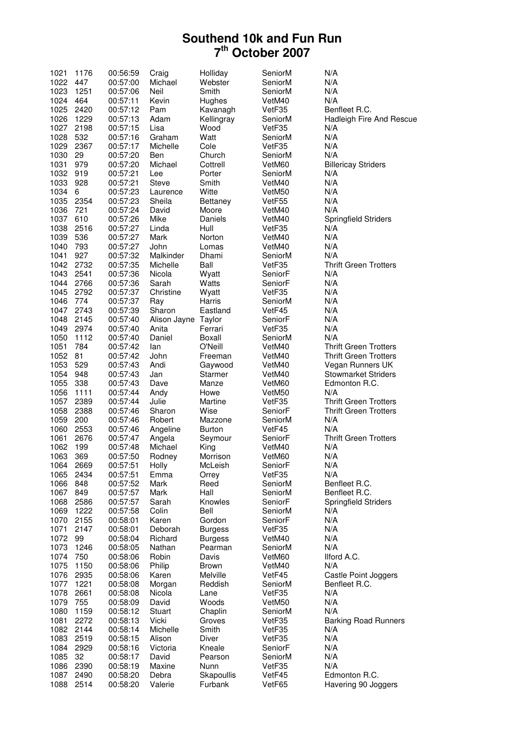# Southend 10k and Fun Run
## 7th October 2007

| | | | | | | |
|---|---|---|---|---|---|---|
| 1021 | 1176 | 00:56:59 | Craig | Holliday | SeniorM | N/A |
| 1022 | 447 | 00:57:00 | Michael | Webster | SeniorM | N/A |
| 1023 | 1251 | 00:57:06 | Neil | Smith | SeniorM | N/A |
| 1024 | 464 | 00:57:11 | Kevin | Hughes | VetM40 | N/A |
| 1025 | 2420 | 00:57:12 | Pam | Kavanagh | VetF35 | Benfleet R.C. |
| 1026 | 1229 | 00:57:13 | Adam | Kellingray | SeniorM | Hadleigh Fire And Rescue |
| 1027 | 2198 | 00:57:15 | Lisa | Wood | VetF35 | N/A |
| 1028 | 532 | 00:57:16 | Graham | Watt | SeniorM | N/A |
| 1029 | 2367 | 00:57:17 | Michelle | Cole | VetF35 | N/A |
| 1030 | 29 | 00:57:20 | Ben | Church | SeniorM | N/A |
| 1031 | 979 | 00:57:20 | Michael | Cottrell | VetM60 | Billericay Striders |
| 1032 | 919 | 00:57:21 | Lee | Porter | SeniorM | N/A |
| 1033 | 928 | 00:57:21 | Steve | Smith | VetM40 | N/A |
| 1034 | 6 | 00:57:23 | Laurence | Witte | VetM50 | N/A |
| 1035 | 2354 | 00:57:23 | Sheila | Bettaney | VetF55 | N/A |
| 1036 | 721 | 00:57:24 | David | Moore | VetM40 | N/A |
| 1037 | 610 | 00:57:26 | Mike | Daniels | VetM40 | Springfield Striders |
| 1038 | 2516 | 00:57:27 | Linda | Hull | VetF35 | N/A |
| 1039 | 536 | 00:57:27 | Mark | Norton | VetM40 | N/A |
| 1040 | 793 | 00:57:27 | John | Lomas | VetM40 | N/A |
| 1041 | 927 | 00:57:32 | Malkinder | Dhami | SeniorM | N/A |
| 1042 | 2732 | 00:57:35 | Michelle | Ball | VetF35 | Thrift Green Trotters |
| 1043 | 2541 | 00:57:36 | Nicola | Wyatt | SeniorF | N/A |
| 1044 | 2766 | 00:57:36 | Sarah | Watts | SeniorF | N/A |
| 1045 | 2792 | 00:57:37 | Christine | Wyatt | VetF35 | N/A |
| 1046 | 774 | 00:57:37 | Ray | Harris | SeniorM | N/A |
| 1047 | 2743 | 00:57:39 | Sharon | Eastland | VetF45 | N/A |
| 1048 | 2145 | 00:57:40 | Alison Jayne | Taylor | SeniorF | N/A |
| 1049 | 2974 | 00:57:40 | Anita | Ferrari | VetF35 | N/A |
| 1050 | 1112 | 00:57:40 | Daniel | Boxall | SeniorM | N/A |
| 1051 | 784 | 00:57:42 | Ian | O'Neill | VetM40 | Thrift Green Trotters |
| 1052 | 81 | 00:57:42 | John | Freeman | VetM40 | Thrift Green Trotters |
| 1053 | 529 | 00:57:43 | Andi | Gaywood | VetM40 | Vegan Runners UK |
| 1054 | 948 | 00:57:43 | Jan | Starmer | VetM40 | Stowmarket Striders |
| 1055 | 338 | 00:57:43 | Dave | Manze | VetM60 | Edmonton R.C. |
| 1056 | 1111 | 00:57:44 | Andy | Howe | VetM50 | N/A |
| 1057 | 2389 | 00:57:44 | Julie | Martine | VetF35 | Thrift Green Trotters |
| 1058 | 2388 | 00:57:46 | Sharon | Wise | SeniorF | Thrift Green Trotters |
| 1059 | 200 | 00:57:46 | Robert | Mazzone | SeniorM | N/A |
| 1060 | 2553 | 00:57:46 | Angeline | Burton | VetF45 | N/A |
| 1061 | 2676 | 00:57:47 | Angela | Seymour | SeniorF | Thrift Green Trotters |
| 1062 | 199 | 00:57:48 | Michael | King | VetM40 | N/A |
| 1063 | 369 | 00:57:50 | Rodney | Morrison | VetM60 | N/A |
| 1064 | 2669 | 00:57:51 | Holly | McLeish | SeniorF | N/A |
| 1065 | 2434 | 00:57:51 | Emma | Orrey | VetF35 | N/A |
| 1066 | 848 | 00:57:52 | Mark | Reed | SeniorM | Benfleet R.C. |
| 1067 | 849 | 00:57:57 | Mark | Hall | SeniorM | Benfleet R.C. |
| 1068 | 2586 | 00:57:57 | Sarah | Knowles | SeniorF | Springfield Striders |
| 1069 | 1222 | 00:57:58 | Colin | Bell | SeniorM | N/A |
| 1070 | 2155 | 00:58:01 | Karen | Gordon | SeniorF | N/A |
| 1071 | 2147 | 00:58:01 | Deborah | Burgess | VetF35 | N/A |
| 1072 | 99 | 00:58:04 | Richard | Burgess | VetM40 | N/A |
| 1073 | 1246 | 00:58:05 | Nathan | Pearman | SeniorM | N/A |
| 1074 | 750 | 00:58:06 | Robin | Davis | VetM60 | Ilford A.C. |
| 1075 | 1150 | 00:58:06 | Philip | Brown | VetM40 | N/A |
| 1076 | 2935 | 00:58:06 | Karen | Melville | VetF45 | Castle Point Joggers |
| 1077 | 1221 | 00:58:08 | Morgan | Reddish | SeniorM | Benfleet R.C. |
| 1078 | 2661 | 00:58:08 | Nicola | Lane | VetF35 | N/A |
| 1079 | 755 | 00:58:09 | David | Woods | VetM50 | N/A |
| 1080 | 1159 | 00:58:12 | Stuart | Chaplin | SeniorM | N/A |
| 1081 | 2272 | 00:58:13 | Vicki | Groves | VetF35 | Barking Road Runners |
| 1082 | 2144 | 00:58:14 | Michelle | Smith | VetF35 | N/A |
| 1083 | 2519 | 00:58:15 | Alison | Diver | VetF35 | N/A |
| 1084 | 2929 | 00:58:16 | Victoria | Kneale | SeniorF | N/A |
| 1085 | 32 | 00:58:17 | David | Pearson | SeniorM | N/A |
| 1086 | 2390 | 00:58:19 | Maxine | Nunn | VetF35 | N/A |
| 1087 | 2490 | 00:58:20 | Debra | Skapoullis | VetF45 | Edmonton R.C. |
| 1088 | 2514 | 00:58:20 | Valerie | Furbank | VetF65 | Havering 90 Joggers |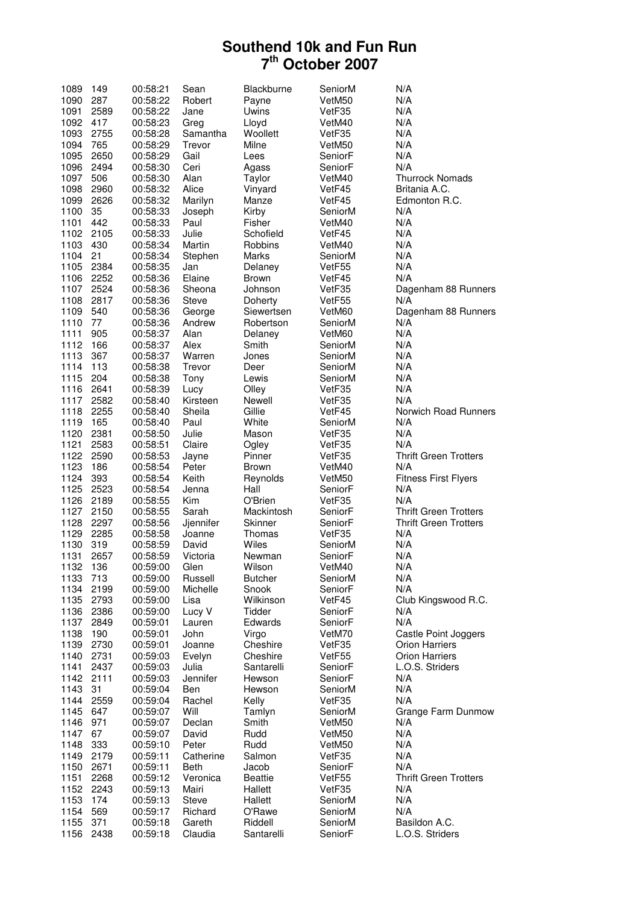# Southend 10k and Fun Run
## 7th October 2007

| | | | | | | |
|---|---|---|---|---|---|---|
| 1089 | 149 | 00:58:21 | Sean | Blackburne | SeniorM | N/A |
| 1090 | 287 | 00:58:22 | Robert | Payne | VetM50 | N/A |
| 1091 | 2589 | 00:58:22 | Jane | Uwins | VetF35 | N/A |
| 1092 | 417 | 00:58:23 | Greg | Lloyd | VetM40 | N/A |
| 1093 | 2755 | 00:58:28 | Samantha | Woollett | VetF35 | N/A |
| 1094 | 765 | 00:58:29 | Trevor | Milne | VetM50 | N/A |
| 1095 | 2650 | 00:58:29 | Gail | Lees | SeniorF | N/A |
| 1096 | 2494 | 00:58:30 | Ceri | Agass | SeniorF | N/A |
| 1097 | 506 | 00:58:30 | Alan | Taylor | VetM40 | Thurrock Nomads |
| 1098 | 2960 | 00:58:32 | Alice | Vinyard | VetF45 | Britania A.C. |
| 1099 | 2626 | 00:58:32 | Marilyn | Manze | VetF45 | Edmonton R.C. |
| 1100 | 35 | 00:58:33 | Joseph | Kirby | SeniorM | N/A |
| 1101 | 442 | 00:58:33 | Paul | Fisher | VetM40 | N/A |
| 1102 | 2105 | 00:58:33 | Julie | Schofield | VetF45 | N/A |
| 1103 | 430 | 00:58:34 | Martin | Robbins | VetM40 | N/A |
| 1104 | 21 | 00:58:34 | Stephen | Marks | SeniorM | N/A |
| 1105 | 2384 | 00:58:35 | Jan | Delaney | VetF55 | N/A |
| 1106 | 2252 | 00:58:36 | Elaine | Brown | VetF45 | N/A |
| 1107 | 2524 | 00:58:36 | Sheona | Johnson | VetF35 | Dagenham 88 Runners |
| 1108 | 2817 | 00:58:36 | Steve | Doherty | VetF55 | N/A |
| 1109 | 540 | 00:58:36 | George | Siewertsen | VetM60 | Dagenham 88 Runners |
| 1110 | 77 | 00:58:36 | Andrew | Robertson | SeniorM | N/A |
| 1111 | 905 | 00:58:37 | Alan | Delaney | VetM60 | N/A |
| 1112 | 166 | 00:58:37 | Alex | Smith | SeniorM | N/A |
| 1113 | 367 | 00:58:37 | Warren | Jones | SeniorM | N/A |
| 1114 | 113 | 00:58:38 | Trevor | Deer | SeniorM | N/A |
| 1115 | 204 | 00:58:38 | Tony | Lewis | SeniorM | N/A |
| 1116 | 2641 | 00:58:39 | Lucy | Olley | VetF35 | N/A |
| 1117 | 2582 | 00:58:40 | Kirsteen | Newell | VetF35 | N/A |
| 1118 | 2255 | 00:58:40 | Sheila | Gillie | VetF45 | Norwich Road Runners |
| 1119 | 165 | 00:58:40 | Paul | White | SeniorM | N/A |
| 1120 | 2381 | 00:58:50 | Julie | Mason | VetF35 | N/A |
| 1121 | 2583 | 00:58:51 | Claire | Ogley | VetF35 | N/A |
| 1122 | 2590 | 00:58:53 | Jayne | Pinner | VetF35 | Thrift Green Trotters |
| 1123 | 186 | 00:58:54 | Peter | Brown | VetM40 | N/A |
| 1124 | 393 | 00:58:54 | Keith | Reynolds | VetM50 | Fitness First Flyers |
| 1125 | 2523 | 00:58:54 | Jenna | Hall | SeniorF | N/A |
| 1126 | 2189 | 00:58:55 | Kim | O'Brien | VetF35 | N/A |
| 1127 | 2150 | 00:58:55 | Sarah | Mackintosh | SeniorF | Thrift Green Trotters |
| 1128 | 2297 | 00:58:56 | Jjennifer | Skinner | SeniorF | Thrift Green Trotters |
| 1129 | 2285 | 00:58:58 | Joanne | Thomas | VetF35 | N/A |
| 1130 | 319 | 00:58:59 | David | Wiles | SeniorM | N/A |
| 1131 | 2657 | 00:58:59 | Victoria | Newman | SeniorF | N/A |
| 1132 | 136 | 00:59:00 | Glen | Wilson | VetM40 | N/A |
| 1133 | 713 | 00:59:00 | Russell | Butcher | SeniorM | N/A |
| 1134 | 2199 | 00:59:00 | Michelle | Snook | SeniorF | N/A |
| 1135 | 2793 | 00:59:00 | Lisa | Wilkinson | VetF45 | Club Kingswood R.C. |
| 1136 | 2386 | 00:59:00 | Lucy V | Tidder | SeniorF | N/A |
| 1137 | 2849 | 00:59:01 | Lauren | Edwards | SeniorF | N/A |
| 1138 | 190 | 00:59:01 | John | Virgo | VetM70 | Castle Point Joggers |
| 1139 | 2730 | 00:59:01 | Joanne | Cheshire | VetF35 | Orion Harriers |
| 1140 | 2731 | 00:59:03 | Evelyn | Cheshire | VetF55 | Orion Harriers |
| 1141 | 2437 | 00:59:03 | Julia | Santarelli | SeniorF | L.O.S. Striders |
| 1142 | 2111 | 00:59:03 | Jennifer | Hewson | SeniorF | N/A |
| 1143 | 31 | 00:59:04 | Ben | Hewson | SeniorM | N/A |
| 1144 | 2559 | 00:59:04 | Rachel | Kelly | VetF35 | N/A |
| 1145 | 647 | 00:59:07 | Will | Tamlyn | SeniorM | Grange Farm Dunmow |
| 1146 | 971 | 00:59:07 | Declan | Smith | VetM50 | N/A |
| 1147 | 67 | 00:59:07 | David | Rudd | VetM50 | N/A |
| 1148 | 333 | 00:59:10 | Peter | Rudd | VetM50 | N/A |
| 1149 | 2179 | 00:59:11 | Catherine | Salmon | VetF35 | N/A |
| 1150 | 2671 | 00:59:11 | Beth | Jacob | SeniorF | N/A |
| 1151 | 2268 | 00:59:12 | Veronica | Beattie | VetF55 | Thrift Green Trotters |
| 1152 | 2243 | 00:59:13 | Mairi | Hallett | VetF35 | N/A |
| 1153 | 174 | 00:59:13 | Steve | Hallett | SeniorM | N/A |
| 1154 | 569 | 00:59:17 | Richard | O'Rawe | SeniorM | N/A |
| 1155 | 371 | 00:59:18 | Gareth | Riddell | SeniorM | Basildon A.C. |
| 1156 | 2438 | 00:59:18 | Claudia | Santarelli | SeniorF | L.O.S. Striders |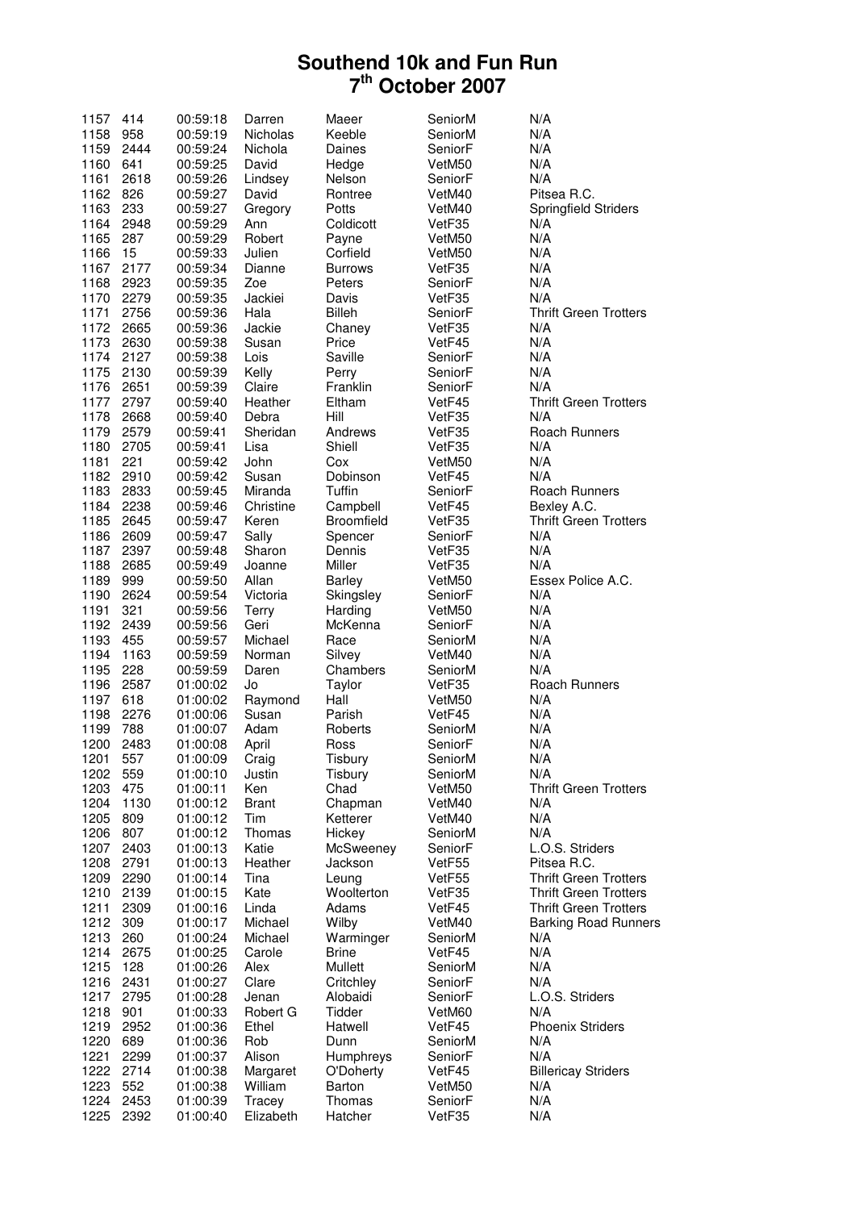# Southend 10k and Fun Run
# 7th October 2007

| | | | | | | |
|---|---|---|---|---|---|---|
| 1157 | 414 | 00:59:18 | Darren | Maeer | SeniorM | N/A |
| 1158 | 958 | 00:59:19 | Nicholas | Keeble | SeniorM | N/A |
| 1159 | 2444 | 00:59:24 | Nichola | Daines | SeniorF | N/A |
| 1160 | 641 | 00:59:25 | David | Hedge | VetM50 | N/A |
| 1161 | 2618 | 00:59:26 | Lindsey | Nelson | SeniorF | N/A |
| 1162 | 826 | 00:59:27 | David | Rontree | VetM40 | Pitsea R.C. |
| 1163 | 233 | 00:59:27 | Gregory | Potts | VetM40 | Springfield Striders |
| 1164 | 2948 | 00:59:29 | Ann | Coldicott | VetF35 | N/A |
| 1165 | 287 | 00:59:29 | Robert | Payne | VetM50 | N/A |
| 1166 | 15 | 00:59:33 | Julien | Corfield | VetM50 | N/A |
| 1167 | 2177 | 00:59:34 | Dianne | Burrows | VetF35 | N/A |
| 1168 | 2923 | 00:59:35 | Zoe | Peters | SeniorF | N/A |
| 1170 | 2279 | 00:59:35 | Jackiei | Davis | VetF35 | N/A |
| 1171 | 2756 | 00:59:36 | Hala | Billeh | SeniorF | Thrift Green Trotters |
| 1172 | 2665 | 00:59:36 | Jackie | Chaney | VetF35 | N/A |
| 1173 | 2630 | 00:59:38 | Susan | Price | VetF45 | N/A |
| 1174 | 2127 | 00:59:38 | Lois | Saville | SeniorF | N/A |
| 1175 | 2130 | 00:59:39 | Kelly | Perry | SeniorF | N/A |
| 1176 | 2651 | 00:59:39 | Claire | Franklin | SeniorF | N/A |
| 1177 | 2797 | 00:59:40 | Heather | Eltham | VetF45 | Thrift Green Trotters |
| 1178 | 2668 | 00:59:40 | Debra | Hill | VetF35 | N/A |
| 1179 | 2579 | 00:59:41 | Sheridan | Andrews | VetF35 | Roach Runners |
| 1180 | 2705 | 00:59:41 | Lisa | Shiell | VetF35 | N/A |
| 1181 | 221 | 00:59:42 | John | Cox | VetM50 | N/A |
| 1182 | 2910 | 00:59:42 | Susan | Dobinson | VetF45 | N/A |
| 1183 | 2833 | 00:59:45 | Miranda | Tuffin | SeniorF | Roach Runners |
| 1184 | 2238 | 00:59:46 | Christine | Campbell | VetF45 | Bexley A.C. |
| 1185 | 2645 | 00:59:47 | Keren | Broomfield | VetF35 | Thrift Green Trotters |
| 1186 | 2609 | 00:59:47 | Sally | Spencer | SeniorF | N/A |
| 1187 | 2397 | 00:59:48 | Sharon | Dennis | VetF35 | N/A |
| 1188 | 2685 | 00:59:49 | Joanne | Miller | VetF35 | N/A |
| 1189 | 999 | 00:59:50 | Allan | Barley | VetM50 | Essex Police A.C. |
| 1190 | 2624 | 00:59:54 | Victoria | Skingsley | SeniorF | N/A |
| 1191 | 321 | 00:59:56 | Terry | Harding | VetM50 | N/A |
| 1192 | 2439 | 00:59:56 | Geri | McKenna | SeniorF | N/A |
| 1193 | 455 | 00:59:57 | Michael | Race | SeniorM | N/A |
| 1194 | 1163 | 00:59:59 | Norman | Silvey | VetM40 | N/A |
| 1195 | 228 | 00:59:59 | Daren | Chambers | SeniorM | N/A |
| 1196 | 2587 | 01:00:02 | Jo | Taylor | VetF35 | Roach Runners |
| 1197 | 618 | 01:00:02 | Raymond | Hall | VetM50 | N/A |
| 1198 | 2276 | 01:00:06 | Susan | Parish | VetF45 | N/A |
| 1199 | 788 | 01:00:07 | Adam | Roberts | SeniorM | N/A |
| 1200 | 2483 | 01:00:08 | April | Ross | SeniorF | N/A |
| 1201 | 557 | 01:00:09 | Craig | Tisbury | SeniorM | N/A |
| 1202 | 559 | 01:00:10 | Justin | Tisbury | SeniorM | N/A |
| 1203 | 475 | 01:00:11 | Ken | Chad | VetM50 | Thrift Green Trotters |
| 1204 | 1130 | 01:00:12 | Brant | Chapman | VetM40 | N/A |
| 1205 | 809 | 01:00:12 | Tim | Ketterer | VetM40 | N/A |
| 1206 | 807 | 01:00:12 | Thomas | Hickey | SeniorM | N/A |
| 1207 | 2403 | 01:00:13 | Katie | McSweeney | SeniorF | L.O.S. Striders |
| 1208 | 2791 | 01:00:13 | Heather | Jackson | VetF55 | Pitsea R.C. |
| 1209 | 2290 | 01:00:14 | Tina | Leung | VetF55 | Thrift Green Trotters |
| 1210 | 2139 | 01:00:15 | Kate | Woolterton | VetF35 | Thrift Green Trotters |
| 1211 | 2309 | 01:00:16 | Linda | Adams | VetF45 | Thrift Green Trotters |
| 1212 | 309 | 01:00:17 | Michael | Wilby | VetM40 | Barking Road Runners |
| 1213 | 260 | 01:00:24 | Michael | Warminger | SeniorM | N/A |
| 1214 | 2675 | 01:00:25 | Carole | Brine | VetF45 | N/A |
| 1215 | 128 | 01:00:26 | Alex | Mullett | SeniorM | N/A |
| 1216 | 2431 | 01:00:27 | Clare | Critchley | SeniorF | N/A |
| 1217 | 2795 | 01:00:28 | Jenan | Alobaidi | SeniorF | L.O.S. Striders |
| 1218 | 901 | 01:00:33 | Robert G | Tidder | VetM60 | N/A |
| 1219 | 2952 | 01:00:36 | Ethel | Hatwell | VetF45 | Phoenix Striders |
| 1220 | 689 | 01:00:36 | Rob | Dunn | SeniorM | N/A |
| 1221 | 2299 | 01:00:37 | Alison | Humphreys | SeniorF | N/A |
| 1222 | 2714 | 01:00:38 | Margaret | O'Doherty | VetF45 | Billericay Striders |
| 1223 | 552 | 01:00:38 | William | Barton | VetM50 | N/A |
| 1224 | 2453 | 01:00:39 | Tracey | Thomas | SeniorF | N/A |
| 1225 | 2392 | 01:00:40 | Elizabeth | Hatcher | VetF35 | N/A |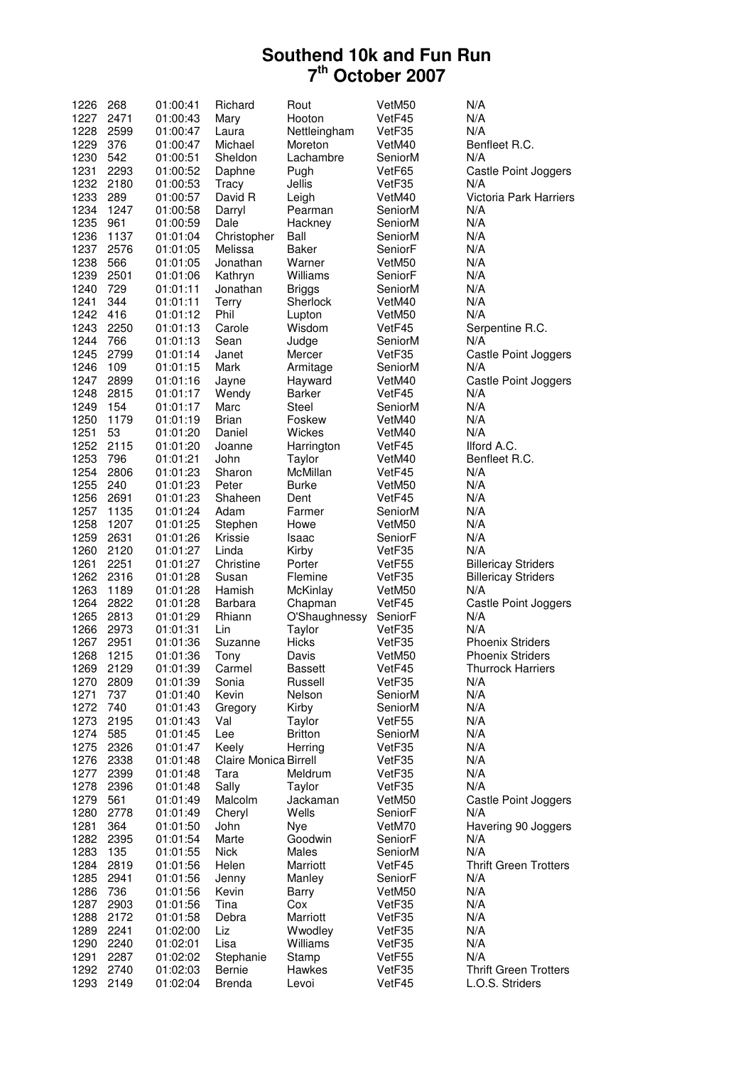# Southend 10k and Fun Run
## 7th October 2007

| | | | | | | |
|---|---|---|---|---|---|---|
| 1226 | 268 | 01:00:41 | Richard | Rout | VetM50 | N/A |
| 1227 | 2471 | 01:00:43 | Mary | Hooton | VetF45 | N/A |
| 1228 | 2599 | 01:00:47 | Laura | Nettleingham | VetF35 | N/A |
| 1229 | 376 | 01:00:47 | Michael | Moreton | VetM40 | Benfleet R.C. |
| 1230 | 542 | 01:00:51 | Sheldon | Lachambre | SeniorM | N/A |
| 1231 | 2293 | 01:00:52 | Daphne | Pugh | VetF65 | Castle Point Joggers |
| 1232 | 2180 | 01:00:53 | Tracy | Jellis | VetF35 | N/A |
| 1233 | 289 | 01:00:57 | David R | Leigh | VetM40 | Victoria Park Harriers |
| 1234 | 1247 | 01:00:58 | Darryl | Pearman | SeniorM | N/A |
| 1235 | 961 | 01:00:59 | Dale | Hackney | SeniorM | N/A |
| 1236 | 1137 | 01:01:04 | Christopher | Ball | SeniorM | N/A |
| 1237 | 2576 | 01:01:05 | Melissa | Baker | SeniorF | N/A |
| 1238 | 566 | 01:01:05 | Jonathan | Warner | VetM50 | N/A |
| 1239 | 2501 | 01:01:06 | Kathryn | Williams | SeniorF | N/A |
| 1240 | 729 | 01:01:11 | Jonathan | Briggs | SeniorM | N/A |
| 1241 | 344 | 01:01:11 | Terry | Sherlock | VetM40 | N/A |
| 1242 | 416 | 01:01:12 | Phil | Lupton | VetM50 | N/A |
| 1243 | 2250 | 01:01:13 | Carole | Wisdom | VetF45 | Serpentine R.C. |
| 1244 | 766 | 01:01:13 | Sean | Judge | SeniorM | N/A |
| 1245 | 2799 | 01:01:14 | Janet | Mercer | VetF35 | Castle Point Joggers |
| 1246 | 109 | 01:01:15 | Mark | Armitage | SeniorM | N/A |
| 1247 | 2899 | 01:01:16 | Jayne | Hayward | VetM40 | Castle Point Joggers |
| 1248 | 2815 | 01:01:17 | Wendy | Barker | VetF45 | N/A |
| 1249 | 154 | 01:01:17 | Marc | Steel | SeniorM | N/A |
| 1250 | 1179 | 01:01:19 | Brian | Foskew | VetM40 | N/A |
| 1251 | 53 | 01:01:20 | Daniel | Wickes | VetM40 | N/A |
| 1252 | 2115 | 01:01:20 | Joanne | Harrington | VetF45 | Ilford A.C. |
| 1253 | 796 | 01:01:21 | John | Taylor | VetM40 | Benfleet R.C. |
| 1254 | 2806 | 01:01:23 | Sharon | McMillan | VetF45 | N/A |
| 1255 | 240 | 01:01:23 | Peter | Burke | VetM50 | N/A |
| 1256 | 2691 | 01:01:23 | Shaheen | Dent | VetF45 | N/A |
| 1257 | 1135 | 01:01:24 | Adam | Farmer | SeniorM | N/A |
| 1258 | 1207 | 01:01:25 | Stephen | Howe | VetM50 | N/A |
| 1259 | 2631 | 01:01:26 | Krissie | Isaac | SeniorF | N/A |
| 1260 | 2120 | 01:01:27 | Linda | Kirby | VetF35 | N/A |
| 1261 | 2251 | 01:01:27 | Christine | Porter | VetF55 | Billericay Striders |
| 1262 | 2316 | 01:01:28 | Susan | Flemine | VetF35 | Billericay Striders |
| 1263 | 1189 | 01:01:28 | Hamish | McKinlay | VetM50 | N/A |
| 1264 | 2822 | 01:01:28 | Barbara | Chapman | VetF45 | Castle Point Joggers |
| 1265 | 2813 | 01:01:29 | Rhiann | O'Shaughnessy | SeniorF | N/A |
| 1266 | 2973 | 01:01:31 | Lin | Taylor | VetF35 | N/A |
| 1267 | 2951 | 01:01:36 | Suzanne | Hicks | VetF35 | Phoenix Striders |
| 1268 | 1215 | 01:01:36 | Tony | Davis | VetM50 | Phoenix Striders |
| 1269 | 2129 | 01:01:39 | Carmel | Bassett | VetF45 | Thurrock Harriers |
| 1270 | 2809 | 01:01:39 | Sonia | Russell | VetF35 | N/A |
| 1271 | 737 | 01:01:40 | Kevin | Nelson | SeniorM | N/A |
| 1272 | 740 | 01:01:43 | Gregory | Kirby | SeniorM | N/A |
| 1273 | 2195 | 01:01:43 | Val | Taylor | VetF55 | N/A |
| 1274 | 585 | 01:01:45 | Lee | Britton | SeniorM | N/A |
| 1275 | 2326 | 01:01:47 | Keely | Herring | VetF35 | N/A |
| 1276 | 2338 | 01:01:48 | Claire Monica | Birrell | VetF35 | N/A |
| 1277 | 2399 | 01:01:48 | Tara | Meldrum | VetF35 | N/A |
| 1278 | 2396 | 01:01:48 | Sally | Taylor | VetF35 | N/A |
| 1279 | 561 | 01:01:49 | Malcolm | Jackaman | VetM50 | Castle Point Joggers |
| 1280 | 2778 | 01:01:49 | Cheryl | Wells | SeniorF | N/A |
| 1281 | 364 | 01:01:50 | John | Nye | VetM70 | Havering 90 Joggers |
| 1282 | 2395 | 01:01:54 | Marte | Goodwin | SeniorF | N/A |
| 1283 | 135 | 01:01:55 | Nick | Males | SeniorM | N/A |
| 1284 | 2819 | 01:01:56 | Helen | Marriott | VetF45 | Thrift Green Trotters |
| 1285 | 2941 | 01:01:56 | Jenny | Manley | SeniorF | N/A |
| 1286 | 736 | 01:01:56 | Kevin | Barry | VetM50 | N/A |
| 1287 | 2903 | 01:01:56 | Tina | Cox | VetF35 | N/A |
| 1288 | 2172 | 01:01:58 | Debra | Marriott | VetF35 | N/A |
| 1289 | 2241 | 01:02:00 | Liz | Wwodley | VetF35 | N/A |
| 1290 | 2240 | 01:02:01 | Lisa | Williams | VetF35 | N/A |
| 1291 | 2287 | 01:02:02 | Stephanie | Stamp | VetF55 | N/A |
| 1292 | 2740 | 01:02:03 | Bernie | Hawkes | VetF35 | Thrift Green Trotters |
| 1293 | 2149 | 01:02:04 | Brenda | Levoi | VetF45 | L.O.S. Striders |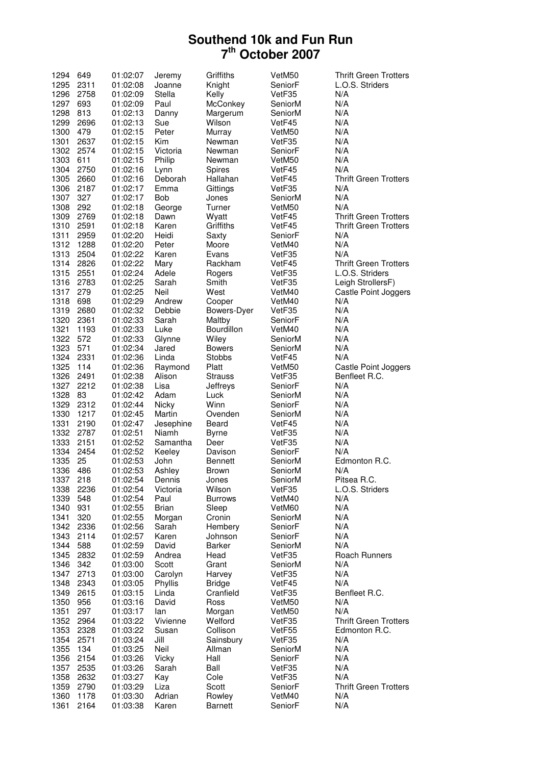# Southend 10k and Fun Run
# 7th October 2007

| | | | | | | |
|---|---|---|---|---|---|---|
| 1294 | 649 | 01:02:07 | Jeremy | Griffiths | VetM50 | Thrift Green Trotters |
| 1295 | 2311 | 01:02:08 | Joanne | Knight | SeniorF | L.O.S. Striders |
| 1296 | 2758 | 01:02:09 | Stella | Kelly | VetF35 | N/A |
| 1297 | 693 | 01:02:09 | Paul | McConkey | SeniorM | N/A |
| 1298 | 813 | 01:02:13 | Danny | Margerum | SeniorM | N/A |
| 1299 | 2696 | 01:02:13 | Sue | Wilson | VetF45 | N/A |
| 1300 | 479 | 01:02:15 | Peter | Murray | VetM50 | N/A |
| 1301 | 2637 | 01:02:15 | Kim | Newman | VetF35 | N/A |
| 1302 | 2574 | 01:02:15 | Victoria | Newman | SeniorF | N/A |
| 1303 | 611 | 01:02:15 | Philip | Newman | VetM50 | N/A |
| 1304 | 2750 | 01:02:16 | Lynn | Spires | VetF45 | N/A |
| 1305 | 2660 | 01:02:16 | Deborah | Hallahan | VetF45 | Thrift Green Trotters |
| 1306 | 2187 | 01:02:17 | Emma | Gittings | VetF35 | N/A |
| 1307 | 327 | 01:02:17 | Bob | Jones | SeniorM | N/A |
| 1308 | 292 | 01:02:18 | George | Turner | VetM50 | N/A |
| 1309 | 2769 | 01:02:18 | Dawn | Wyatt | VetF45 | Thrift Green Trotters |
| 1310 | 2591 | 01:02:18 | Karen | Griffiths | VetF45 | Thrift Green Trotters |
| 1311 | 2959 | 01:02:20 | Heidi | Saxty | SeniorF | N/A |
| 1312 | 1288 | 01:02:20 | Peter | Moore | VetM40 | N/A |
| 1313 | 2504 | 01:02:22 | Karen | Evans | VetF35 | N/A |
| 1314 | 2826 | 01:02:22 | Mary | Rackham | VetF45 | Thrift Green Trotters |
| 1315 | 2551 | 01:02:24 | Adele | Rogers | VetF35 | L.O.S. Striders |
| 1316 | 2783 | 01:02:25 | Sarah | Smith | VetF35 | Leigh StrollersF) |
| 1317 | 279 | 01:02:25 | Neil | West | VetM40 | Castle Point Joggers |
| 1318 | 698 | 01:02:29 | Andrew | Cooper | VetM40 | N/A |
| 1319 | 2680 | 01:02:32 | Debbie | Bowers-Dyer | VetF35 | N/A |
| 1320 | 2361 | 01:02:33 | Sarah | Maltby | SeniorF | N/A |
| 1321 | 1193 | 01:02:33 | Luke | Bourdillon | VetM40 | N/A |
| 1322 | 572 | 01:02:33 | Glynne | Wiley | SeniorM | N/A |
| 1323 | 571 | 01:02:34 | Jared | Bowers | SeniorM | N/A |
| 1324 | 2331 | 01:02:36 | Linda | Stobbs | VetF45 | N/A |
| 1325 | 114 | 01:02:36 | Raymond | Platt | VetM50 | Castle Point Joggers |
| 1326 | 2491 | 01:02:38 | Alison | Strauss | VetF35 | Benfleet R.C. |
| 1327 | 2212 | 01:02:38 | Lisa | Jeffreys | SeniorF | N/A |
| 1328 | 83 | 01:02:42 | Adam | Luck | SeniorM | N/A |
| 1329 | 2312 | 01:02:44 | Nicky | Winn | SeniorF | N/A |
| 1330 | 1217 | 01:02:45 | Martin | Ovenden | SeniorM | N/A |
| 1331 | 2190 | 01:02:47 | Jesephine | Beard | VetF45 | N/A |
| 1332 | 2787 | 01:02:51 | Niamh | Byrne | VetF35 | N/A |
| 1333 | 2151 | 01:02:52 | Samantha | Deer | VetF35 | N/A |
| 1334 | 2454 | 01:02:52 | Keeley | Davison | SeniorF | N/A |
| 1335 | 25 | 01:02:53 | John | Bennett | SeniorM | Edmonton R.C. |
| 1336 | 486 | 01:02:53 | Ashley | Brown | SeniorM | N/A |
| 1337 | 218 | 01:02:54 | Dennis | Jones | SeniorM | Pitsea R.C. |
| 1338 | 2236 | 01:02:54 | Victoria | Wilson | VetF35 | L.O.S. Striders |
| 1339 | 548 | 01:02:54 | Paul | Burrows | VetM40 | N/A |
| 1340 | 931 | 01:02:55 | Brian | Sleep | VetM60 | N/A |
| 1341 | 320 | 01:02:55 | Morgan | Cronin | SeniorM | N/A |
| 1342 | 2336 | 01:02:56 | Sarah | Hembery | SeniorF | N/A |
| 1343 | 2114 | 01:02:57 | Karen | Johnson | SeniorF | N/A |
| 1344 | 588 | 01:02:59 | David | Barker | SeniorM | N/A |
| 1345 | 2832 | 01:02:59 | Andrea | Head | VetF35 | Roach Runners |
| 1346 | 342 | 01:03:00 | Scott | Grant | SeniorM | N/A |
| 1347 | 2713 | 01:03:00 | Carolyn | Harvey | VetF35 | N/A |
| 1348 | 2343 | 01:03:05 | Phyllis | Bridge | VetF45 | N/A |
| 1349 | 2615 | 01:03:15 | Linda | Cranfield | VetF35 | Benfleet R.C. |
| 1350 | 956 | 01:03:16 | David | Ross | VetM50 | N/A |
| 1351 | 297 | 01:03:17 | Ian | Morgan | VetM50 | N/A |
| 1352 | 2964 | 01:03:22 | Vivienne | Welford | VetF35 | Thrift Green Trotters |
| 1353 | 2328 | 01:03:22 | Susan | Collison | VetF55 | Edmonton R.C. |
| 1354 | 2571 | 01:03:24 | Jill | Sainsbury | VetF35 | N/A |
| 1355 | 134 | 01:03:25 | Neil | Allman | SeniorM | N/A |
| 1356 | 2154 | 01:03:26 | Vicky | Hall | SeniorF | N/A |
| 1357 | 2535 | 01:03:26 | Sarah | Ball | VetF35 | N/A |
| 1358 | 2632 | 01:03:27 | Kay | Cole | VetF35 | N/A |
| 1359 | 2790 | 01:03:29 | Liza | Scott | SeniorF | Thrift Green Trotters |
| 1360 | 1178 | 01:03:30 | Adrian | Rowley | VetM40 | N/A |
| 1361 | 2164 | 01:03:38 | Karen | Barnett | SeniorF | N/A |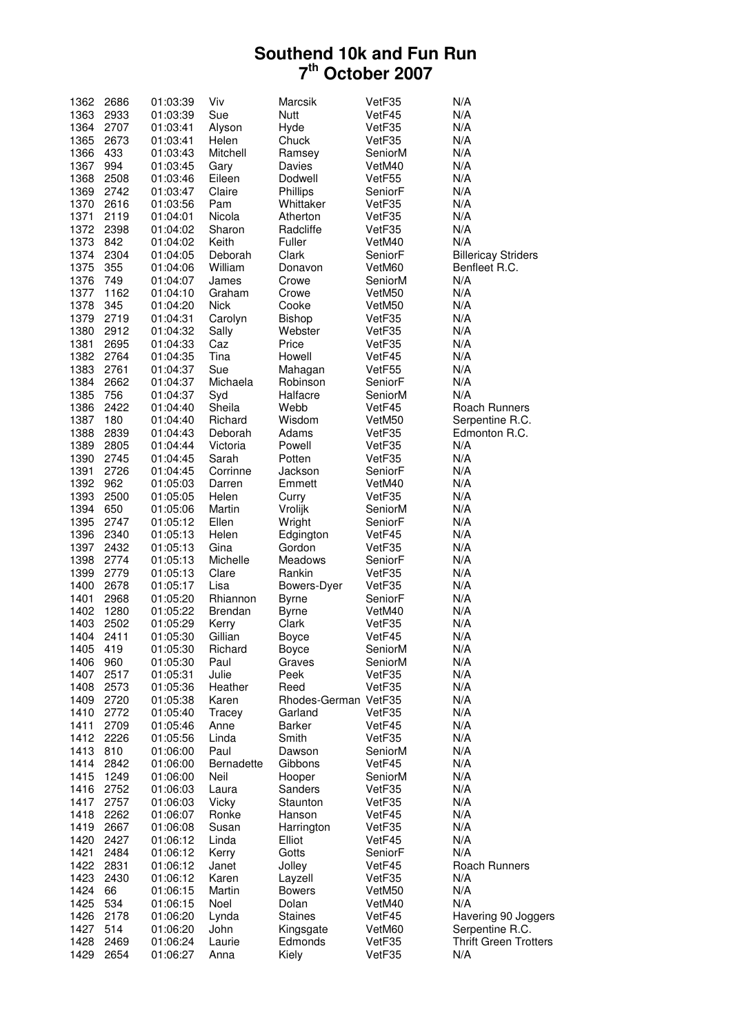# Southend 10k and Fun Run
## 7th October 2007

| | | | | | | |
|---|---|---|---|---|---|---|
| 1362 | 2686 | 01:03:39 | Viv | Marcsik | VetF35 | N/A |
| 1363 | 2933 | 01:03:39 | Sue | Nutt | VetF45 | N/A |
| 1364 | 2707 | 01:03:41 | Alyson | Hyde | VetF35 | N/A |
| 1365 | 2673 | 01:03:41 | Helen | Chuck | VetF35 | N/A |
| 1366 | 433 | 01:03:43 | Mitchell | Ramsey | SeniorM | N/A |
| 1367 | 994 | 01:03:45 | Gary | Davies | VetM40 | N/A |
| 1368 | 2508 | 01:03:46 | Eileen | Dodwell | VetF55 | N/A |
| 1369 | 2742 | 01:03:47 | Claire | Phillips | SeniorF | N/A |
| 1370 | 2616 | 01:03:56 | Pam | Whittaker | VetF35 | N/A |
| 1371 | 2119 | 01:04:01 | Nicola | Atherton | VetF35 | N/A |
| 1372 | 2398 | 01:04:02 | Sharon | Radcliffe | VetF35 | N/A |
| 1373 | 842 | 01:04:02 | Keith | Fuller | VetM40 | N/A |
| 1374 | 2304 | 01:04:05 | Deborah | Clark | SeniorF | Billericay Striders |
| 1375 | 355 | 01:04:06 | William | Donavon | VetM60 | Benfleet R.C. |
| 1376 | 749 | 01:04:07 | James | Crowe | SeniorM | N/A |
| 1377 | 1162 | 01:04:10 | Graham | Crowe | VetM50 | N/A |
| 1378 | 345 | 01:04:20 | Nick | Cooke | VetM50 | N/A |
| 1379 | 2719 | 01:04:31 | Carolyn | Bishop | VetF35 | N/A |
| 1380 | 2912 | 01:04:32 | Sally | Webster | VetF35 | N/A |
| 1381 | 2695 | 01:04:33 | Caz | Price | VetF35 | N/A |
| 1382 | 2764 | 01:04:35 | Tina | Howell | VetF45 | N/A |
| 1383 | 2761 | 01:04:37 | Sue | Mahagan | VetF55 | N/A |
| 1384 | 2662 | 01:04:37 | Michaela | Robinson | SeniorF | N/A |
| 1385 | 756 | 01:04:37 | Syd | Halfacre | SeniorM | N/A |
| 1386 | 2422 | 01:04:40 | Sheila | Webb | VetF45 | Roach Runners |
| 1387 | 180 | 01:04:40 | Richard | Wisdom | VetM50 | Serpentine R.C. |
| 1388 | 2839 | 01:04:43 | Deborah | Adams | VetF35 | Edmonton R.C. |
| 1389 | 2805 | 01:04:44 | Victoria | Powell | VetF35 | N/A |
| 1390 | 2745 | 01:04:45 | Sarah | Potten | VetF35 | N/A |
| 1391 | 2726 | 01:04:45 | Corrinne | Jackson | SeniorF | N/A |
| 1392 | 962 | 01:05:03 | Darren | Emmett | VetM40 | N/A |
| 1393 | 2500 | 01:05:05 | Helen | Curry | VetF35 | N/A |
| 1394 | 650 | 01:05:06 | Martin | Vrolijk | SeniorM | N/A |
| 1395 | 2747 | 01:05:12 | Ellen | Wright | SeniorF | N/A |
| 1396 | 2340 | 01:05:13 | Helen | Edgington | VetF45 | N/A |
| 1397 | 2432 | 01:05:13 | Gina | Gordon | VetF35 | N/A |
| 1398 | 2774 | 01:05:13 | Michelle | Meadows | SeniorF | N/A |
| 1399 | 2779 | 01:05:13 | Clare | Rankin | VetF35 | N/A |
| 1400 | 2678 | 01:05:17 | Lisa | Bowers-Dyer | VetF35 | N/A |
| 1401 | 2968 | 01:05:20 | Rhiannon | Byrne | SeniorF | N/A |
| 1402 | 1280 | 01:05:22 | Brendan | Byrne | VetM40 | N/A |
| 1403 | 2502 | 01:05:29 | Kerry | Clark | VetF35 | N/A |
| 1404 | 2411 | 01:05:30 | Gillian | Boyce | VetF45 | N/A |
| 1405 | 419 | 01:05:30 | Richard | Boyce | SeniorM | N/A |
| 1406 | 960 | 01:05:30 | Paul | Graves | SeniorM | N/A |
| 1407 | 2517 | 01:05:31 | Julie | Peek | VetF35 | N/A |
| 1408 | 2573 | 01:05:36 | Heather | Reed | VetF35 | N/A |
| 1409 | 2720 | 01:05:38 | Karen | Rhodes-German | VetF35 | N/A |
| 1410 | 2772 | 01:05:40 | Tracey | Garland | VetF35 | N/A |
| 1411 | 2709 | 01:05:46 | Anne | Barker | VetF45 | N/A |
| 1412 | 2226 | 01:05:56 | Linda | Smith | VetF35 | N/A |
| 1413 | 810 | 01:06:00 | Paul | Dawson | SeniorM | N/A |
| 1414 | 2842 | 01:06:00 | Bernadette | Gibbons | VetF45 | N/A |
| 1415 | 1249 | 01:06:00 | Neil | Hooper | SeniorM | N/A |
| 1416 | 2752 | 01:06:03 | Laura | Sanders | VetF35 | N/A |
| 1417 | 2757 | 01:06:03 | Vicky | Staunton | VetF35 | N/A |
| 1418 | 2262 | 01:06:07 | Ronke | Hanson | VetF45 | N/A |
| 1419 | 2667 | 01:06:08 | Susan | Harrington | VetF35 | N/A |
| 1420 | 2427 | 01:06:12 | Linda | Elliot | VetF45 | N/A |
| 1421 | 2484 | 01:06:12 | Kerry | Gotts | SeniorF | N/A |
| 1422 | 2831 | 01:06:12 | Janet | Jolley | VetF45 | Roach Runners |
| 1423 | 2430 | 01:06:12 | Karen | Layzell | VetF35 | N/A |
| 1424 | 66 | 01:06:15 | Martin | Bowers | VetM50 | N/A |
| 1425 | 534 | 01:06:15 | Noel | Dolan | VetM40 | N/A |
| 1426 | 2178 | 01:06:20 | Lynda | Staines | VetF45 | Havering 90 Joggers |
| 1427 | 514 | 01:06:20 | John | Kingsgate | VetM60 | Serpentine R.C. |
| 1428 | 2469 | 01:06:24 | Laurie | Edmonds | VetF35 | Thrift Green Trotters |
| 1429 | 2654 | 01:06:27 | Anna | Kiely | VetF35 | N/A |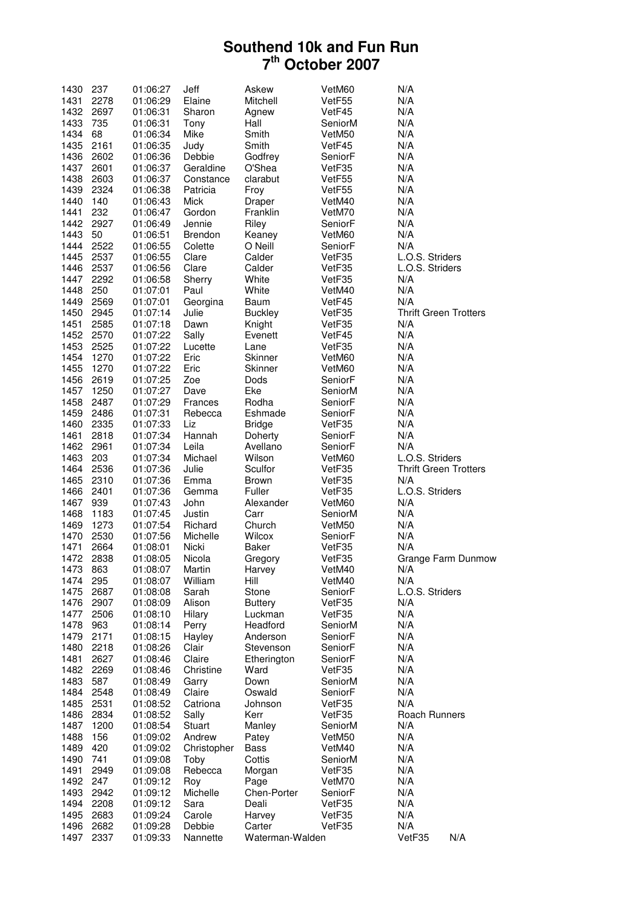# Southend 10k and Fun Run
## 7th October 2007

| | | | | | | |
|---|---|---|---|---|---|---|
| 1430 | 237 | 01:06:27 | Jeff | Askew | VetM60 | N/A |
| 1431 | 2278 | 01:06:29 | Elaine | Mitchell | VetF55 | N/A |
| 1432 | 2697 | 01:06:31 | Sharon | Agnew | VetF45 | N/A |
| 1433 | 735 | 01:06:31 | Tony | Hall | SeniorM | N/A |
| 1434 | 68 | 01:06:34 | Mike | Smith | VetM50 | N/A |
| 1435 | 2161 | 01:06:35 | Judy | Smith | VetF45 | N/A |
| 1436 | 2602 | 01:06:36 | Debbie | Godfrey | SeniorF | N/A |
| 1437 | 2601 | 01:06:37 | Geraldine | O'Shea | VetF35 | N/A |
| 1438 | 2603 | 01:06:37 | Constance | clarabut | VetF55 | N/A |
| 1439 | 2324 | 01:06:38 | Patricia | Froy | VetF55 | N/A |
| 1440 | 140 | 01:06:43 | Mick | Draper | VetM40 | N/A |
| 1441 | 232 | 01:06:47 | Gordon | Franklin | VetM70 | N/A |
| 1442 | 2927 | 01:06:49 | Jennie | Riley | SeniorF | N/A |
| 1443 | 50 | 01:06:51 | Brendon | Keaney | VetM60 | N/A |
| 1444 | 2522 | 01:06:55 | Colette | O Neill | SeniorF | N/A |
| 1445 | 2537 | 01:06:55 | Clare | Calder | VetF35 | L.O.S. Striders |
| 1446 | 2537 | 01:06:56 | Clare | Calder | VetF35 | L.O.S. Striders |
| 1447 | 2292 | 01:06:58 | Sherry | White | VetF35 | N/A |
| 1448 | 250 | 01:07:01 | Paul | White | VetM40 | N/A |
| 1449 | 2569 | 01:07:01 | Georgina | Baum | VetF45 | N/A |
| 1450 | 2945 | 01:07:14 | Julie | Buckley | VetF35 | Thrift Green Trotters |
| 1451 | 2585 | 01:07:18 | Dawn | Knight | VetF35 | N/A |
| 1452 | 2570 | 01:07:22 | Sally | Evenett | VetF45 | N/A |
| 1453 | 2525 | 01:07:22 | Lucette | Lane | VetF35 | N/A |
| 1454 | 1270 | 01:07:22 | Eric | Skinner | VetM60 | N/A |
| 1455 | 1270 | 01:07:22 | Eric | Skinner | VetM60 | N/A |
| 1456 | 2619 | 01:07:25 | Zoe | Dods | SeniorF | N/A |
| 1457 | 1250 | 01:07:27 | Dave | Eke | SeniorM | N/A |
| 1458 | 2487 | 01:07:29 | Frances | Rodha | SeniorF | N/A |
| 1459 | 2486 | 01:07:31 | Rebecca | Eshmade | SeniorF | N/A |
| 1460 | 2335 | 01:07:33 | Liz | Bridge | VetF35 | N/A |
| 1461 | 2818 | 01:07:34 | Hannah | Doherty | SeniorF | N/A |
| 1462 | 2961 | 01:07:34 | Leila | Avellano | SeniorF | N/A |
| 1463 | 203 | 01:07:34 | Michael | Wilson | VetM60 | L.O.S. Striders |
| 1464 | 2536 | 01:07:36 | Julie | Sculfor | VetF35 | Thrift Green Trotters |
| 1465 | 2310 | 01:07:36 | Emma | Brown | VetF35 | N/A |
| 1466 | 2401 | 01:07:36 | Gemma | Fuller | VetF35 | L.O.S. Striders |
| 1467 | 939 | 01:07:43 | John | Alexander | VetM60 | N/A |
| 1468 | 1183 | 01:07:45 | Justin | Carr | SeniorM | N/A |
| 1469 | 1273 | 01:07:54 | Richard | Church | VetM50 | N/A |
| 1470 | 2530 | 01:07:56 | Michelle | Wilcox | SeniorF | N/A |
| 1471 | 2664 | 01:08:01 | Nicki | Baker | VetF35 | N/A |
| 1472 | 2838 | 01:08:05 | Nicola | Gregory | VetF35 | Grange Farm Dunmow |
| 1473 | 863 | 01:08:07 | Martin | Harvey | VetM40 | N/A |
| 1474 | 295 | 01:08:07 | William | Hill | VetM40 | N/A |
| 1475 | 2687 | 01:08:08 | Sarah | Stone | SeniorF | L.O.S. Striders |
| 1476 | 2907 | 01:08:09 | Alison | Buttery | VetF35 | N/A |
| 1477 | 2506 | 01:08:10 | Hilary | Luckman | VetF35 | N/A |
| 1478 | 963 | 01:08:14 | Perry | Headford | SeniorM | N/A |
| 1479 | 2171 | 01:08:15 | Hayley | Anderson | SeniorF | N/A |
| 1480 | 2218 | 01:08:26 | Clair | Stevenson | SeniorF | N/A |
| 1481 | 2627 | 01:08:46 | Claire | Etherington | SeniorF | N/A |
| 1482 | 2269 | 01:08:46 | Christine | Ward | VetF35 | N/A |
| 1483 | 587 | 01:08:49 | Garry | Down | SeniorM | N/A |
| 1484 | 2548 | 01:08:49 | Claire | Oswald | SeniorF | N/A |
| 1485 | 2531 | 01:08:52 | Catriona | Johnson | VetF35 | N/A |
| 1486 | 2834 | 01:08:52 | Sally | Kerr | VetF35 | Roach Runners |
| 1487 | 1200 | 01:08:54 | Stuart | Manley | SeniorM | N/A |
| 1488 | 156 | 01:09:02 | Andrew | Patey | VetM50 | N/A |
| 1489 | 420 | 01:09:02 | Christopher | Bass | VetM40 | N/A |
| 1490 | 741 | 01:09:08 | Toby | Cottis | SeniorM | N/A |
| 1491 | 2949 | 01:09:08 | Rebecca | Morgan | VetF35 | N/A |
| 1492 | 247 | 01:09:12 | Roy | Page | VetM70 | N/A |
| 1493 | 2942 | 01:09:12 | Michelle | Chen-Porter | SeniorF | N/A |
| 1494 | 2208 | 01:09:12 | Sara | Deali | VetF35 | N/A |
| 1495 | 2683 | 01:09:24 | Carole | Harvey | VetF35 | N/A |
| 1496 | 2682 | 01:09:28 | Debbie | Carter | VetF35 | N/A |
| 1497 | 2337 | 01:09:33 | Nannette | Waterman-Walden | VetF35 | N/A |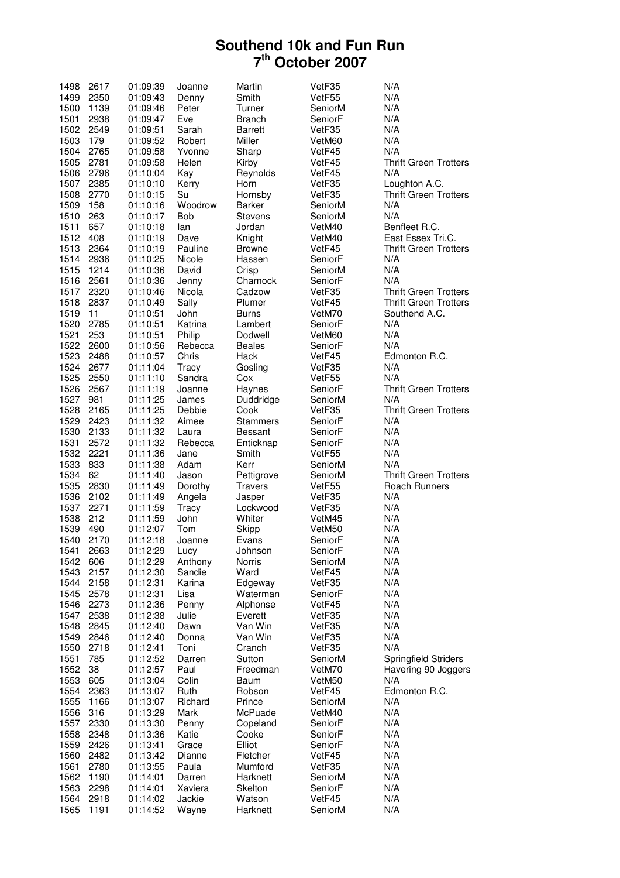# Southend 10k and Fun Run
# 7[th] October 2007

| | | | | | | |
|---|---|---|---|---|---|---|
| 1498 | 2617 | 01:09:39 | Joanne | Martin | VetF35 | N/A |
| 1499 | 2350 | 01:09:43 | Denny | Smith | VetF55 | N/A |
| 1500 | 1139 | 01:09:46 | Peter | Turner | SeniorM | N/A |
| 1501 | 2938 | 01:09:47 | Eve | Branch | SeniorF | N/A |
| 1502 | 2549 | 01:09:51 | Sarah | Barrett | VetF35 | N/A |
| 1503 | 179 | 01:09:52 | Robert | Miller | VetM60 | N/A |
| 1504 | 2765 | 01:09:58 | Yvonne | Sharp | VetF45 | N/A |
| 1505 | 2781 | 01:09:58 | Helen | Kirby | VetF45 | Thrift Green Trotters |
| 1506 | 2796 | 01:10:04 | Kay | Reynolds | VetF45 | N/A |
| 1507 | 2385 | 01:10:10 | Kerry | Horn | VetF35 | Loughton A.C. |
| 1508 | 2770 | 01:10:15 | Su | Hornsby | VetF35 | Thrift Green Trotters |
| 1509 | 158 | 01:10:16 | Woodrow | Barker | SeniorM | N/A |
| 1510 | 263 | 01:10:17 | Bob | Stevens | SeniorM | N/A |
| 1511 | 657 | 01:10:18 | Ian | Jordan | VetM40 | Benfleet R.C. |
| 1512 | 408 | 01:10:19 | Dave | Knight | VetM40 | East Essex Tri.C. |
| 1513 | 2364 | 01:10:19 | Pauline | Browne | VetF45 | Thrift Green Trotters |
| 1514 | 2936 | 01:10:25 | Nicole | Hassen | SeniorF | N/A |
| 1515 | 1214 | 01:10:36 | David | Crisp | SeniorM | N/A |
| 1516 | 2561 | 01:10:36 | Jenny | Charnock | SeniorF | N/A |
| 1517 | 2320 | 01:10:46 | Nicola | Cadzow | VetF35 | Thrift Green Trotters |
| 1518 | 2837 | 01:10:49 | Sally | Plumer | VetF45 | Thrift Green Trotters |
| 1519 | 11 | 01:10:51 | John | Burns | VetM70 | Southend A.C. |
| 1520 | 2785 | 01:10:51 | Katrina | Lambert | SeniorF | N/A |
| 1521 | 253 | 01:10:51 | Philip | Dodwell | VetM60 | N/A |
| 1522 | 2600 | 01:10:56 | Rebecca | Beales | SeniorF | N/A |
| 1523 | 2488 | 01:10:57 | Chris | Hack | VetF45 | Edmonton R.C. |
| 1524 | 2677 | 01:11:04 | Tracy | Gosling | VetF35 | N/A |
| 1525 | 2550 | 01:11:10 | Sandra | Cox | VetF55 | N/A |
| 1526 | 2567 | 01:11:19 | Joanne | Haynes | SeniorF | Thrift Green Trotters |
| 1527 | 981 | 01:11:25 | James | Duddridge | SeniorM | N/A |
| 1528 | 2165 | 01:11:25 | Debbie | Cook | VetF35 | Thrift Green Trotters |
| 1529 | 2423 | 01:11:32 | Aimee | Stammers | SeniorF | N/A |
| 1530 | 2133 | 01:11:32 | Laura | Bessant | SeniorF | N/A |
| 1531 | 2572 | 01:11:32 | Rebecca | Enticknap | SeniorF | N/A |
| 1532 | 2221 | 01:11:36 | Jane | Smith | VetF55 | N/A |
| 1533 | 833 | 01:11:38 | Adam | Kerr | SeniorM | N/A |
| 1534 | 62 | 01:11:40 | Jason | Pettigrove | SeniorM | Thrift Green Trotters |
| 1535 | 2830 | 01:11:49 | Dorothy | Travers | VetF55 | Roach Runners |
| 1536 | 2102 | 01:11:49 | Angela | Jasper | VetF35 | N/A |
| 1537 | 2271 | 01:11:59 | Tracy | Lockwood | VetF35 | N/A |
| 1538 | 212 | 01:11:59 | John | Whiter | VetM45 | N/A |
| 1539 | 490 | 01:12:07 | Tom | Skipp | VetM50 | N/A |
| 1540 | 2170 | 01:12:18 | Joanne | Evans | SeniorF | N/A |
| 1541 | 2663 | 01:12:29 | Lucy | Johnson | SeniorF | N/A |
| 1542 | 606 | 01:12:29 | Anthony | Norris | SeniorM | N/A |
| 1543 | 2157 | 01:12:30 | Sandie | Ward | VetF45 | N/A |
| 1544 | 2158 | 01:12:31 | Karina | Edgeway | VetF35 | N/A |
| 1545 | 2578 | 01:12:31 | Lisa | Waterman | SeniorF | N/A |
| 1546 | 2273 | 01:12:36 | Penny | Alphonse | VetF45 | N/A |
| 1547 | 2538 | 01:12:38 | Julie | Everett | VetF35 | N/A |
| 1548 | 2845 | 01:12:40 | Dawn | Van Win | VetF35 | N/A |
| 1549 | 2846 | 01:12:40 | Donna | Van Win | VetF35 | N/A |
| 1550 | 2718 | 01:12:41 | Toni | Cranch | VetF35 | N/A |
| 1551 | 785 | 01:12:52 | Darren | Sutton | SeniorM | Springfield Striders |
| 1552 | 38 | 01:12:57 | Paul | Freedman | VetM70 | Havering 90 Joggers |
| 1553 | 605 | 01:13:04 | Colin | Baum | VetM50 | N/A |
| 1554 | 2363 | 01:13:07 | Ruth | Robson | VetF45 | Edmonton R.C. |
| 1555 | 1166 | 01:13:07 | Richard | Prince | SeniorM | N/A |
| 1556 | 316 | 01:13:29 | Mark | McPuade | VetM40 | N/A |
| 1557 | 2330 | 01:13:30 | Penny | Copeland | SeniorF | N/A |
| 1558 | 2348 | 01:13:36 | Katie | Cooke | SeniorF | N/A |
| 1559 | 2426 | 01:13:41 | Grace | Elliot | SeniorF | N/A |
| 1560 | 2482 | 01:13:42 | Dianne | Fletcher | VetF45 | N/A |
| 1561 | 2780 | 01:13:55 | Paula | Mumford | VetF35 | N/A |
| 1562 | 1190 | 01:14:01 | Darren | Harknett | SeniorM | N/A |
| 1563 | 2298 | 01:14:01 | Xaviera | Skelton | SeniorF | N/A |
| 1564 | 2918 | 01:14:02 | Jackie | Watson | VetF45 | N/A |
| 1565 | 1191 | 01:14:52 | Wayne | Harknett | SeniorM | N/A |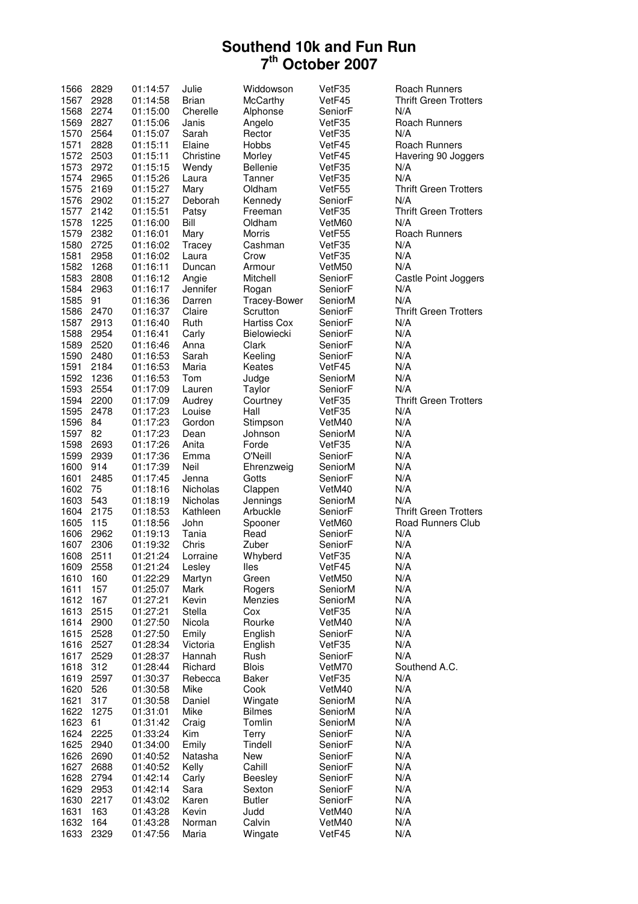# Southend 10k and Fun Run
## 7th October 2007

| | | | | | | |
|---|---|---|---|---|---|---|
| 1566 | 2829 | 01:14:57 | Julie | Widdowson | VetF35 | Roach Runners |
| 1567 | 2928 | 01:14:58 | Brian | McCarthy | VetF45 | Thrift Green Trotters |
| 1568 | 2274 | 01:15:00 | Cherelle | Alphonse | SeniorF | N/A |
| 1569 | 2827 | 01:15:06 | Janis | Angelo | VetF35 | Roach Runners |
| 1570 | 2564 | 01:15:07 | Sarah | Rector | VetF35 | N/A |
| 1571 | 2828 | 01:15:11 | Elaine | Hobbs | VetF45 | Roach Runners |
| 1572 | 2503 | 01:15:11 | Christine | Morley | VetF45 | Havering 90 Joggers |
| 1573 | 2972 | 01:15:15 | Wendy | Bellenie | VetF35 | N/A |
| 1574 | 2965 | 01:15:26 | Laura | Tanner | VetF35 | N/A |
| 1575 | 2169 | 01:15:27 | Mary | Oldham | VetF55 | Thrift Green Trotters |
| 1576 | 2902 | 01:15:27 | Deborah | Kennedy | SeniorF | N/A |
| 1577 | 2142 | 01:15:51 | Patsy | Freeman | VetF35 | Thrift Green Trotters |
| 1578 | 1225 | 01:16:00 | Bill | Oldham | VetM60 | N/A |
| 1579 | 2382 | 01:16:01 | Mary | Morris | VetF55 | Roach Runners |
| 1580 | 2725 | 01:16:02 | Tracey | Cashman | VetF35 | N/A |
| 1581 | 2958 | 01:16:02 | Laura | Crow | VetF35 | N/A |
| 1582 | 1268 | 01:16:11 | Duncan | Armour | VetM50 | N/A |
| 1583 | 2808 | 01:16:12 | Angie | Mitchell | SeniorF | Castle Point Joggers |
| 1584 | 2963 | 01:16:17 | Jennifer | Rogan | SeniorF | N/A |
| 1585 | 91 | 01:16:36 | Darren | Tracey-Bower | SeniorM | N/A |
| 1586 | 2470 | 01:16:37 | Claire | Scrutton | SeniorF | Thrift Green Trotters |
| 1587 | 2913 | 01:16:40 | Ruth | Hartiss Cox | SeniorF | N/A |
| 1588 | 2954 | 01:16:41 | Carly | Bielowiecki | SeniorF | N/A |
| 1589 | 2520 | 01:16:46 | Anna | Clark | SeniorF | N/A |
| 1590 | 2480 | 01:16:53 | Sarah | Keeling | SeniorF | N/A |
| 1591 | 2184 | 01:16:53 | Maria | Keates | VetF45 | N/A |
| 1592 | 1236 | 01:16:53 | Tom | Judge | SeniorM | N/A |
| 1593 | 2554 | 01:17:09 | Lauren | Taylor | SeniorF | N/A |
| 1594 | 2200 | 01:17:09 | Audrey | Courtney | VetF35 | Thrift Green Trotters |
| 1595 | 2478 | 01:17:23 | Louise | Hall | VetF35 | N/A |
| 1596 | 84 | 01:17:23 | Gordon | Stimpson | VetM40 | N/A |
| 1597 | 82 | 01:17:23 | Dean | Johnson | SeniorM | N/A |
| 1598 | 2693 | 01:17:26 | Anita | Forde | VetF35 | N/A |
| 1599 | 2939 | 01:17:36 | Emma | O'Neill | SeniorF | N/A |
| 1600 | 914 | 01:17:39 | Neil | Ehrenzweig | SeniorM | N/A |
| 1601 | 2485 | 01:17:45 | Jenna | Gotts | SeniorF | N/A |
| 1602 | 75 | 01:18:16 | Nicholas | Clappen | VetM40 | N/A |
| 1603 | 543 | 01:18:19 | Nicholas | Jennings | SeniorM | N/A |
| 1604 | 2175 | 01:18:53 | Kathleen | Arbuckle | SeniorF | Thrift Green Trotters |
| 1605 | 115 | 01:18:56 | John | Spooner | VetM60 | Road Runners Club |
| 1606 | 2962 | 01:19:13 | Tania | Read | SeniorF | N/A |
| 1607 | 2306 | 01:19:32 | Chris | Zuber | SeniorF | N/A |
| 1608 | 2511 | 01:21:24 | Lorraine | Whyberd | VetF35 | N/A |
| 1609 | 2558 | 01:21:24 | Lesley | Iles | VetF45 | N/A |
| 1610 | 160 | 01:22:29 | Martyn | Green | VetM50 | N/A |
| 1611 | 157 | 01:25:07 | Mark | Rogers | SeniorM | N/A |
| 1612 | 167 | 01:27:21 | Kevin | Menzies | SeniorM | N/A |
| 1613 | 2515 | 01:27:21 | Stella | Cox | VetF35 | N/A |
| 1614 | 2900 | 01:27:50 | Nicola | Rourke | VetM40 | N/A |
| 1615 | 2528 | 01:27:50 | Emily | English | SeniorF | N/A |
| 1616 | 2527 | 01:28:34 | Victoria | English | VetF35 | N/A |
| 1617 | 2529 | 01:28:37 | Hannah | Rush | SeniorF | N/A |
| 1618 | 312 | 01:28:44 | Richard | Blois | VetM70 | Southend A.C. |
| 1619 | 2597 | 01:30:37 | Rebecca | Baker | VetF35 | N/A |
| 1620 | 526 | 01:30:58 | Mike | Cook | VetM40 | N/A |
| 1621 | 317 | 01:30:58 | Daniel | Wingate | SeniorM | N/A |
| 1622 | 1275 | 01:31:01 | Mike | Bilmes | SeniorM | N/A |
| 1623 | 61 | 01:31:42 | Craig | Tomlin | SeniorM | N/A |
| 1624 | 2225 | 01:33:24 | Kim | Terry | SeniorF | N/A |
| 1625 | 2940 | 01:34:00 | Emily | Tindell | SeniorF | N/A |
| 1626 | 2690 | 01:40:52 | Natasha | New | SeniorF | N/A |
| 1627 | 2688 | 01:40:52 | Kelly | Cahill | SeniorF | N/A |
| 1628 | 2794 | 01:42:14 | Carly | Beesley | SeniorF | N/A |
| 1629 | 2953 | 01:42:14 | Sara | Sexton | SeniorF | N/A |
| 1630 | 2217 | 01:43:02 | Karen | Butler | SeniorF | N/A |
| 1631 | 163 | 01:43:28 | Kevin | Judd | VetM40 | N/A |
| 1632 | 164 | 01:43:28 | Norman | Calvin | VetM40 | N/A |
| 1633 | 2329 | 01:47:56 | Maria | Wingate | VetF45 | N/A |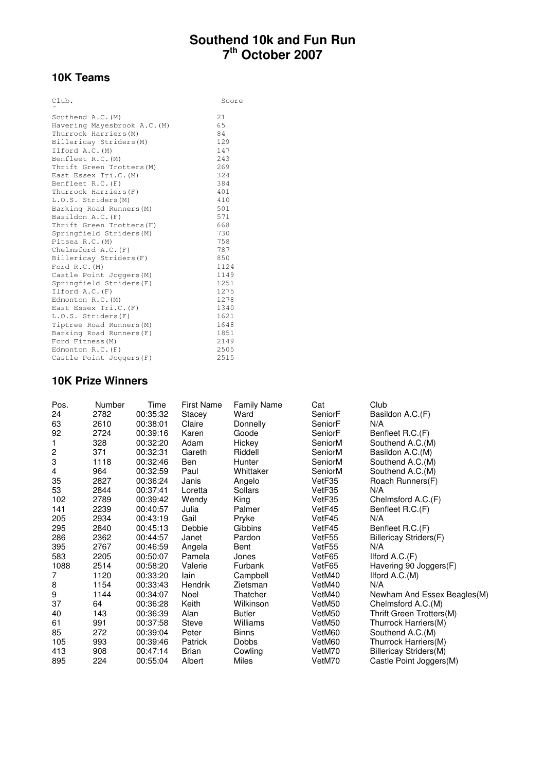# Southend 10k and Fun Run
# 7th October 2007

## 10K Teams

| Club. | Score |
|---|---|
| Southend A.C.(M) | 21 |
| Havering Mayesbrook A.C.(M) | 65 |
| Thurrock Harriers(M) | 84 |
| Billericay Striders(M) | 129 |
| Ilford A.C.(M) | 147 |
| Benfleet R.C.(M) | 243 |
| Thrift Green Trotters(M) | 269 |
| East Essex Tri.C.(M) | 324 |
| Benfleet R.C.(F) | 384 |
| Thurrock Harriers(F) | 401 |
| L.O.S. Striders(M) | 410 |
| Barking Road Runners(M) | 501 |
| Basildon A.C.(F) | 571 |
| Thrift Green Trotters(F) | 668 |
| Springfield Striders(M) | 730 |
| Pitsea R.C.(M) | 758 |
| Chelmsford A.C.(F) | 787 |
| Billericay Striders(F) | 850 |
| Ford R.C.(M) | 1124 |
| Castle Point Joggers(M) | 1149 |
| Springfield Striders(F) | 1251 |
| Ilford A.C.(F) | 1275 |
| Edmonton R.C.(M) | 1278 |
| East Essex Tri.C.(F) | 1340 |
| L.O.S. Striders(F) | 1621 |
| Tiptree Road Runners(M) | 1648 |
| Barking Road Runners(F) | 1851 |
| Ford Fitness(M) | 2149 |
| Edmonton R.C.(F) | 2505 |
| Castle Point Joggers(F) | 2515 |

## 10K Prize Winners

| Pos. | Number | Time | First Name | Family Name | Cat | Club |
|---|---|---|---|---|---|---|
| 24 | 2782 | 00:35:32 | Stacey | Ward | SeniorF | Basildon A.C.(F) |
| 63 | 2610 | 00:38:01 | Claire | Donnelly | SeniorF | N/A |
| 92 | 2724 | 00:39:16 | Karen | Goode | SeniorF | Benfleet R.C.(F) |
| 1 | 328 | 00:32:20 | Adam | Hickey | SeniorM | Southend A.C.(M) |
| 2 | 371 | 00:32:31 | Gareth | Riddell | SeniorM | Basildon A.C.(M) |
| 3 | 1118 | 00:32:46 | Ben | Hunter | SeniorM | Southend A.C.(M) |
| 4 | 964 | 00:32:59 | Paul | Whittaker | SeniorM | Southend A.C.(M) |
| 35 | 2827 | 00:36:24 | Janis | Angelo | VetF35 | Roach Runners(F) |
| 53 | 2844 | 00:37:41 | Loretta | Sollars | VetF35 | N/A |
| 102 | 2789 | 00:39:42 | Wendy | King | VetF35 | Chelmsford A.C.(F) |
| 141 | 2239 | 00:40:57 | Julia | Palmer | VetF45 | Benfleet R.C.(F) |
| 205 | 2934 | 00:43:19 | Gail | Pryke | VetF45 | N/A |
| 295 | 2840 | 00:45:13 | Debbie | Gibbins | VetF45 | Benfleet R.C.(F) |
| 286 | 2362 | 00:44:57 | Janet | Pardon | VetF55 | Billericay Striders(F) |
| 395 | 2767 | 00:46:59 | Angela | Bent | VetF55 | N/A |
| 583 | 2205 | 00:50:07 | Pamela | Jones | VetF65 | Ilford A.C.(F) |
| 1088 | 2514 | 00:58:20 | Valerie | Furbank | VetF65 | Havering 90 Joggers(F) |
| 7 | 1120 | 00:33:20 | Iain | Campbell | VetM40 | Ilford A.C.(M) |
| 8 | 1154 | 00:33:43 | Hendrik | Zietsman | VetM40 | N/A |
| 9 | 1144 | 00:34:07 | Noel | Thatcher | VetM40 | Newham And Essex Beagles(M) |
| 37 | 64 | 00:36:28 | Keith | Wilkinson | VetM50 | Chelmsford A.C.(M) |
| 40 | 143 | 00:36:39 | Alan | Butler | VetM50 | Thrift Green Trotters(M) |
| 61 | 991 | 00:37:58 | Steve | Williams | VetM50 | Thurrock Harriers(M) |
| 85 | 272 | 00:39:04 | Peter | Binns | VetM60 | Southend A.C.(M) |
| 105 | 993 | 00:39:46 | Patrick | Dobbs | VetM60 | Thurrock Harriers(M) |
| 413 | 908 | 00:47:14 | Brian | Cowling | VetM70 | Billericay Striders(M) |
| 895 | 224 | 00:55:04 | Albert | Miles | VetM70 | Castle Point Joggers(M) |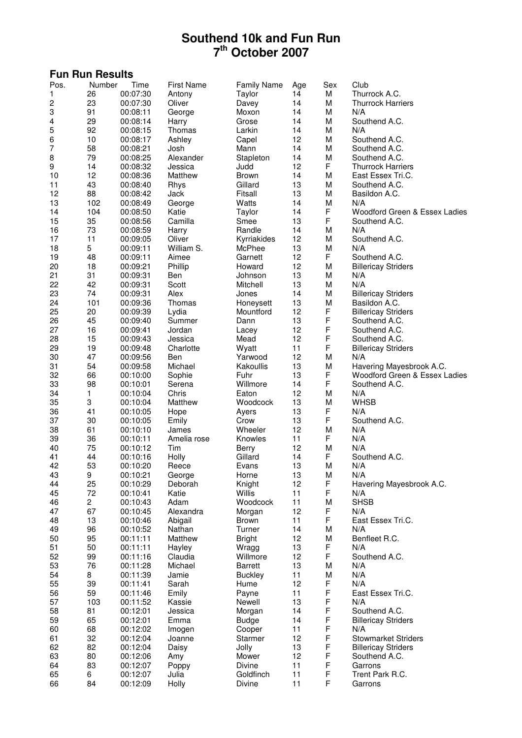# Southend 10k and Fun Run
## 7th October 2007

### Fun Run Results

| Pos. | Number | Time | First Name | Family Name | Age | Sex | Club |
|---|---|---|---|---|---|---|---|
| 1 | 26 | 00:07:30 | Antony | Taylor | 14 | M | Thurrock A.C. |
| 2 | 23 | 00:07:30 | Oliver | Davey | 14 | M | Thurrock Harriers |
| 3 | 91 | 00:08:11 | George | Moxon | 14 | M | N/A |
| 4 | 29 | 00:08:14 | Harry | Grose | 14 | M | Southend A.C. |
| 5 | 92 | 00:08:15 | Thomas | Larkin | 14 | M | N/A |
| 6 | 10 | 00:08:17 | Ashley | Capel | 12 | M | Southend A.C. |
| 7 | 58 | 00:08:21 | Josh | Mann | 14 | M | Southend A.C. |
| 8 | 79 | 00:08:25 | Alexander | Stapleton | 14 | M | Southend A.C. |
| 9 | 14 | 00:08:32 | Jessica | Judd | 12 | F | Thurrock Harriers |
| 10 | 12 | 00:08:36 | Matthew | Brown | 14 | M | East Essex Tri.C. |
| 11 | 43 | 00:08:40 | Rhys | Gillard | 13 | M | Southend A.C. |
| 12 | 88 | 00:08:42 | Jack | Fitsall | 13 | M | Basildon A.C. |
| 13 | 102 | 00:08:49 | George | Watts | 14 | M | N/A |
| 14 | 104 | 00:08:50 | Katie | Taylor | 14 | F | Woodford Green & Essex Ladies |
| 15 | 35 | 00:08:56 | Camilla | Smee | 13 | F | Southend A.C. |
| 16 | 73 | 00:08:59 | Harry | Randle | 14 | M | N/A |
| 17 | 11 | 00:09:05 | Oliver | Kyrriakides | 12 | M | Southend A.C. |
| 18 | 5 | 00:09:11 | William S. | McPhee | 13 | M | N/A |
| 19 | 48 | 00:09:11 | Aimee | Garnett | 12 | F | Southend A.C. |
| 20 | 18 | 00:09:21 | Phillip | Howard | 12 | M | Billericay Striders |
| 21 | 31 | 00:09:31 | Ben | Johnson | 13 | M | N/A |
| 22 | 42 | 00:09:31 | Scott | Mitchell | 13 | M | N/A |
| 23 | 74 | 00:09:31 | Alex | Jones | 14 | M | Billericay Striders |
| 24 | 101 | 00:09:36 | Thomas | Honeysett | 13 | M | Basildon A.C. |
| 25 | 20 | 00:09:39 | Lydia | Mountford | 12 | F | Billericay Striders |
| 26 | 45 | 00:09:40 | Summer | Dann | 13 | F | Southend A.C. |
| 27 | 16 | 00:09:41 | Jordan | Lacey | 12 | F | Southend A.C. |
| 28 | 15 | 00:09:43 | Jessica | Mead | 12 | F | Southend A.C. |
| 29 | 19 | 00:09:48 | Charlotte | Wyatt | 11 | F | Billericay Striders |
| 30 | 47 | 00:09:56 | Ben | Yarwood | 12 | M | N/A |
| 31 | 54 | 00:09:58 | Michael | Kakoullis | 13 | M | Havering Mayesbrook A.C. |
| 32 | 66 | 00:10:00 | Sophie | Fuhr | 13 | F | Woodford Green & Essex Ladies |
| 33 | 98 | 00:10:01 | Serena | Willmore | 14 | F | Southend A.C. |
| 34 | 1 | 00:10:04 | Chris | Eaton | 12 | M | N/A |
| 35 | 3 | 00:10:04 | Matthew | Woodcock | 13 | M | WHSB |
| 36 | 41 | 00:10:05 | Hope | Ayers | 13 | F | N/A |
| 37 | 30 | 00:10:05 | Emily | Crow | 13 | F | Southend A.C. |
| 38 | 61 | 00:10:10 | James | Wheeler | 12 | M | N/A |
| 39 | 36 | 00:10:11 | Amelia rose | Knowles | 11 | F | N/A |
| 40 | 75 | 00:10:12 | Tim | Berry | 12 | M | N/A |
| 41 | 44 | 00:10:16 | Holly | Gillard | 14 | F | Southend A.C. |
| 42 | 53 | 00:10:20 | Reece | Evans | 13 | M | N/A |
| 43 | 9 | 00:10:21 | George | Horne | 13 | M | N/A |
| 44 | 25 | 00:10:29 | Deborah | Knight | 12 | F | Havering Mayesbrook A.C. |
| 45 | 72 | 00:10:41 | Katie | Willis | 11 | F | N/A |
| 46 | 2 | 00:10:43 | Adam | Woodcock | 11 | M | SHSB |
| 47 | 67 | 00:10:45 | Alexandra | Morgan | 12 | F | N/A |
| 48 | 13 | 00:10:46 | Abigail | Brown | 11 | F | East Essex Tri.C. |
| 49 | 96 | 00:10:52 | Nathan | Turner | 14 | M | N/A |
| 50 | 95 | 00:11:11 | Matthew | Bright | 12 | M | Benfleet R.C. |
| 51 | 50 | 00:11:11 | Hayley | Wragg | 13 | F | N/A |
| 52 | 99 | 00:11:16 | Claudia | Willmore | 12 | F | Southend A.C. |
| 53 | 76 | 00:11:28 | Michael | Barrett | 13 | M | N/A |
| 54 | 8 | 00:11:39 | Jamie | Buckley | 11 | M | N/A |
| 55 | 39 | 00:11:41 | Sarah | Hume | 12 | F | N/A |
| 56 | 59 | 00:11:46 | Emily | Payne | 11 | F | East Essex Tri.C. |
| 57 | 103 | 00:11:52 | Kassie | Newell | 13 | F | N/A |
| 58 | 81 | 00:12:01 | Jessica | Morgan | 14 | F | Southend A.C. |
| 59 | 65 | 00:12:01 | Emma | Budge | 14 | F | Billericay Striders |
| 60 | 68 | 00:12:02 | Imogen | Cooper | 11 | F | N/A |
| 61 | 32 | 00:12:04 | Joanne | Starmer | 12 | F | Stowmarket Striders |
| 62 | 82 | 00:12:04 | Daisy | Jolly | 13 | F | Billericay Striders |
| 63 | 80 | 00:12:06 | Amy | Mower | 12 | F | Southend A.C. |
| 64 | 83 | 00:12:07 | Poppy | Divine | 11 | F | Garrons |
| 65 | 6 | 00:12:07 | Julia | Goldfinch | 11 | F | Trent Park R.C. |
| 66 | 84 | 00:12:09 | Holly | Divine | 11 | F | Garrons |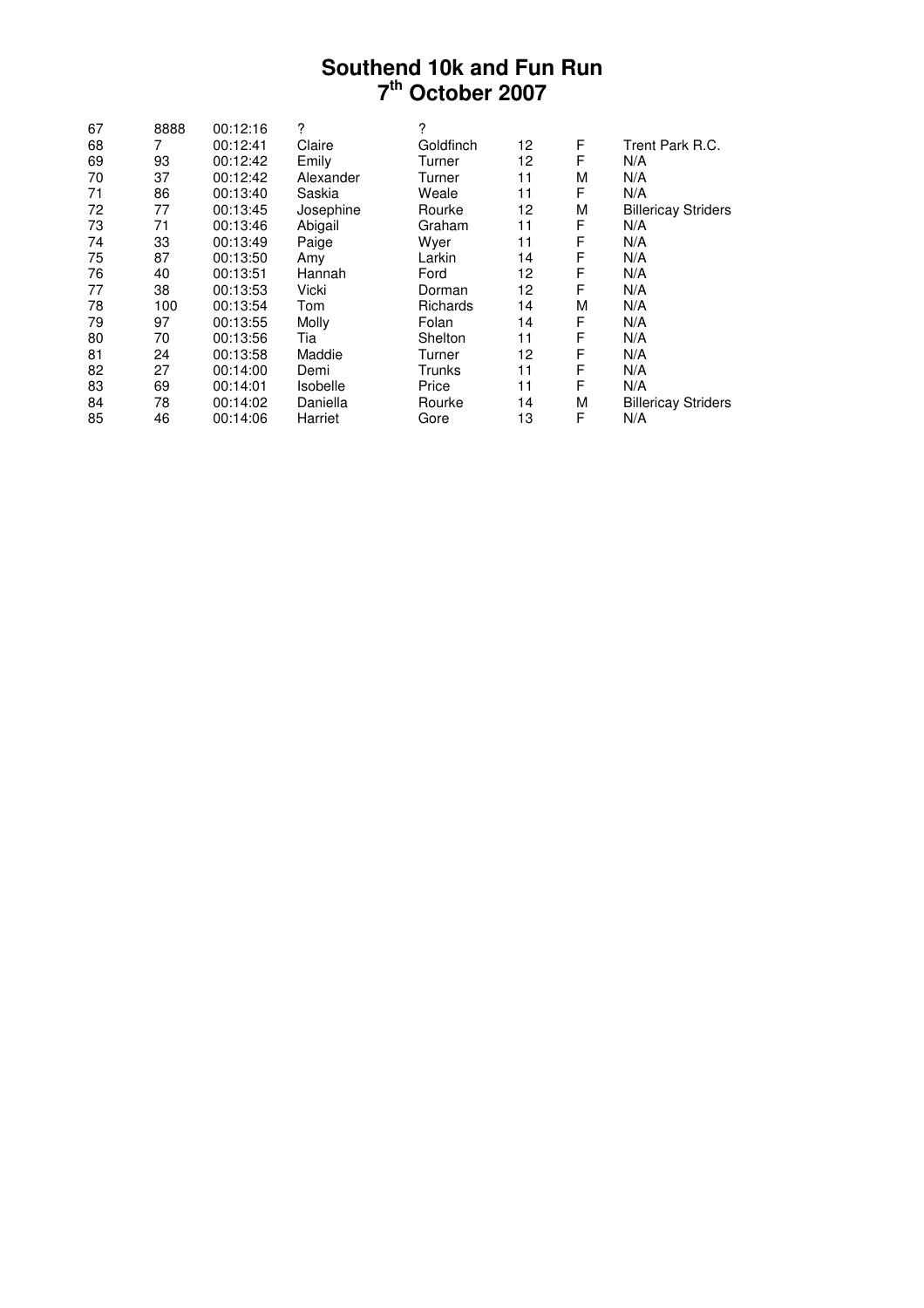# Southend 10k and Fun Run
## 7th October 2007

| | | | | | | | |
|---|---|---|---|---|---|---|---|
| 67 | 8888 | 00:12:16 | ? | ? | | | |
| 68 | 7 | 00:12:41 | Claire | Goldfinch | 12 | F | Trent Park R.C. |
| 69 | 93 | 00:12:42 | Emily | Turner | 12 | F | N/A |
| 70 | 37 | 00:12:42 | Alexander | Turner | 11 | M | N/A |
| 71 | 86 | 00:13:40 | Saskia | Weale | 11 | F | N/A |
| 72 | 77 | 00:13:45 | Josephine | Rourke | 12 | M | Billericay Striders |
| 73 | 71 | 00:13:46 | Abigail | Graham | 11 | F | N/A |
| 74 | 33 | 00:13:49 | Paige | Wyer | 11 | F | N/A |
| 75 | 87 | 00:13:50 | Amy | Larkin | 14 | F | N/A |
| 76 | 40 | 00:13:51 | Hannah | Ford | 12 | F | N/A |
| 77 | 38 | 00:13:53 | Vicki | Dorman | 12 | F | N/A |
| 78 | 100 | 00:13:54 | Tom | Richards | 14 | M | N/A |
| 79 | 97 | 00:13:55 | Molly | Folan | 14 | F | N/A |
| 80 | 70 | 00:13:56 | Tia | Shelton | 11 | F | N/A |
| 81 | 24 | 00:13:58 | Maddie | Turner | 12 | F | N/A |
| 82 | 27 | 00:14:00 | Demi | Trunks | 11 | F | N/A |
| 83 | 69 | 00:14:01 | Isobelle | Price | 11 | F | N/A |
| 84 | 78 | 00:14:02 | Daniella | Rourke | 14 | M | Billericay Striders |
| 85 | 46 | 00:14:06 | Harriet | Gore | 13 | F | N/A |